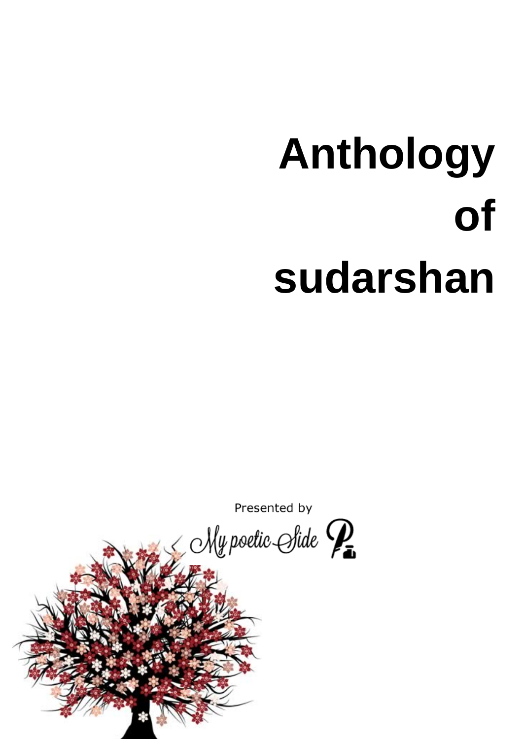# Anthology of sudarshan

Presented by

My poetic Side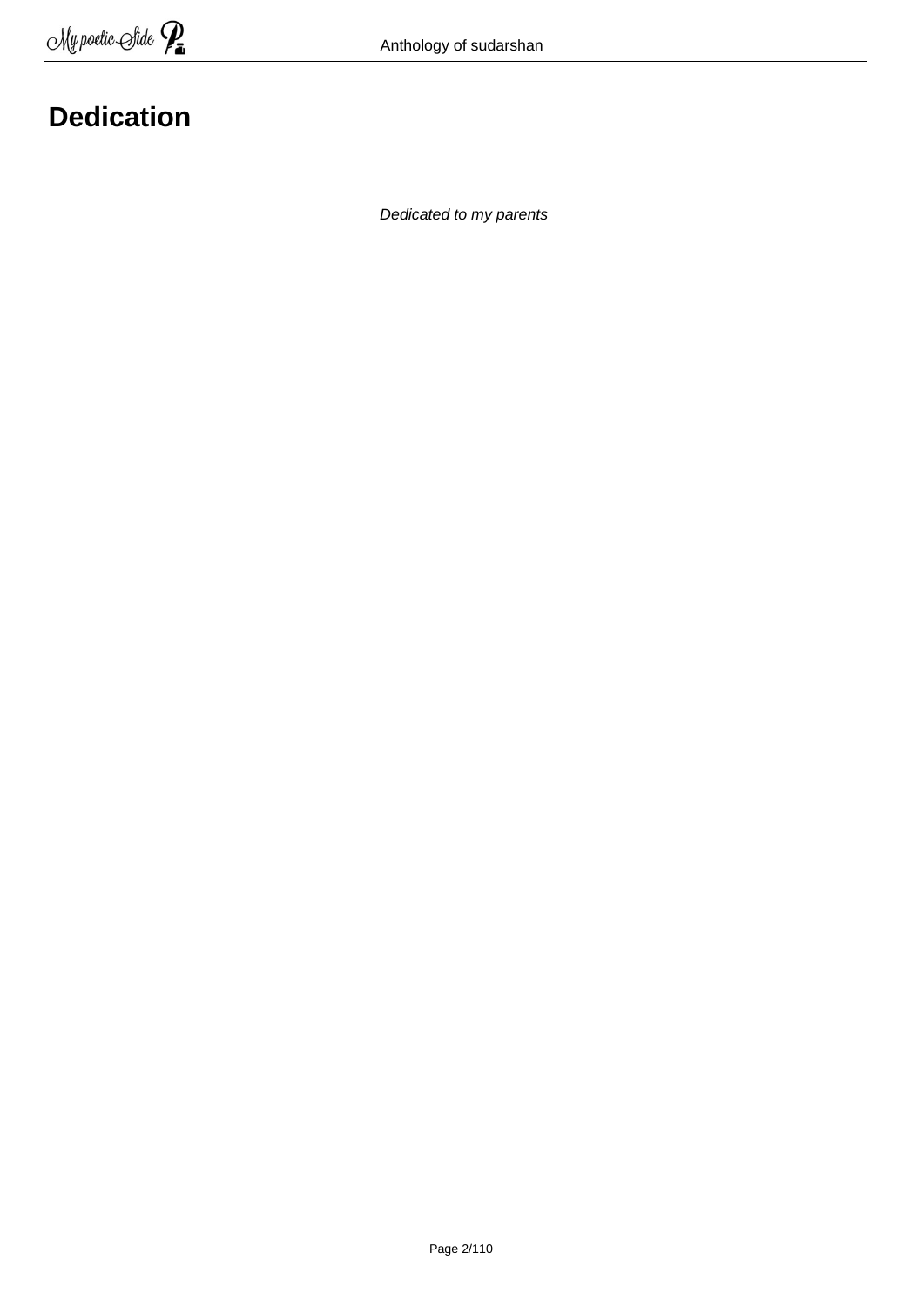# Dedication

*Dedicated to my parents*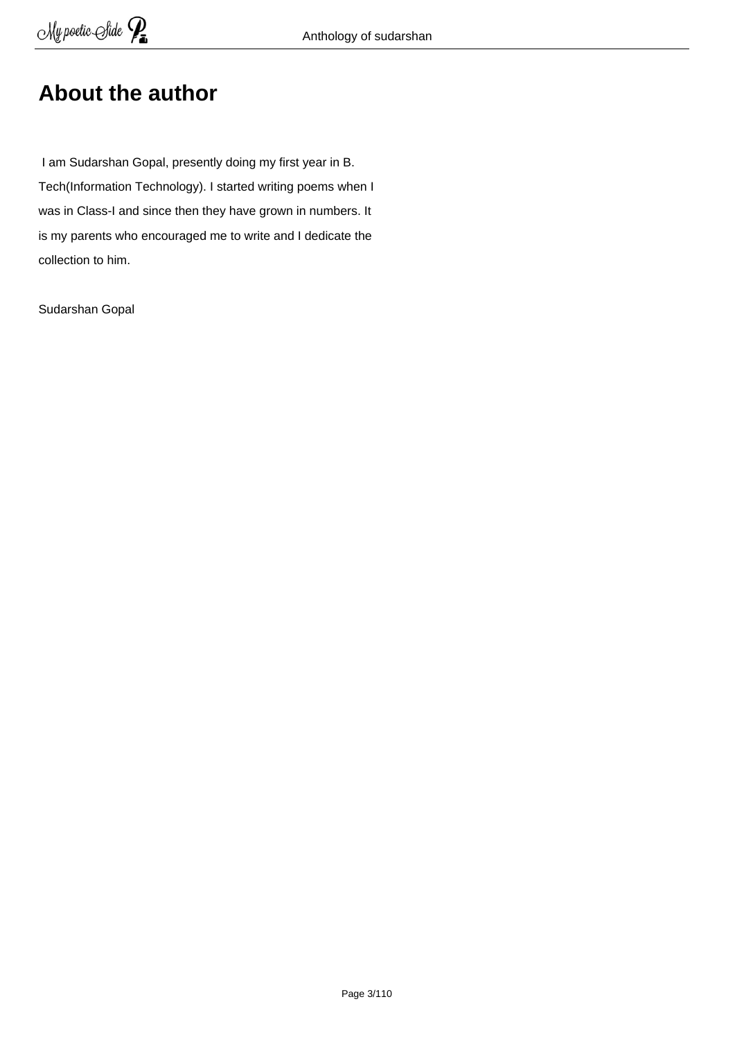# About the author

I am Sudarshan Gopal, presently doing my first year in B. Tech(Information Technology). I started writing poems when I was in Class-I and since then they have grown in numbers. It is my parents who encouraged me to write and I dedicate the collection to him.

Sudarshan Gopal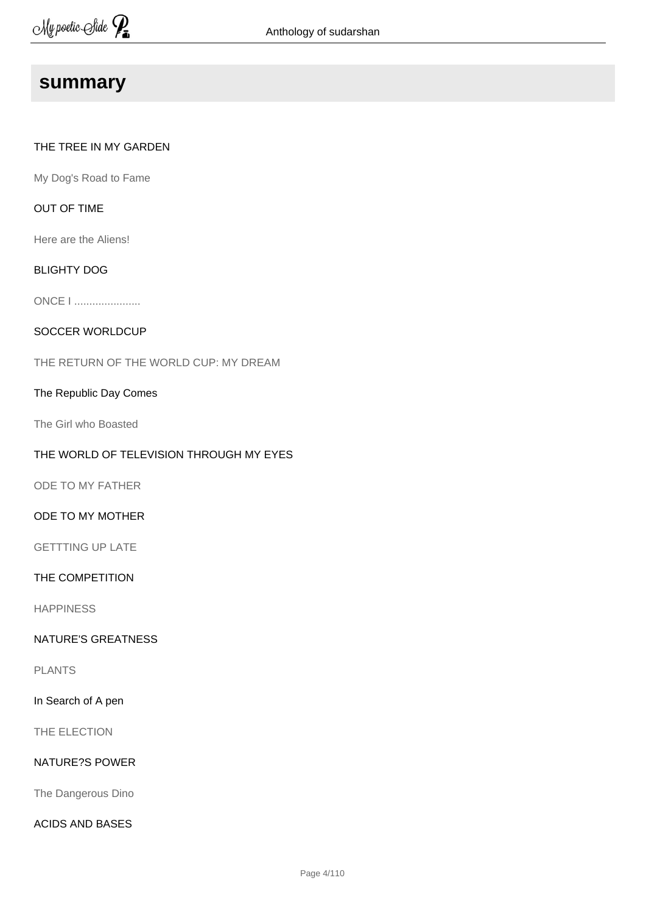## summary

THE TREE IN MY GARDEN

My Dog's Road to Fame

OUT OF TIME

Here are the Aliens!

BLIGHTY DOG

ONCE I ......................

SOCCER WORLDCUP

THE RETURN OF THE WORLD CUP: MY DREAM

The Republic Day Comes

The Girl who Boasted

THE WORLD OF TELEVISION THROUGH MY EYES

ODE TO MY FATHER

ODE TO MY MOTHER

GETTTING UP LATE

THE COMPETITION

HAPPINESS

NATURE'S GREATNESS

PLANTS

In Search of A pen

THE ELECTION

NATURE?S POWER

The Dangerous Dino

ACIDS AND BASES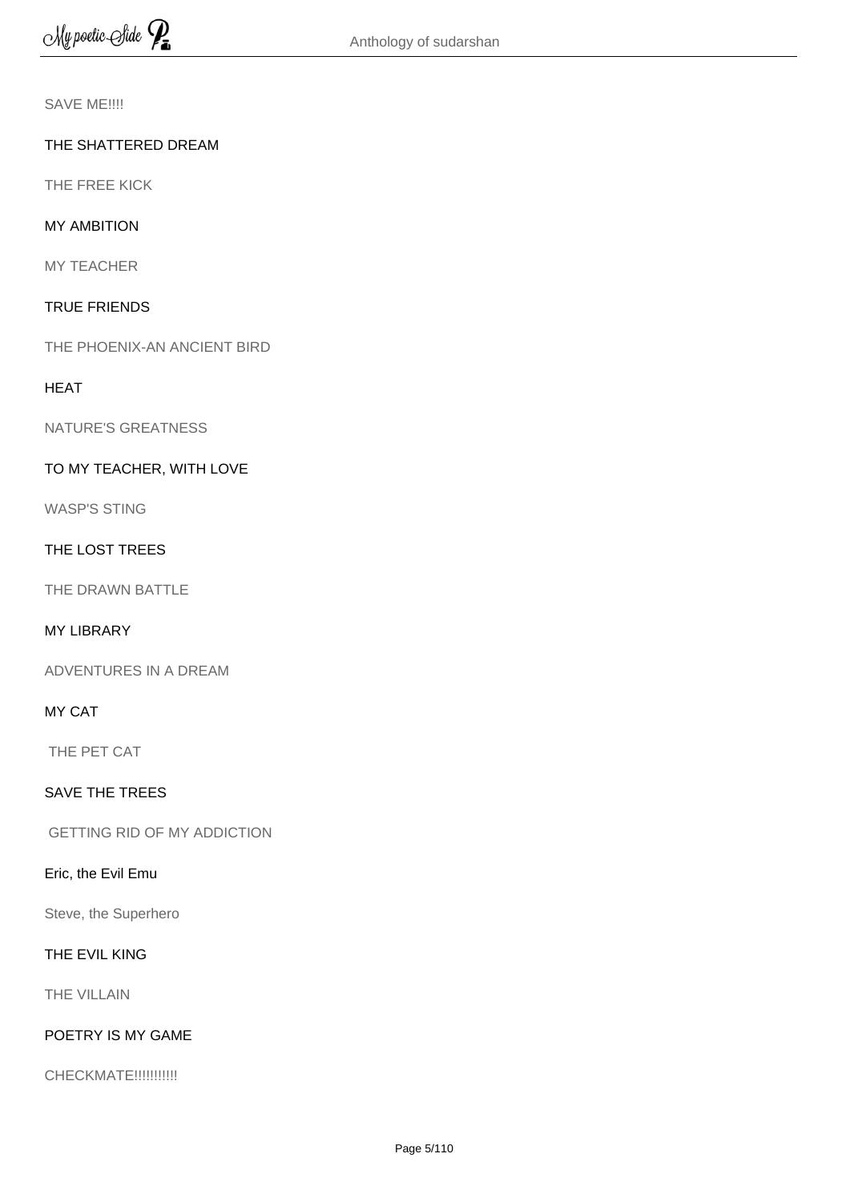SAVE ME!!!!

THE SHATTERED DREAM

THE FREE KICK

MY AMBITION

MY TEACHER

TRUE FRIENDS

THE PHOENIX-AN ANCIENT BIRD

HEAT

NATURE'S GREATNESS

TO MY TEACHER, WITH LOVE

WASP'S STING

THE LOST TREES

THE DRAWN BATTLE

MY LIBRARY

ADVENTURES IN A DREAM

MY CAT

THE PET CAT

SAVE THE TREES

GETTING RID OF MY ADDICTION

Eric, the Evil Emu

Steve, the Superhero

THE EVIL KING

THE VILLAIN

POETRY IS MY GAME

CHECKMATE!!!!!!!!!!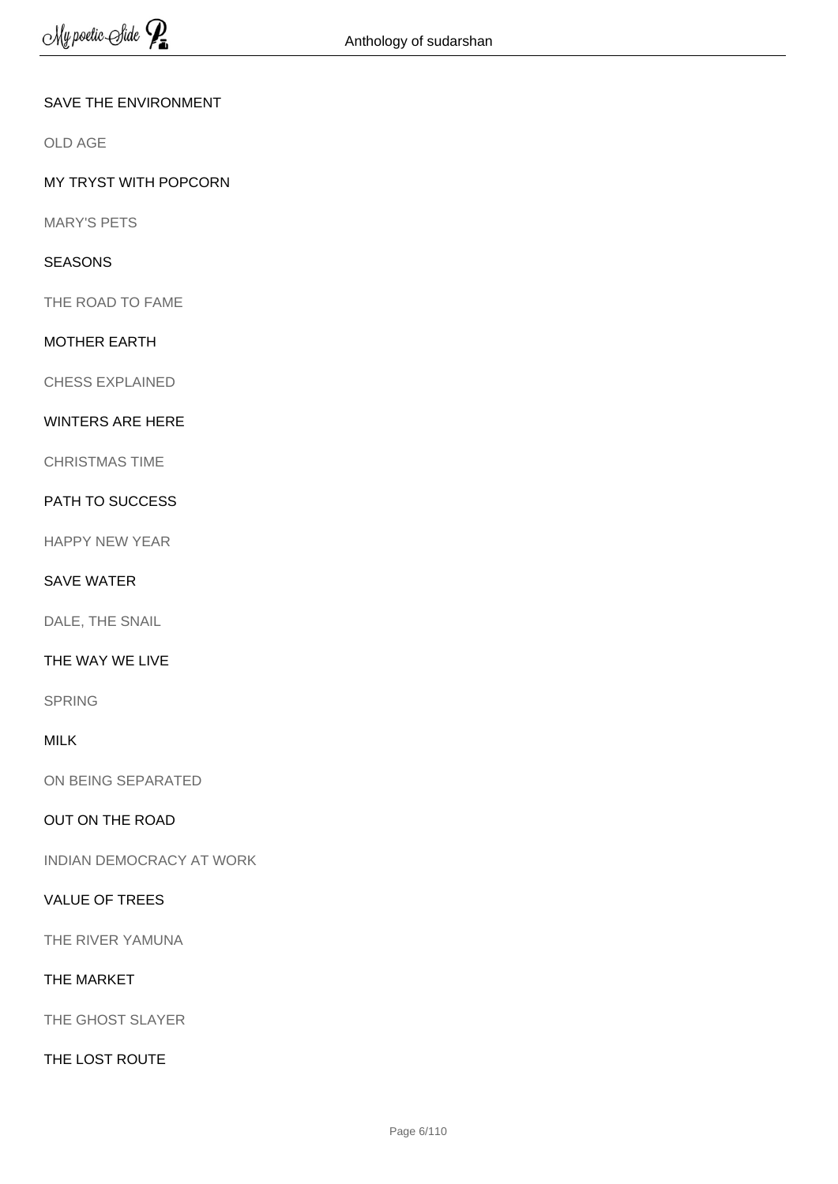SAVE THE ENVIRONMENT

OLD AGE

MY TRYST WITH POPCORN

MARY'S PETS

SEASONS

THE ROAD TO FAME

MOTHER EARTH

CHESS EXPLAINED

WINTERS ARE HERE

CHRISTMAS TIME

PATH TO SUCCESS

HAPPY NEW YEAR

SAVE WATER

DALE, THE SNAIL

THE WAY WE LIVE

SPRING

MILK

ON BEING SEPARATED

OUT ON THE ROAD

INDIAN DEMOCRACY AT WORK

VALUE OF TREES

THE RIVER YAMUNA

THE MARKET

THE GHOST SLAYER

THE LOST ROUTE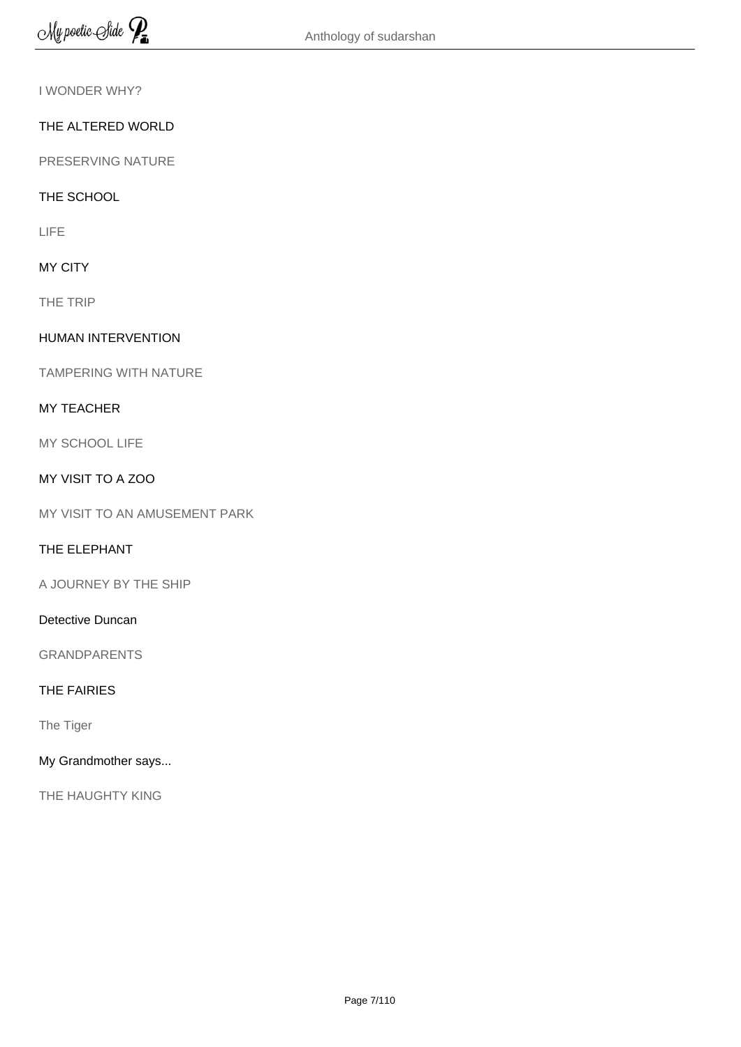I WONDER WHY?

THE ALTERED WORLD

PRESERVING NATURE

THE SCHOOL

LIFE

MY CITY

THE TRIP

HUMAN INTERVENTION

TAMPERING WITH NATURE

MY TEACHER

MY SCHOOL LIFE

MY VISIT TO A ZOO

MY VISIT TO AN AMUSEMENT PARK

THE ELEPHANT

A JOURNEY BY THE SHIP

Detective Duncan

GRANDPARENTS

THE FAIRIES

The Tiger

My Grandmother says...

THE HAUGHTY KING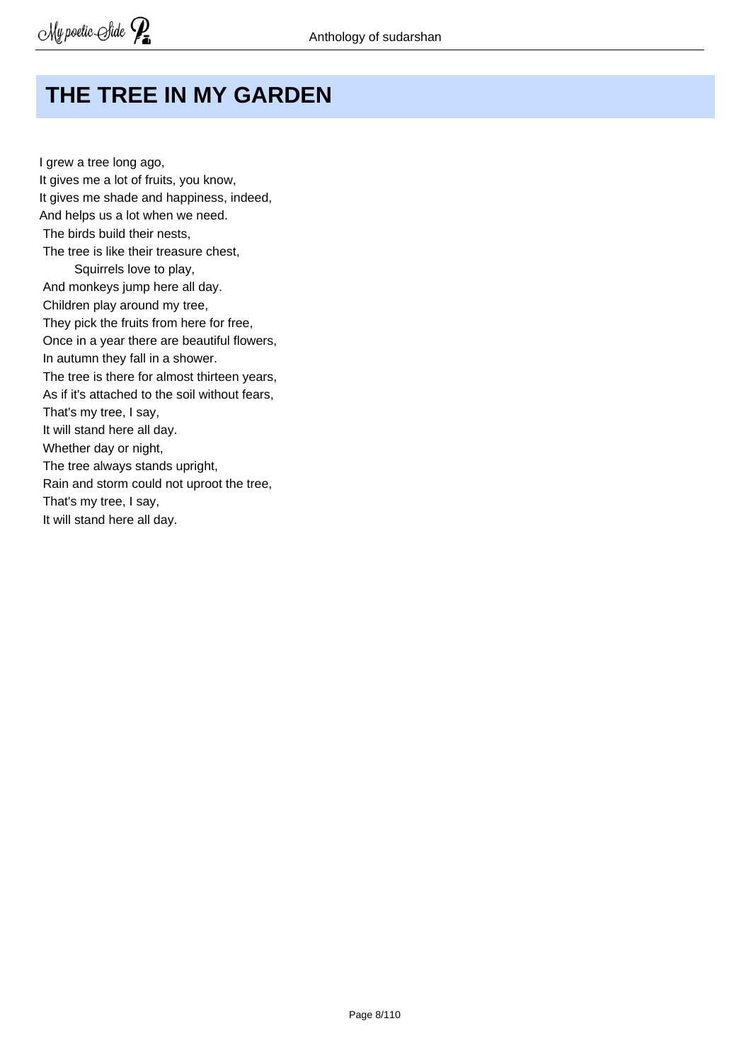# THE TREE IN MY GARDEN

I grew a tree long ago,  
It gives me a lot of fruits, you know,  
It gives me shade and happiness, indeed,  
And helps us a lot when we need.  
The birds build their nests,  
The tree is like their treasure chest,  
Squirrels love to play,  
And monkeys jump here all day.  
Children play around my tree,  
They pick the fruits from here for free,  
Once in a year there are beautiful flowers,  
In autumn they fall in a shower.  
The tree is there for almost thirteen years,  
As if it's attached to the soil without fears,  
That's my tree, I say,  
It will stand here all day.  
Whether day or night,  
The tree always stands upright,  
Rain and storm could not uproot the tree,  
That's my tree, I say,  
It will stand here all day.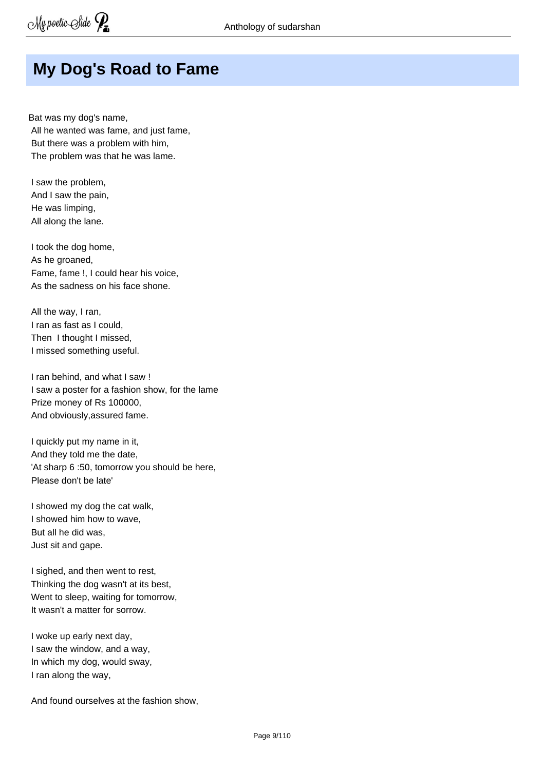## My Dog's Road to Fame

Bat was my dog's name,
All he wanted was fame, and just fame,
But there was a problem with him,
The problem was that he was lame.

I saw the problem,
And I saw the pain,
He was limping,
All along the lane.

I took the dog home,
As he groaned,
Fame, fame !, I could hear his voice,
As the sadness on his face shone.

All the way, I ran,
I ran as fast as I could,
Then I thought I missed,
I missed something useful.

I ran behind, and what I saw !
I saw a poster for a fashion show, for the lame
Prize money of Rs 100000,
And obviously,assured fame.

I quickly put my name in it,
And they told me the date,
'At sharp 6 :50, tomorrow you should be here,
Please don't be late'

I showed my dog the cat walk,
I showed him how to wave,
But all he did was,
Just sit and gape.

I sighed, and then went to rest,
Thinking the dog wasn't at its best,
Went to sleep, waiting for tomorrow,
It wasn't a matter for sorrow.

I woke up early next day,
I saw the window, and a way,
In which my dog, would sway,
I ran along the way,

And found ourselves at the fashion show,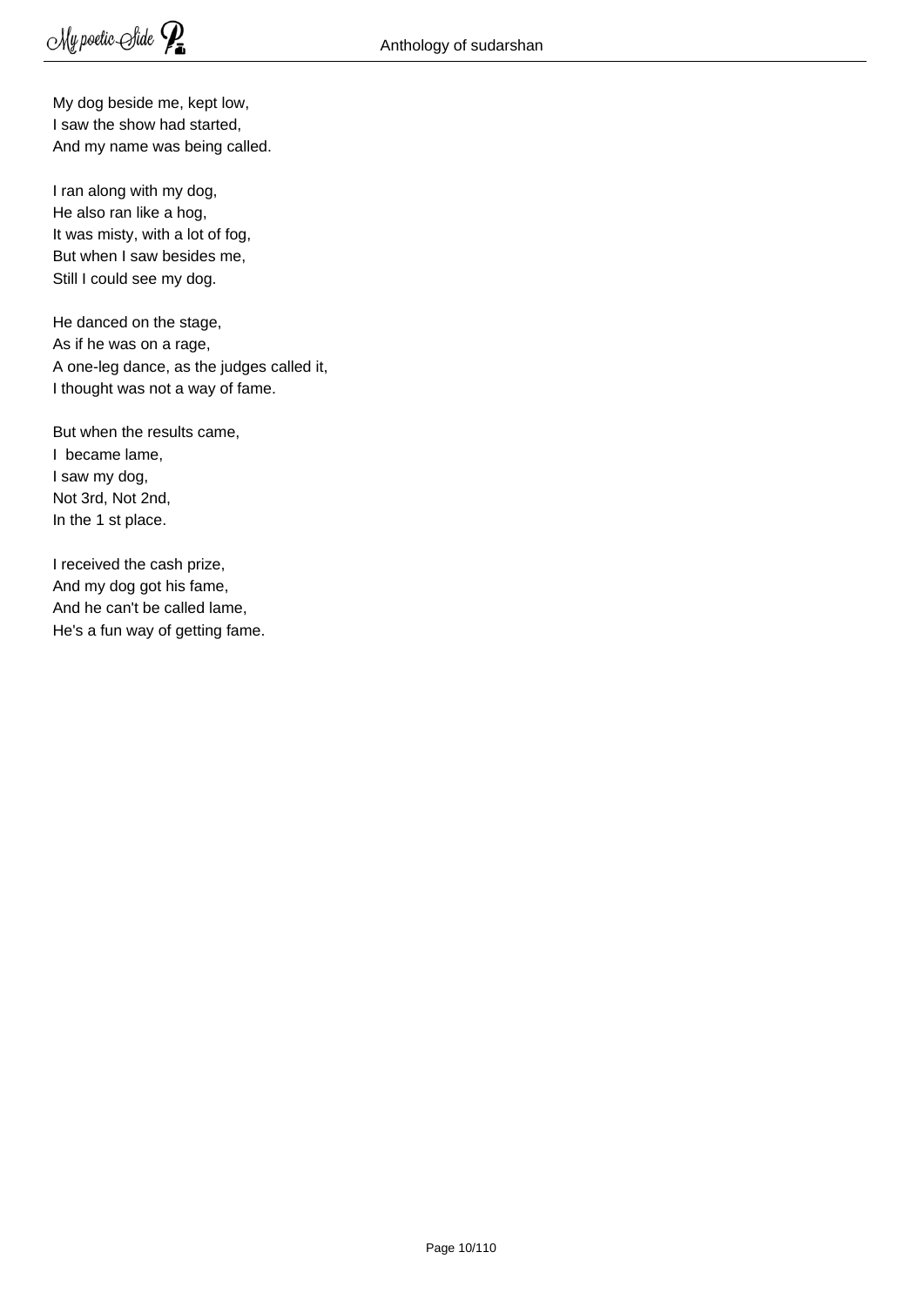My dog beside me, kept low,
I saw the show had started,
And my name was being called.

I ran along with my dog,
He also ran like a hog,
It was misty, with a lot of fog,
But when I saw besides me,
Still I could see my dog.

He danced on the stage,
As if he was on a rage,
A one-leg dance, as the judges called it,
I thought was not a way of fame.

But when the results came,
I  became lame,
I saw my dog,
Not 3rd, Not 2nd,
In the 1 st place.

I received the cash prize,
And my dog got his fame,
And he can't be called lame,
He's a fun way of getting fame.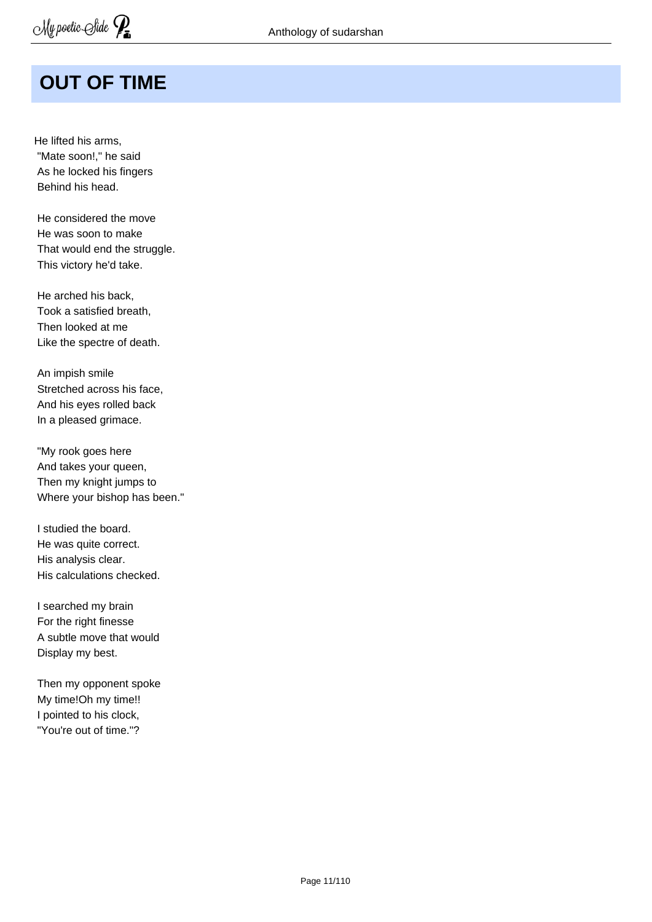# OUT OF TIME

He lifted his arms,  
"Mate soon!," he said  
As he locked his fingers  
Behind his head.

He considered the move  
He was soon to make  
That would end the struggle.  
This victory he'd take.

He arched his back,  
Took a satisfied breath,  
Then looked at me  
Like the spectre of death.

An impish smile  
Stretched across his face,  
And his eyes rolled back  
In a pleased grimace.

"My rook goes here  
And takes your queen,  
Then my knight jumps to  
Where your bishop has been."

I studied the board.  
He was quite correct.  
His analysis clear.  
His calculations checked.

I searched my brain  
For the right finesse  
A subtle move that would  
Display my best.

Then my opponent spoke  
My time!Oh my time!!  
I pointed to his clock,  
"You're out of time."?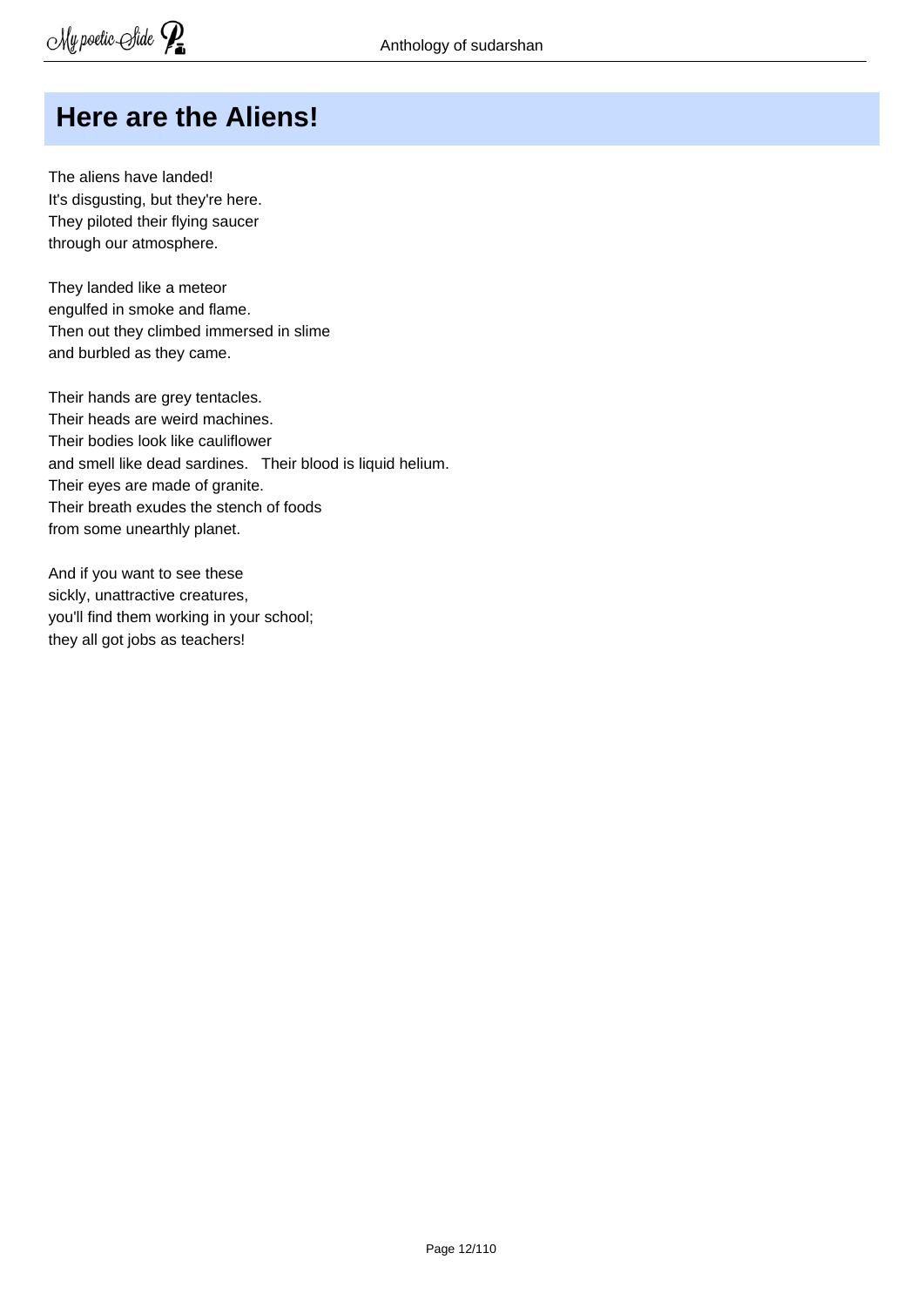# Here are the Aliens!

The aliens have landed!
It's disgusting, but they're here.
They piloted their flying saucer
through our atmosphere.

They landed like a meteor
engulfed in smoke and flame.
Then out they climbed immersed in slime
and burbled as they came.

Their hands are grey tentacles.
Their heads are weird machines.
Their bodies look like cauliflower
and smell like dead sardines.   Their blood is liquid helium.
Their eyes are made of granite.
Their breath exudes the stench of foods
from some unearthly planet.

And if you want to see these
sickly, unattractive creatures,
you'll find them working in your school;
they all got jobs as teachers!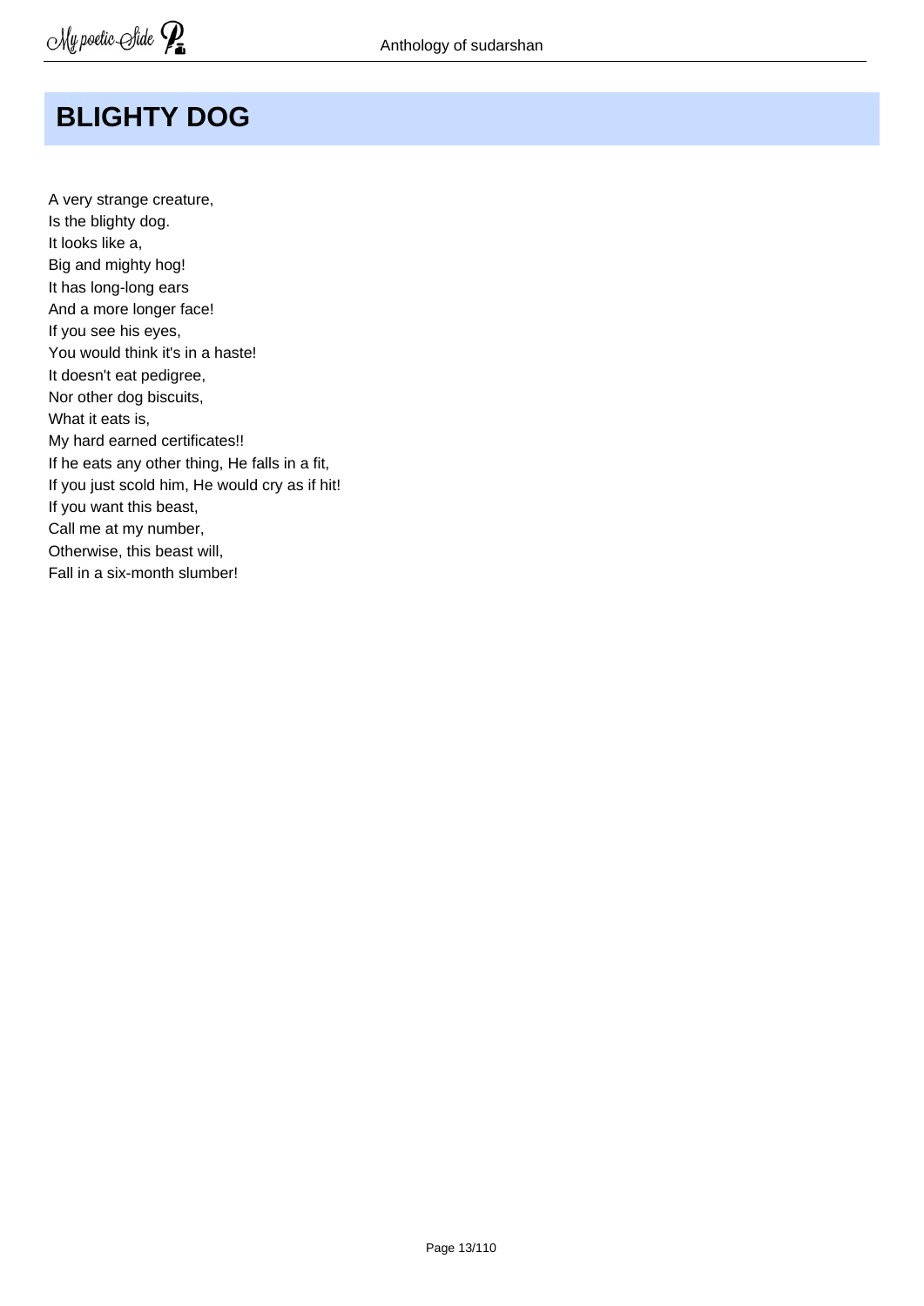# BLIGHTY DOG

A very strange creature,  
Is the blighty dog.  
It looks like a,  
Big and mighty hog!  
It has long-long ears  
And a more longer face!  
If you see his eyes,  
You would think it's in a haste!  
It doesn't eat pedigree,  
Nor other dog biscuits,  
What it eats is,  
My hard earned certificates!!  
If he eats any other thing, He falls in a fit,  
If you just scold him, He would cry as if hit!  
If you want this beast,  
Call me at my number,  
Otherwise, this beast will,  
Fall in a six-month slumber!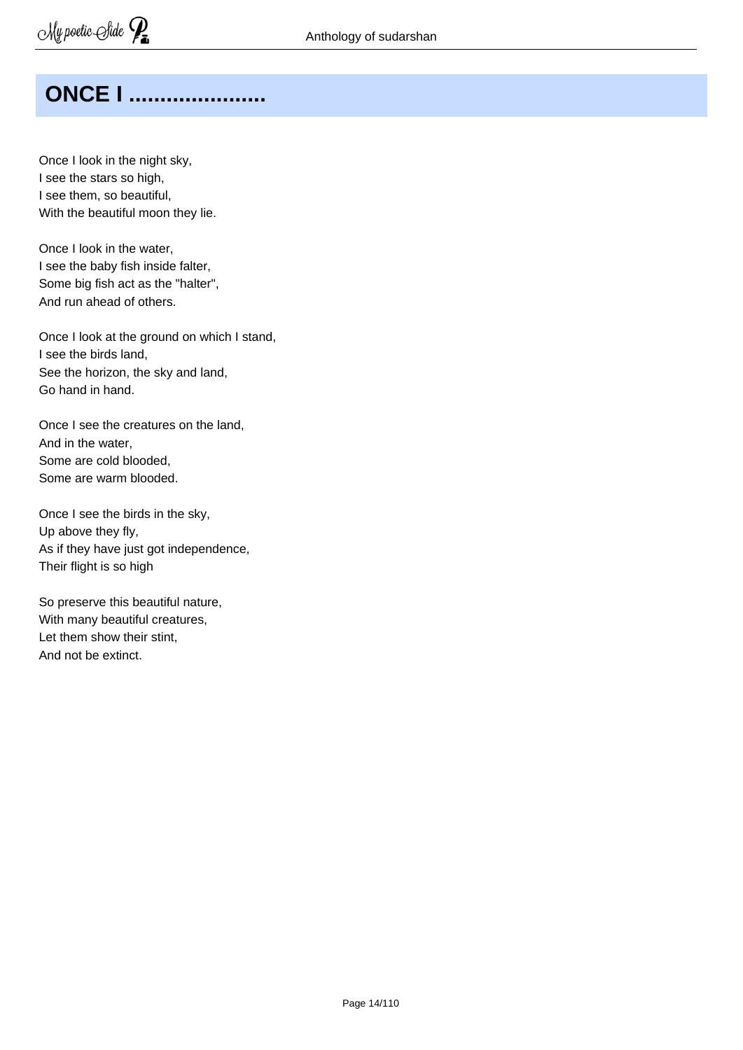## ONCE I ......................

Once I look in the night sky,  
I see the stars so high,  
I see them, so beautiful,  
With the beautiful moon they lie.

Once I look in the water,  
I see the baby fish inside falter,  
Some big fish act as the "halter",  
And run ahead of others.

Once I look at the ground on which I stand,  
I see the birds land,  
See the horizon, the sky and land,  
Go hand in hand.

Once I see the creatures on the land,  
And in the water,  
Some are cold blooded,  
Some are warm blooded.

Once I see the birds in the sky,  
Up above they fly,  
As if they have just got independence,  
Their flight is so high

So preserve this beautiful nature,  
With many beautiful creatures,  
Let them show their stint,  
And not be extinct.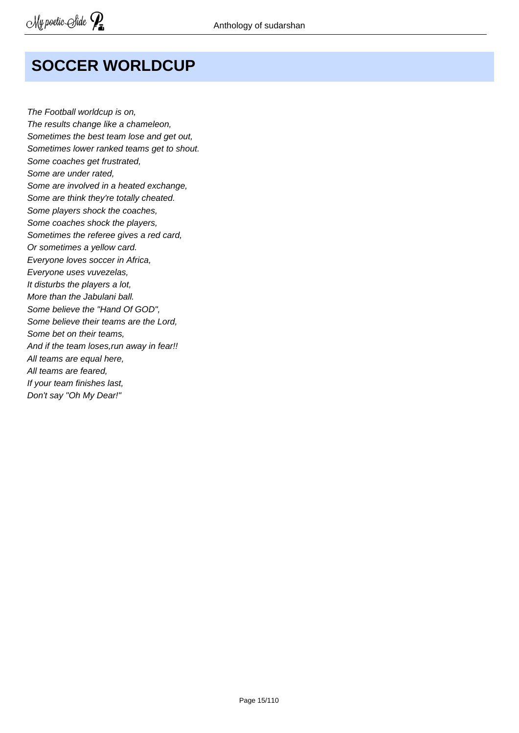# SOCCER WORLDCUP

*The Football worldcup is on,*
*The results change like a chameleon,*
*Sometimes the best team lose and get out,*
*Sometimes lower ranked teams get to shout.*
*Some coaches get frustrated,*
*Some are under rated,*
*Some are involved in a heated exchange,*
*Some are think they're totally cheated.*
*Some players shock the coaches,*
*Some coaches shock the players,*
*Sometimes the referee gives a red card,*
*Or sometimes a yellow card.*
*Everyone loves soccer in Africa,*
*Everyone uses vuvezelas,*
*It disturbs the players a lot,*
*More than the Jabulani ball.*
*Some believe the "Hand Of GOD",*
*Some believe their teams are the Lord,*
*Some bet on their teams,*
*And if the team loses,run away in fear!!*
*All teams are equal here,*
*All teams are feared,*
*If your team finishes last,*
*Don't say "Oh My Dear!"*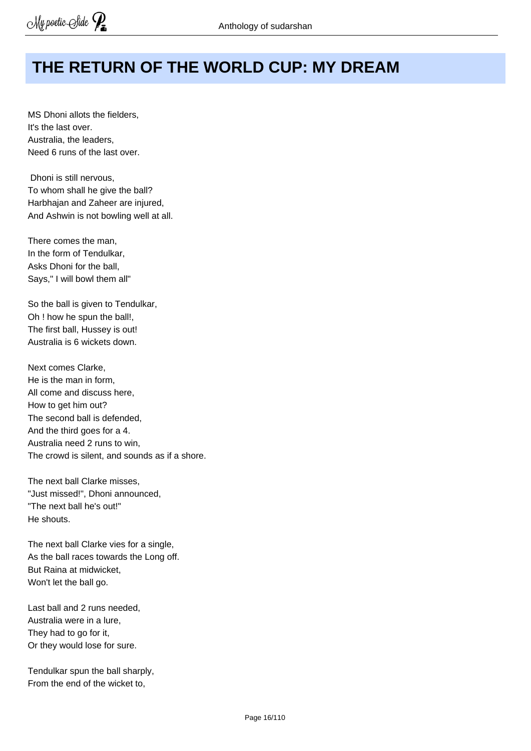# THE RETURN OF THE WORLD CUP: MY DREAM

MS Dhoni allots the fielders,
It's the last over.
Australia, the leaders,
Need 6 runs of the last over.

Dhoni is still nervous,
To whom shall he give the ball?
Harbhajan and Zaheer are injured,
And Ashwin is not bowling well at all.

There comes the man,
In the form of Tendulkar,
Asks Dhoni for the ball,
Says," I will bowl them all"

So the ball is given to Tendulkar,
Oh ! how he spun the ball!,
The first ball, Hussey is out!
Australia is 6 wickets down.

Next comes Clarke,
He is the man in form,
All come and discuss here,
How to get him out?
The second ball is defended,
And the third goes for a 4.
Australia need 2 runs to win,
The crowd is silent, and sounds as if a shore.

The next ball Clarke misses,
"Just missed!", Dhoni announced,
"The next ball he's out!"
He shouts.

The next ball Clarke vies for a single,
As the ball races towards the Long off.
But Raina at midwicket,
Won't let the ball go.

Last ball and 2 runs needed,
Australia were in a lure,
They had to go for it,
Or they would lose for sure.

Tendulkar spun the ball sharply,
From the end of the wicket to,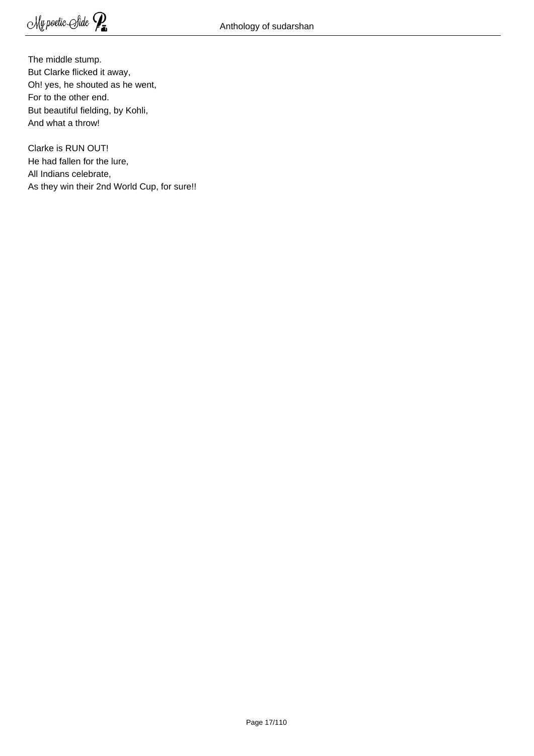The middle stump.  
But Clarke flicked it away,  
Oh! yes, he shouted as he went,  
For to the other end.  
But beautiful fielding, by Kohli,  
And what a throw!

Clarke is RUN OUT!  
He had fallen for the lure,  
All Indians celebrate,  
As they win their 2nd World Cup, for sure!!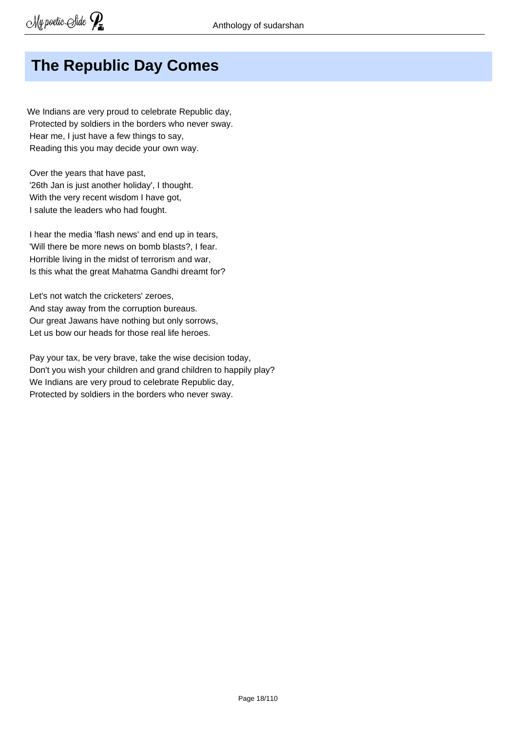# The Republic Day Comes

We Indians are very proud to celebrate Republic day,
Protected by soldiers in the borders who never sway.
Hear me, I just have a few things to say,
Reading this you may decide your own way.

Over the years that have past,
'26th Jan is just another holiday', I thought.
With the very recent wisdom I have got,
I salute the leaders who had fought.

I hear the media 'flash news' and end up in tears,
'Will there be more news on bomb blasts?, I fear.
Horrible living in the midst of terrorism and war,
Is this what the great Mahatma Gandhi dreamt for?

Let's not watch the cricketers' zeroes,
And stay away from the corruption bureaus.
Our great Jawans have nothing but only sorrows,
Let us bow our heads for those real life heroes.

Pay your tax, be very brave, take the wise decision today,
Don't you wish your children and grand children to happily play?
We Indians are very proud to celebrate Republic day,
Protected by soldiers in the borders who never sway.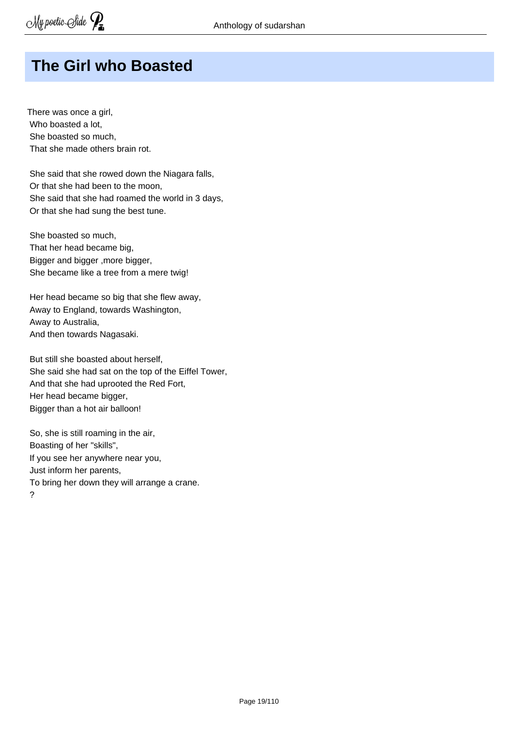# The Girl who Boasted

There was once a girl,  
Who boasted a lot,  
She boasted so much,  
That she made others brain rot.

She said that she rowed down the Niagara falls,  
Or that she had been to the moon,  
She said that she had roamed the world in 3 days,  
Or that she had sung the best tune.

She boasted so much,  
That her head became big,  
Bigger and bigger ,more bigger,  
She became like a tree from a mere twig!

Her head became so big that she flew away,  
Away to England, towards Washington,  
Away to Australia,  
And then towards Nagasaki.

But still she boasted about herself,  
She said she had sat on the top of the Eiffel Tower,  
And that she had uprooted the Red Fort,  
Her head became bigger,  
Bigger than a hot air balloon!

So, she is still roaming in the air,  
Boasting of her "skills",  
If you see her anywhere near you,  
Just inform her parents,  
To bring her down they will arrange a crane.  
?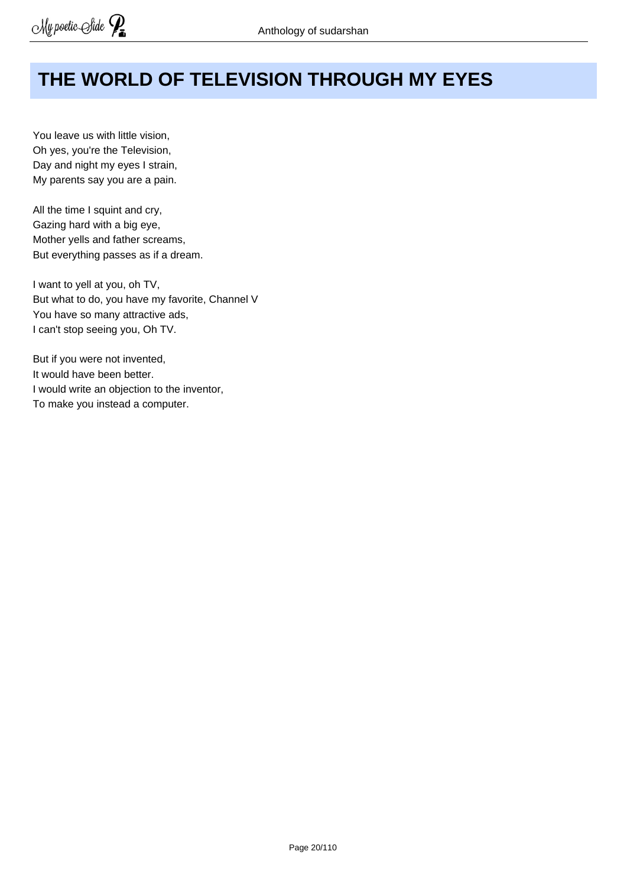# THE WORLD OF TELEVISION THROUGH MY EYES

You leave us with little vision,
Oh yes, you're the Television,
Day and night my eyes I strain,
My parents say you are a pain.

All the time I squint and cry,
Gazing hard with a big eye,
Mother yells and father screams,
But everything passes as if a dream.

I want to yell at you, oh TV,
But what to do, you have my favorite, Channel V
You have so many attractive ads,
I can't stop seeing you, Oh TV.

But if you were not invented,
It would have been better.
I would write an objection to the inventor,
To make you instead a computer.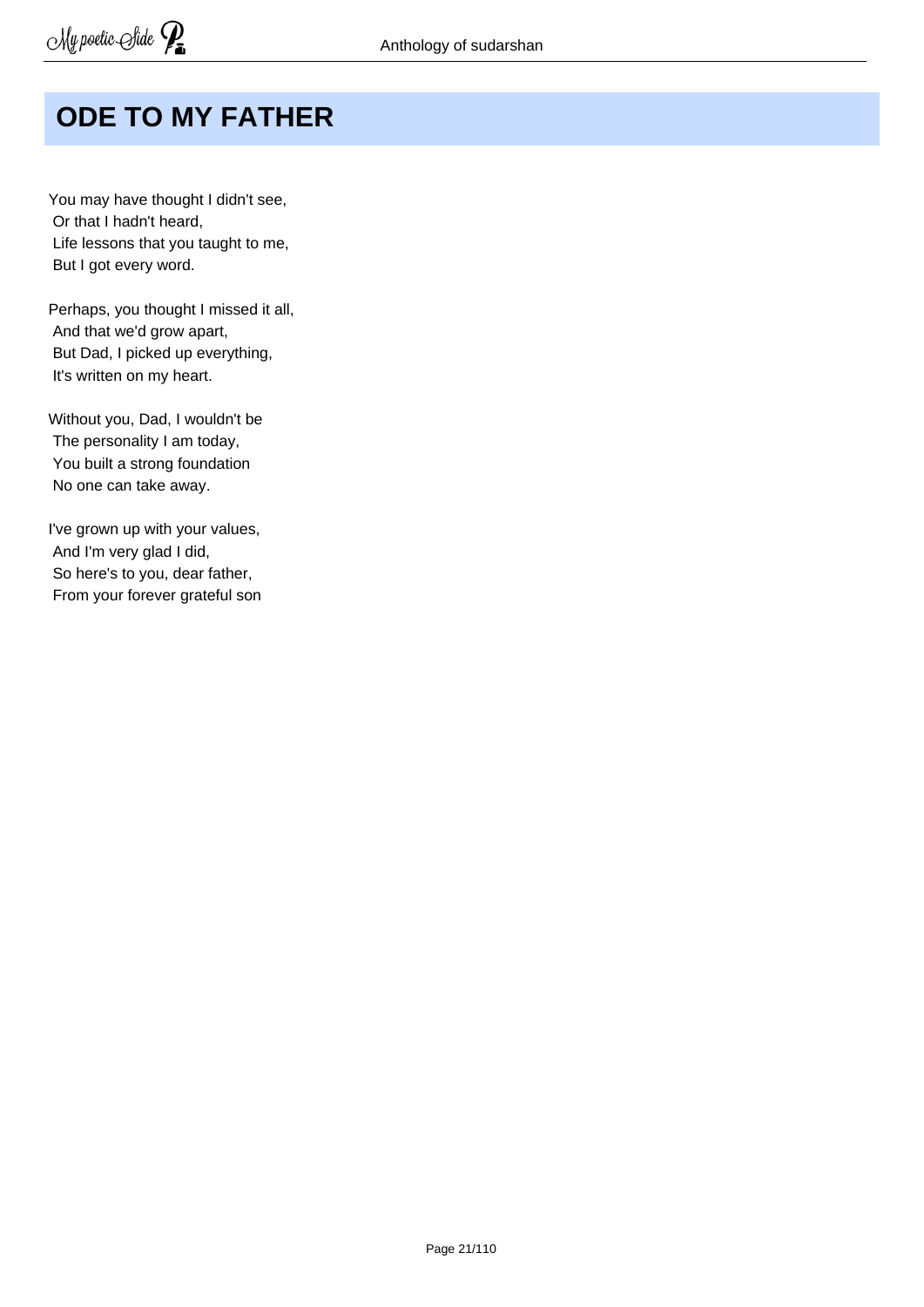# ODE TO MY FATHER

You may have thought I didn't see,  
Or that I hadn't heard,  
Life lessons that you taught to me,  
But I got every word.

Perhaps, you thought I missed it all,  
And that we'd grow apart,  
But Dad, I picked up everything,  
It's written on my heart.

Without you, Dad, I wouldn't be  
The personality I am today,  
You built a strong foundation  
No one can take away.

I've grown up with your values,  
And I'm very glad I did,  
So here's to you, dear father,  
From your forever grateful son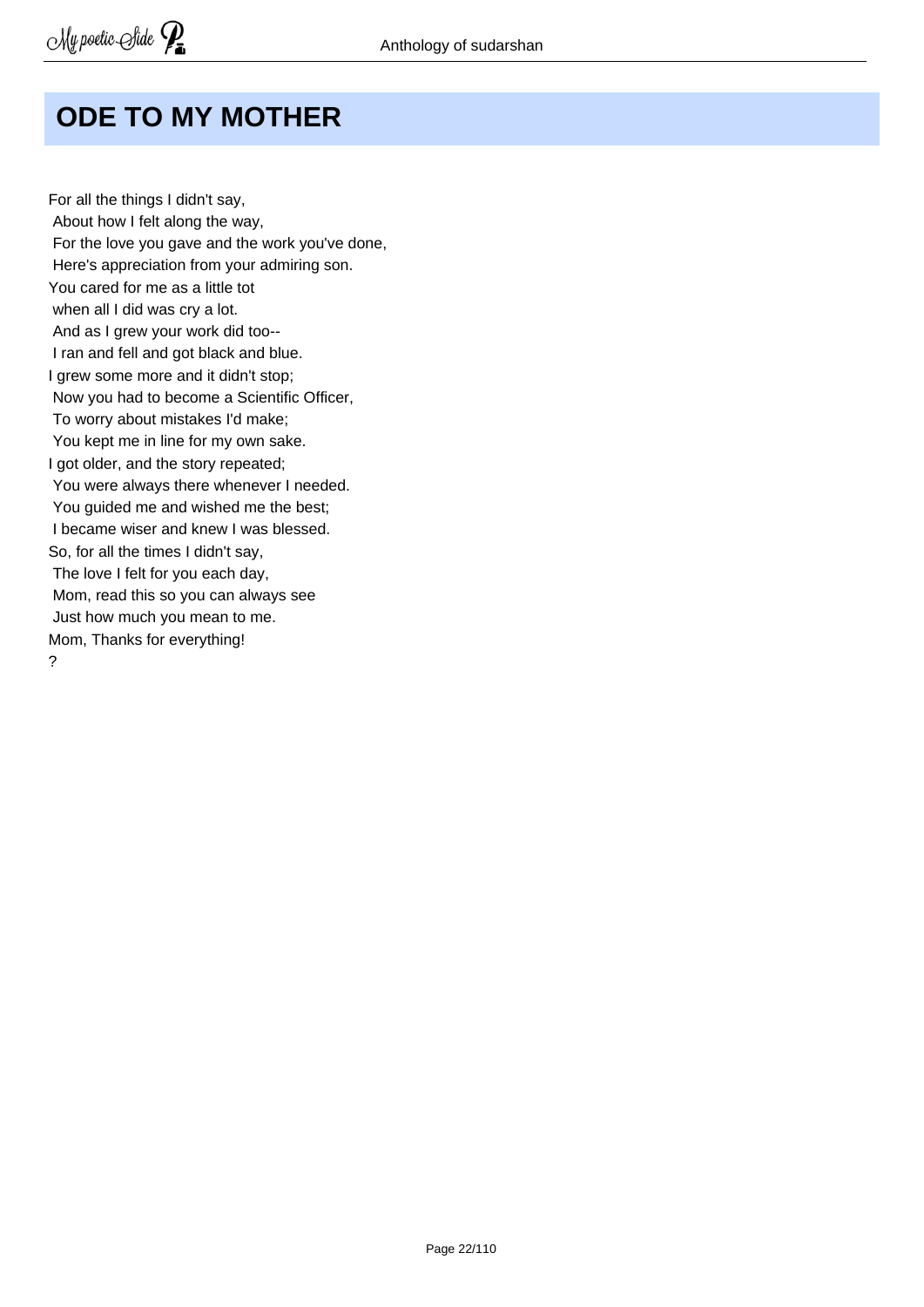## ODE TO MY MOTHER

For all the things I didn't say,  
About how I felt along the way,  
For the love you gave and the work you've done,  
Here's appreciation from your admiring son.  
You cared for me as a little tot  
when all I did was cry a lot.  
And as I grew your work did too--  
I ran and fell and got black and blue.  
I grew some more and it didn't stop;  
Now you had to become a Scientific Officer,  
To worry about mistakes I'd make;  
You kept me in line for my own sake.  
I got older, and the story repeated;  
You were always there whenever I needed.  
You guided me and wished me the best;  
I became wiser and knew I was blessed.  
So, for all the times I didn't say,  
The love I felt for you each day,  
Mom, read this so you can always see  
Just how much you mean to me.  
Mom, Thanks for everything!  
?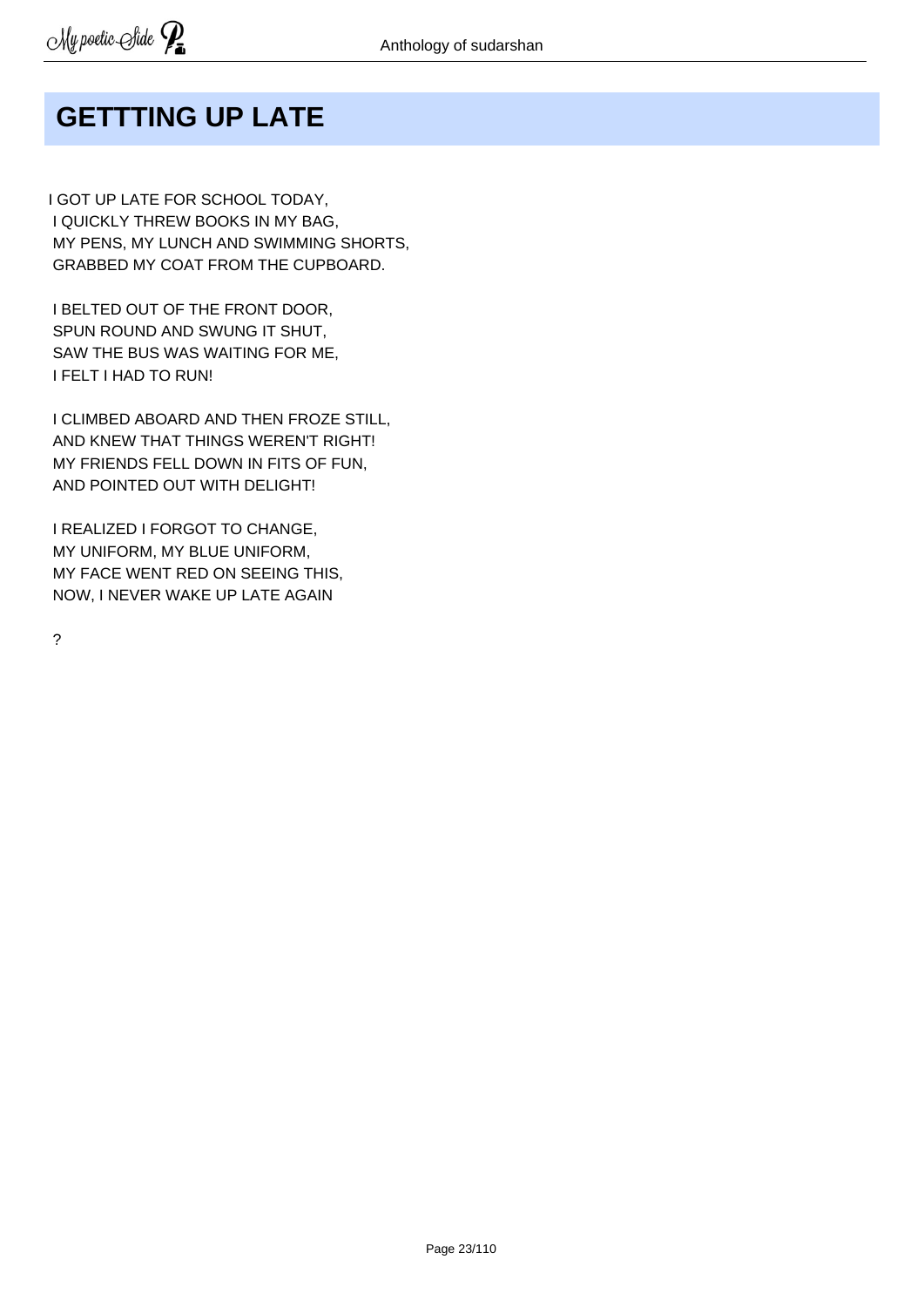# GETTTING UP LATE

I GOT UP LATE FOR SCHOOL TODAY,
I QUICKLY THREW BOOKS IN MY BAG,
MY PENS, MY LUNCH AND SWIMMING SHORTS,
GRABBED MY COAT FROM THE CUPBOARD.

I BELTED OUT OF THE FRONT DOOR,
SPUN ROUND AND SWUNG IT SHUT,
SAW THE BUS WAS WAITING FOR ME,
I FELT I HAD TO RUN!

I CLIMBED ABOARD AND THEN FROZE STILL,
AND KNEW THAT THINGS WEREN'T RIGHT!
MY FRIENDS FELL DOWN IN FITS OF FUN,
AND POINTED OUT WITH DELIGHT!

I REALIZED I FORGOT TO CHANGE,
MY UNIFORM, MY BLUE UNIFORM,
MY FACE WENT RED ON SEEING THIS,
NOW, I NEVER WAKE UP LATE AGAIN

?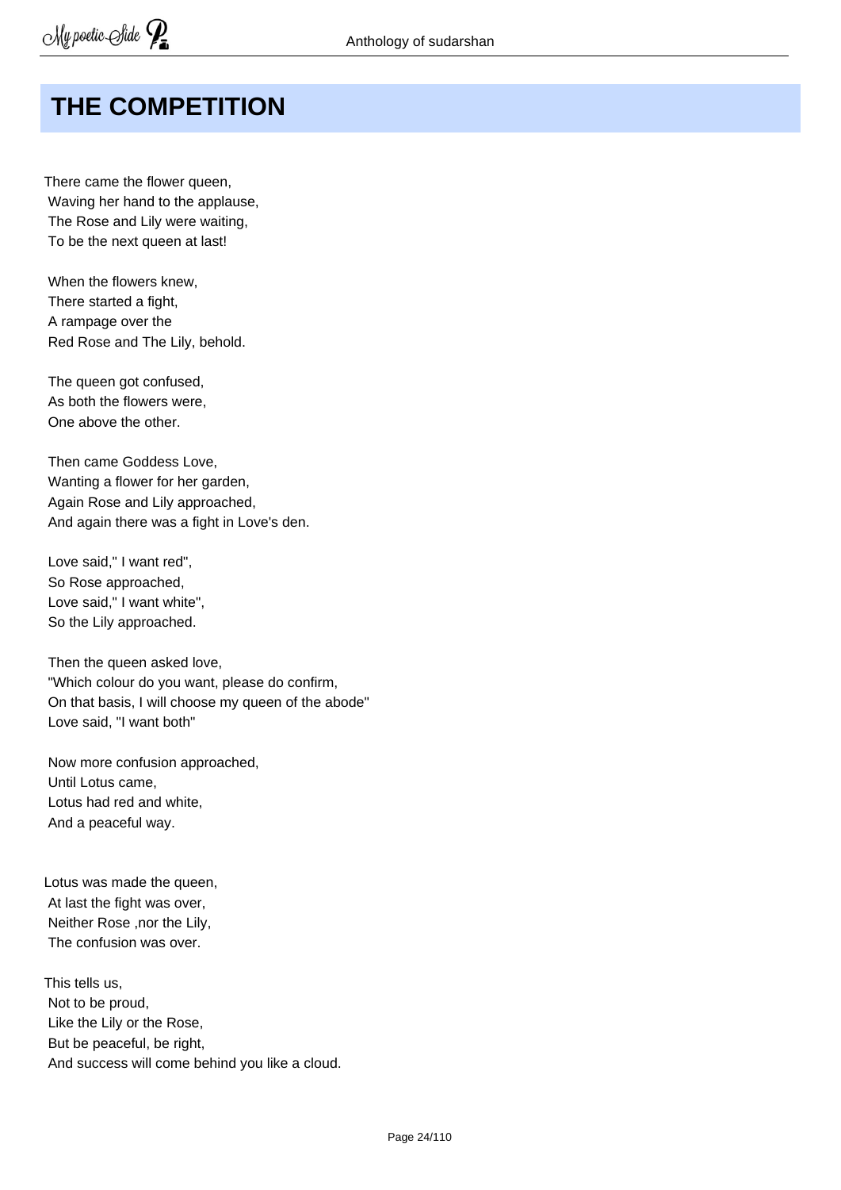# THE COMPETITION

There came the flower queen,
Waving her hand to the applause,
The Rose and Lily were waiting,
To be the next queen at last!

When the flowers knew,
There started a fight,
A rampage over the
Red Rose and The Lily, behold.

The queen got confused,
As both the flowers were,
One above the other.

Then came Goddess Love,
Wanting a flower for her garden,
Again Rose and Lily approached,
And again there was a fight in Love's den.

Love said," I want red",
So Rose approached,
Love said," I want white",
So the Lily approached.

Then the queen asked love,
"Which colour do you want, please do confirm,
On that basis, I will choose my queen of the abode"
Love said, "I want both"

Now more confusion approached,
Until Lotus came,
Lotus had red and white,
And a peaceful way.

Lotus was made the queen,
At last the fight was over,
Neither Rose ,nor the Lily,
The confusion was over.

This tells us,
Not to be proud,
Like the Lily or the Rose,
But be peaceful, be right,
And success will come behind you like a cloud.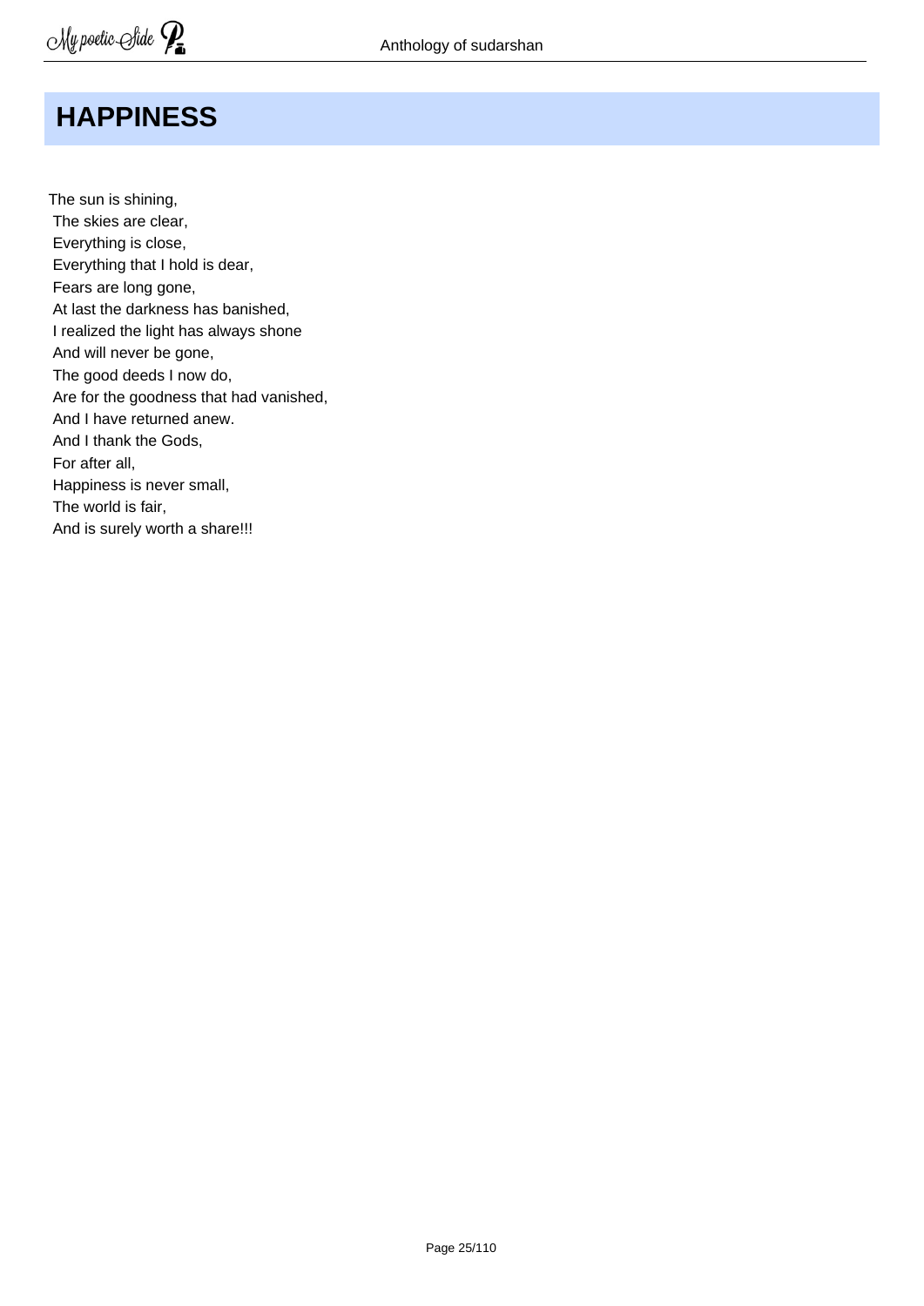# HAPPINESS

The sun is shining,  
The skies are clear,  
Everything is close,  
Everything that I hold is dear,  
Fears are long gone,  
At last the darkness has banished,  
I realized the light has always shone  
And will never be gone,  
The good deeds I now do,  
Are for the goodness that had vanished,  
And I have returned anew.  
And I thank the Gods,  
For after all,  
Happiness is never small,  
The world is fair,  
And is surely worth a share!!!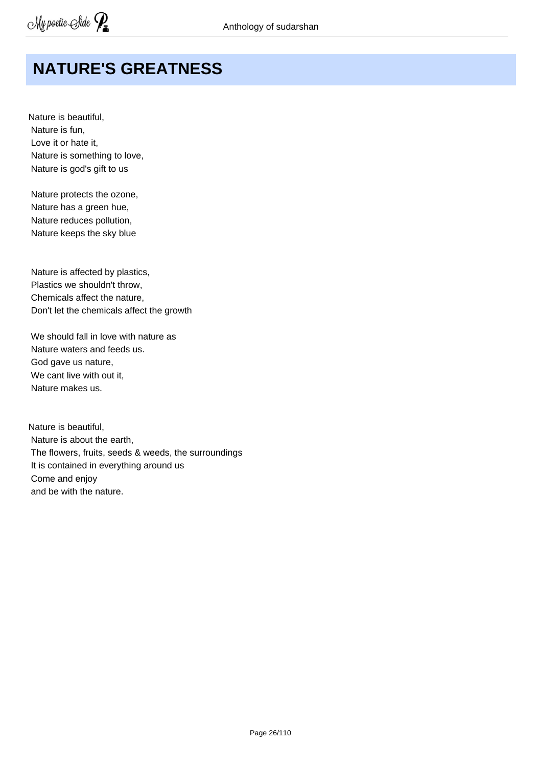# NATURE'S GREATNESS

Nature is beautiful,  
Nature is fun,  
Love it or hate it,  
Nature is something to love,  
Nature is god's gift to us

Nature protects the ozone,  
Nature has a green hue,  
Nature reduces pollution,  
Nature keeps the sky blue

Nature is affected by plastics,  
Plastics we shouldn't throw,  
Chemicals affect the nature,  
Don't let the chemicals affect the growth

We should fall in love with nature as  
Nature waters and feeds us.  
God gave us nature,  
We cant live with out it,  
Nature makes us.

Nature is beautiful,  
Nature is about the earth,  
The flowers, fruits, seeds & weeds, the surroundings  
It is contained in everything around us  
Come and enjoy  
and be with the nature.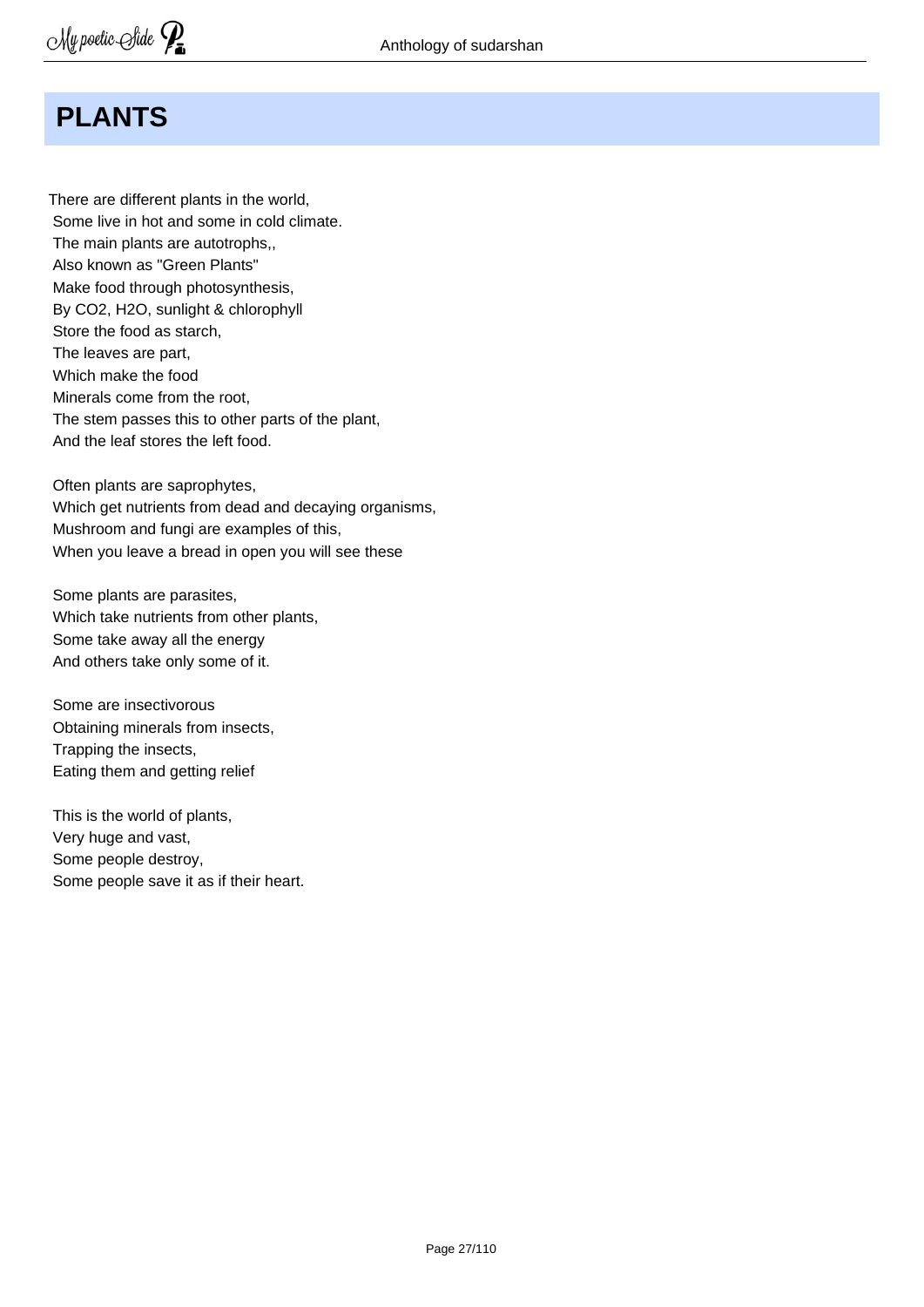# PLANTS

There are different plants in the world,  
Some live in hot and some in cold climate.  
The main plants are autotrophs,,  
Also known as "Green Plants"  
Make food through photosynthesis,  
By $CO_2$, $H_2O$, sunlight & chlorophyll  
Store the food as starch,  
The leaves are part,  
Which make the food  
Minerals come from the root,  
The stem passes this to other parts of the plant,  
And the leaf stores the left food.

Often plants are saprophytes,  
Which get nutrients from dead and decaying organisms,  
Mushroom and fungi are examples of this,  
When you leave a bread in open you will see these

Some plants are parasites,  
Which take nutrients from other plants,  
Some take away all the energy  
And others take only some of it.

Some are insectivorous  
Obtaining minerals from insects,  
Trapping the insects,  
Eating them and getting relief

This is the world of plants,  
Very huge and vast,  
Some people destroy,  
Some people save it as if their heart.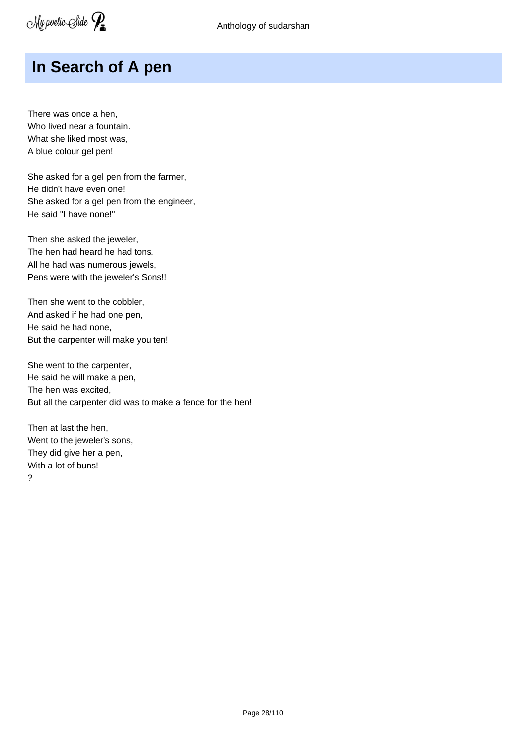# In Search of A pen

There was once a hen,  
Who lived near a fountain.  
What she liked most was,  
A blue colour gel pen!

She asked for a gel pen from the farmer,  
He didn't have even one!  
She asked for a gel pen from the engineer,  
He said "I have none!"

Then she asked the jeweler,  
The hen had heard he had tons.  
All he had was numerous jewels,  
Pens were with the jeweler's Sons!!

Then she went to the cobbler,  
And asked if he had one pen,  
He said he had none,  
But the carpenter will make you ten!

She went to the carpenter,  
He said he will make a pen,  
The hen was excited,  
But all the carpenter did was to make a fence for the hen!

Then at last the hen,  
Went to the jeweler's sons,  
They did give her a pen,  
With a lot of buns!  
?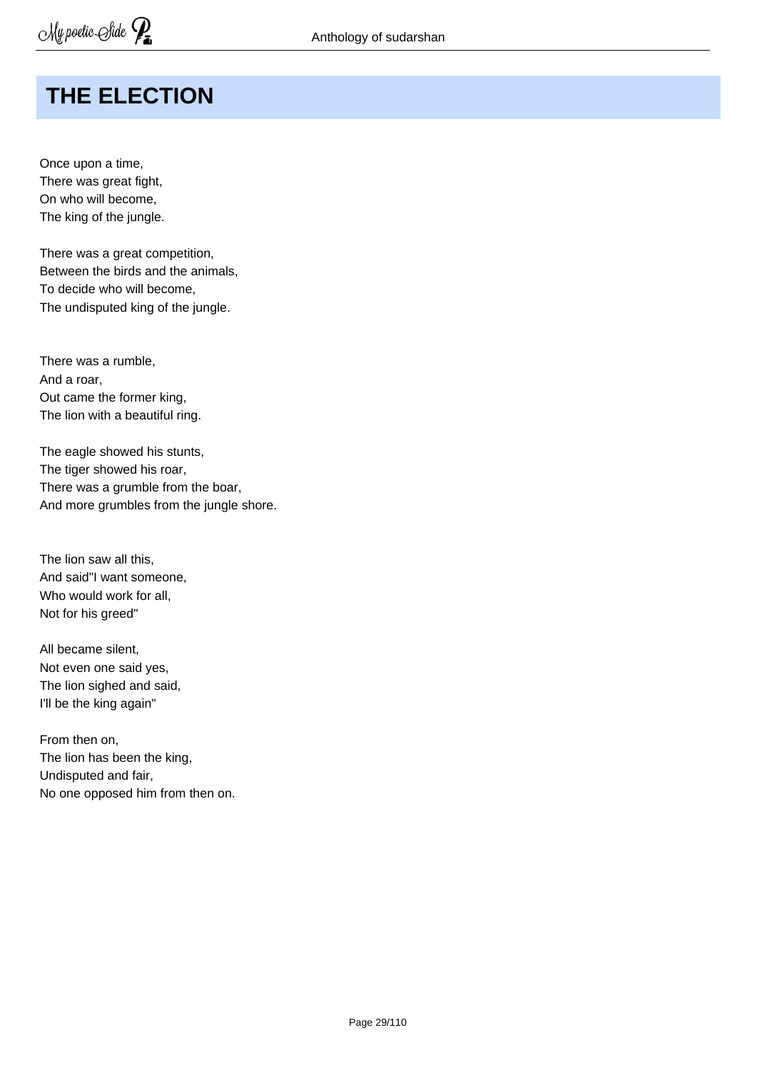# THE ELECTION

Once upon a time,
There was great fight,
On who will become,
The king of the jungle.

There was a great competition,
Between the birds and the animals,
To decide who will become,
The undisputed king of the jungle.

There was a rumble,
And a roar,
Out came the former king,
The lion with a beautiful ring.

The eagle showed his stunts,
The tiger showed his roar,
There was a grumble from the boar,
And more grumbles from the jungle shore.

The lion saw all this,
And said"I want someone,
Who would work for all,
Not for his greed"

All became silent,
Not even one said yes,
The lion sighed and said,
I'll be the king again"

From then on,
The lion has been the king,
Undisputed and fair,
No one opposed him from then on.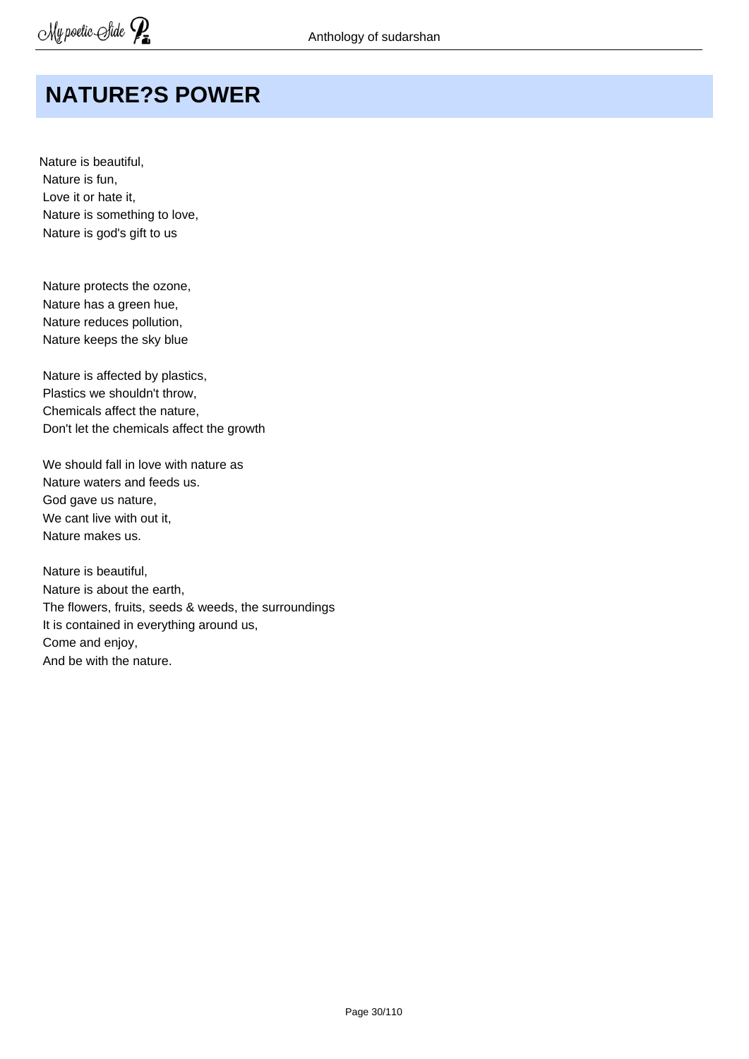# NATURE?S POWER

Nature is beautiful,  
Nature is fun,  
Love it or hate it,  
Nature is something to love,  
Nature is god's gift to us

Nature protects the ozone,  
Nature has a green hue,  
Nature reduces pollution,  
Nature keeps the sky blue

Nature is affected by plastics,  
Plastics we shouldn't throw,  
Chemicals affect the nature,  
Don't let the chemicals affect the growth

We should fall in love with nature as  
Nature waters and feeds us.  
God gave us nature,  
We cant live with out it,  
Nature makes us.

Nature is beautiful,  
Nature is about the earth,  
The flowers, fruits, seeds & weeds, the surroundings  
It is contained in everything around us,  
Come and enjoy,  
And be with the nature.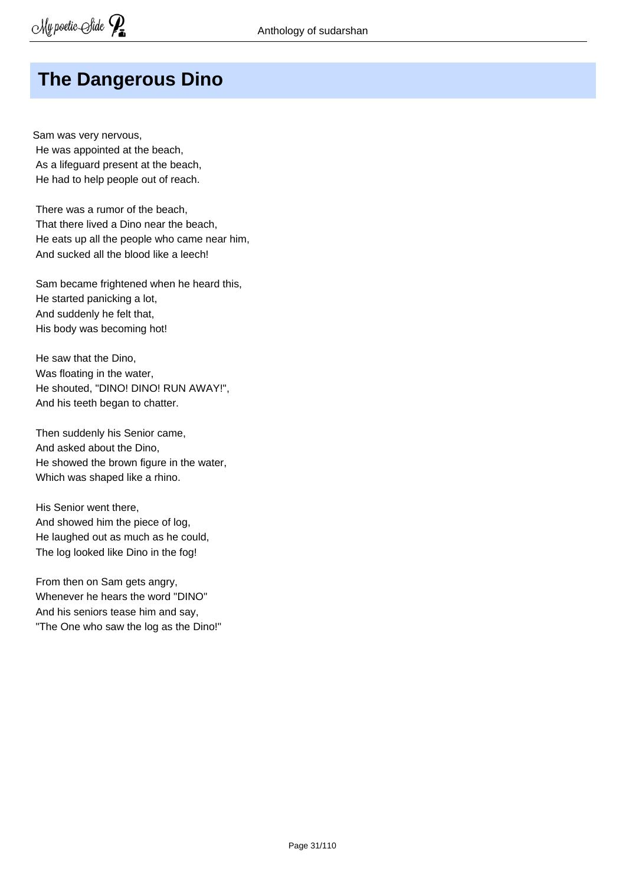# The Dangerous Dino

Sam was very nervous,  
He was appointed at the beach,  
As a lifeguard present at the beach,  
He had to help people out of reach.

There was a rumor of the beach,  
That there lived a Dino near the beach,  
He eats up all the people who came near him,  
And sucked all the blood like a leech!

Sam became frightened when he heard this,  
He started panicking a lot,  
And suddenly he felt that,  
His body was becoming hot!

He saw that the Dino,  
Was floating in the water,  
He shouted, "DINO! DINO! RUN AWAY!",  
And his teeth began to chatter.

Then suddenly his Senior came,  
And asked about the Dino,  
He showed the brown figure in the water,  
Which was shaped like a rhino.

His Senior went there,  
And showed him the piece of log,  
He laughed out as much as he could,  
The log looked like Dino in the fog!

From then on Sam gets angry,  
Whenever he hears the word "DINO"  
And his seniors tease him and say,  
"The One who saw the log as the Dino!"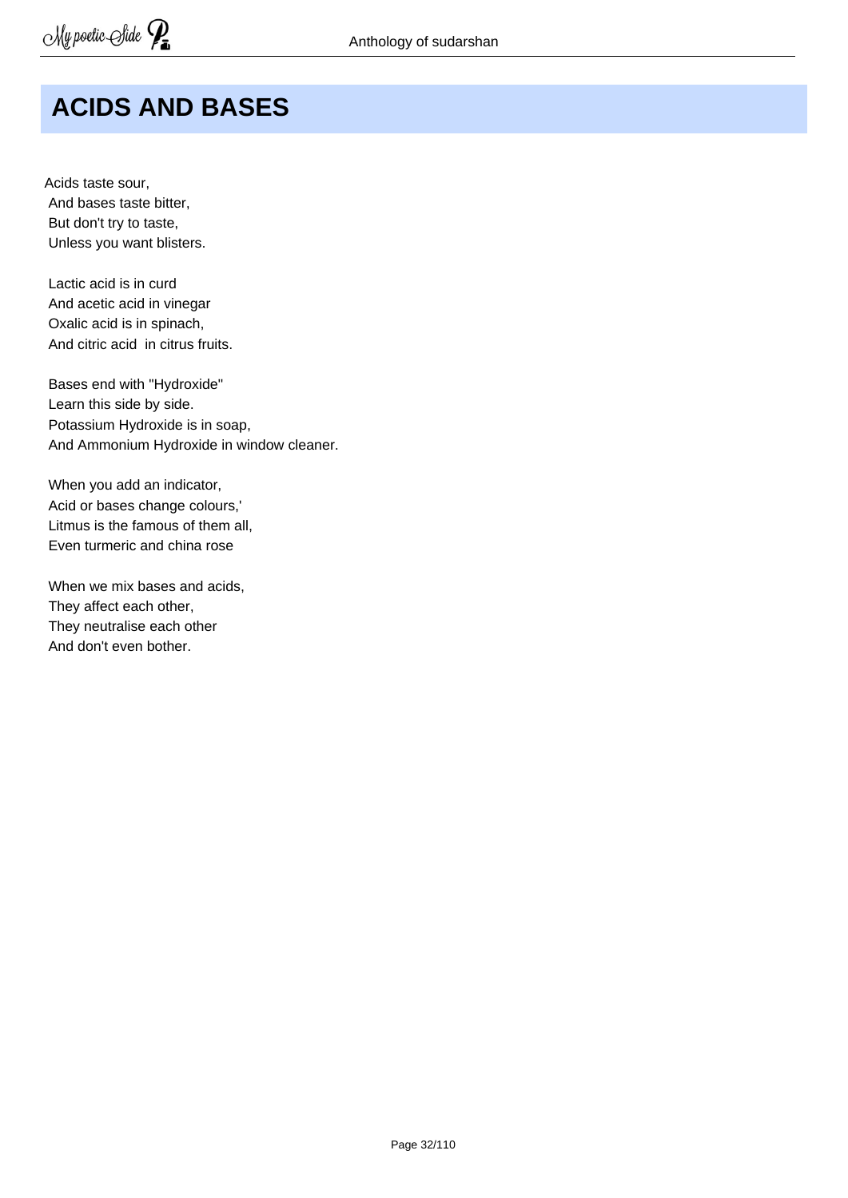# ACIDS AND BASES

Acids taste sour,  
And bases taste bitter,  
But don't try to taste,  
Unless you want blisters.

Lactic acid is in curd  
And acetic acid in vinegar  
Oxalic acid is in spinach,  
And citric acid  in citrus fruits.

Bases end with "Hydroxide"  
Learn this side by side.  
Potassium Hydroxide is in soap,  
And Ammonium Hydroxide in window cleaner.

When you add an indicator,  
Acid or bases change colours,'  
Litmus is the famous of them all,  
Even turmeric and china rose

When we mix bases and acids,  
They affect each other,  
They neutralise each other  
And don't even bother.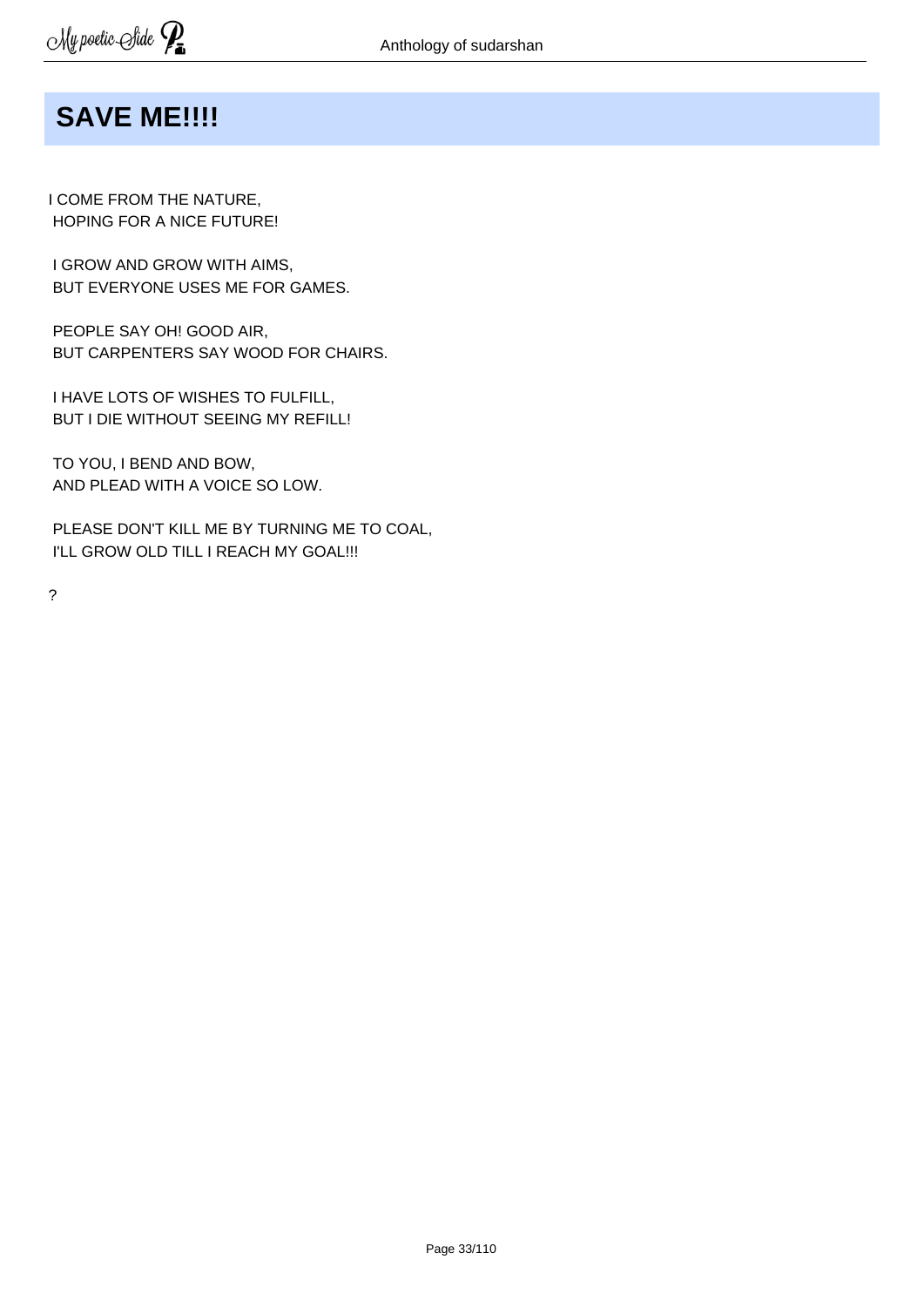# SAVE ME!!!!

I COME FROM THE NATURE,  
HOPING FOR A NICE FUTURE!

I GROW AND GROW WITH AIMS,  
BUT EVERYONE USES ME FOR GAMES.

PEOPLE SAY OH! GOOD AIR,  
BUT CARPENTERS SAY WOOD FOR CHAIRS.

I HAVE LOTS OF WISHES TO FULFILL,  
BUT I DIE WITHOUT SEEING MY REFILL!

TO YOU, I BEND AND BOW,  
AND PLEAD WITH A VOICE SO LOW.

PLEASE DON'T KILL ME BY TURNING ME TO COAL,  
I'LL GROW OLD TILL I REACH MY GOAL!!!

?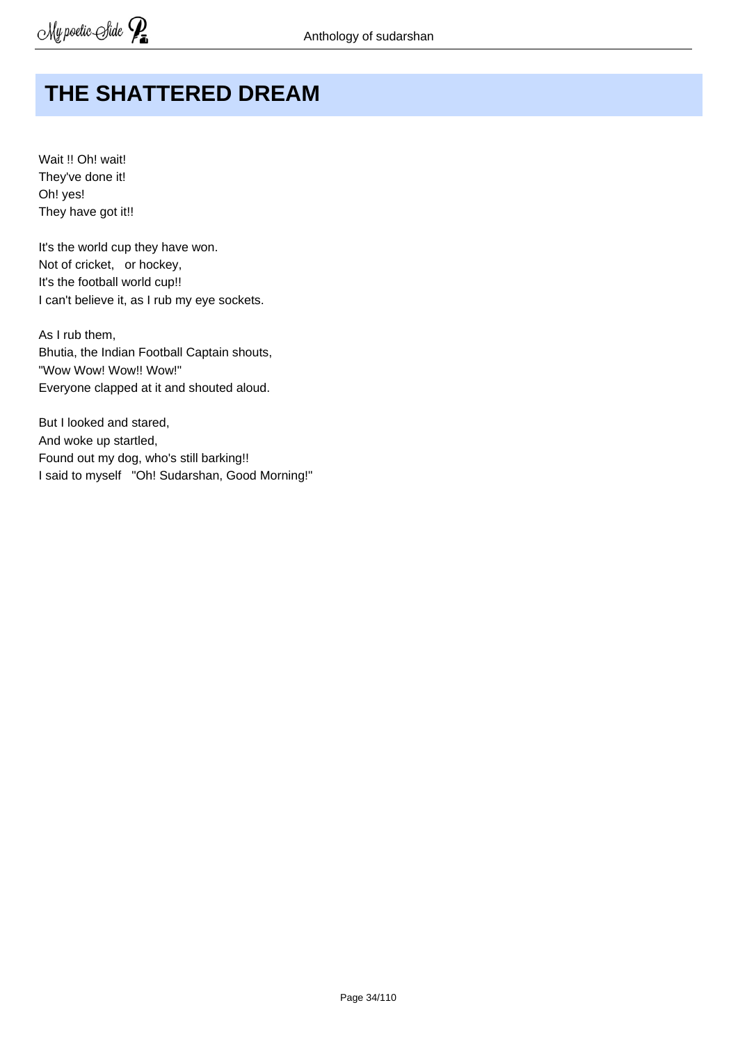# THE SHATTERED DREAM

Wait !! Oh! wait!
They've done it!
Oh! yes!
They have got it!!

It's the world cup they have won.
Not of cricket,   or hockey,
It's the football world cup!!
I can't believe it, as I rub my eye sockets.

As I rub them,
Bhutia, the Indian Football Captain shouts,
"Wow Wow! Wow!! Wow!"
Everyone clapped at it and shouted aloud.

But I looked and stared,
And woke up startled,
Found out my dog, who's still barking!!
I said to myself   "Oh! Sudarshan, Good Morning!"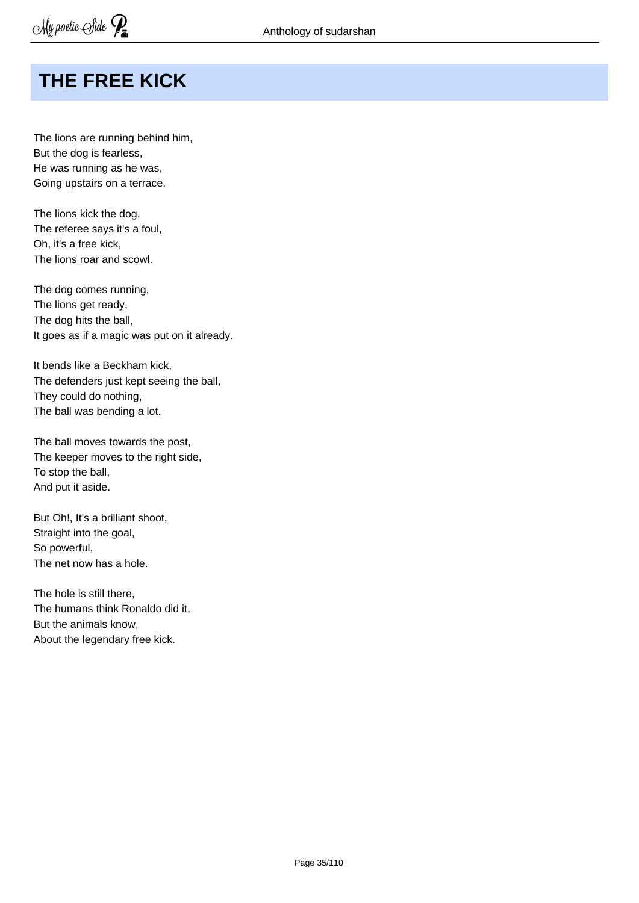# THE FREE KICK

The lions are running behind him,
But the dog is fearless,
He was running as he was,
Going upstairs on a terrace.

The lions kick the dog,
The referee says it's a foul,
Oh, it's a free kick,
The lions roar and scowl.

The dog comes running,
The lions get ready,
The dog hits the ball,
It goes as if a magic was put on it already.

It bends like a Beckham kick,
The defenders just kept seeing the ball,
They could do nothing,
The ball was bending a lot.

The ball moves towards the post,
The keeper moves to the right side,
To stop the ball,
And put it aside.

But Oh!, It's a brilliant shoot,
Straight into the goal,
So powerful,
The net now has a hole.

The hole is still there,
The humans think Ronaldo did it,
But the animals know,
About the legendary free kick.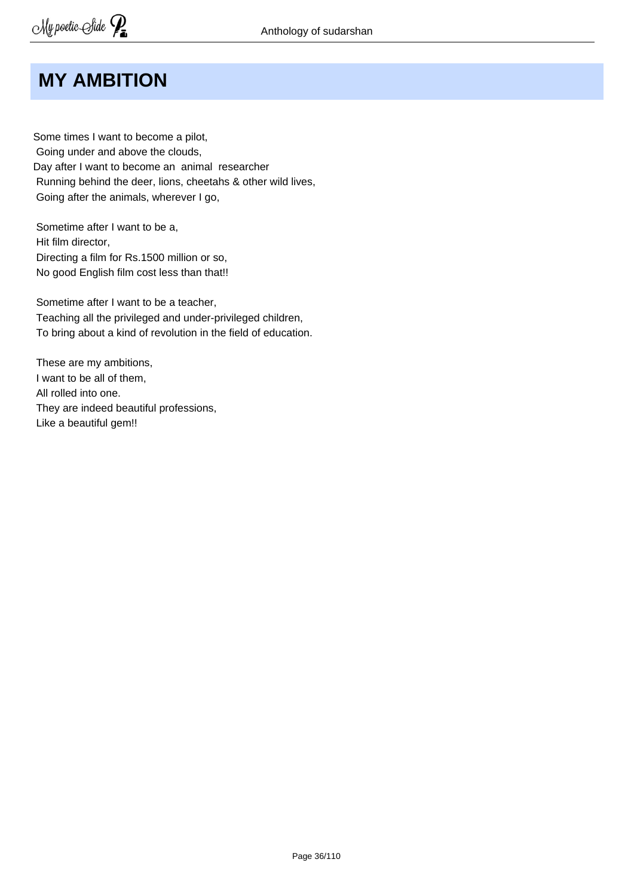# MY AMBITION

Some times I want to become a pilot,
Going under and above the clouds,
Day after I want to become an animal researcher
Running behind the deer, lions, cheetahs & other wild lives,
Going after the animals, wherever I go,

Sometime after I want to be a,
Hit film director,
Directing a film for Rs.1500 million or so,
No good English film cost less than that!!

Sometime after I want to be a teacher,
Teaching all the privileged and under-privileged children,
To bring about a kind of revolution in the field of education.

These are my ambitions,
I want to be all of them,
All rolled into one.
They are indeed beautiful professions,
Like a beautiful gem!!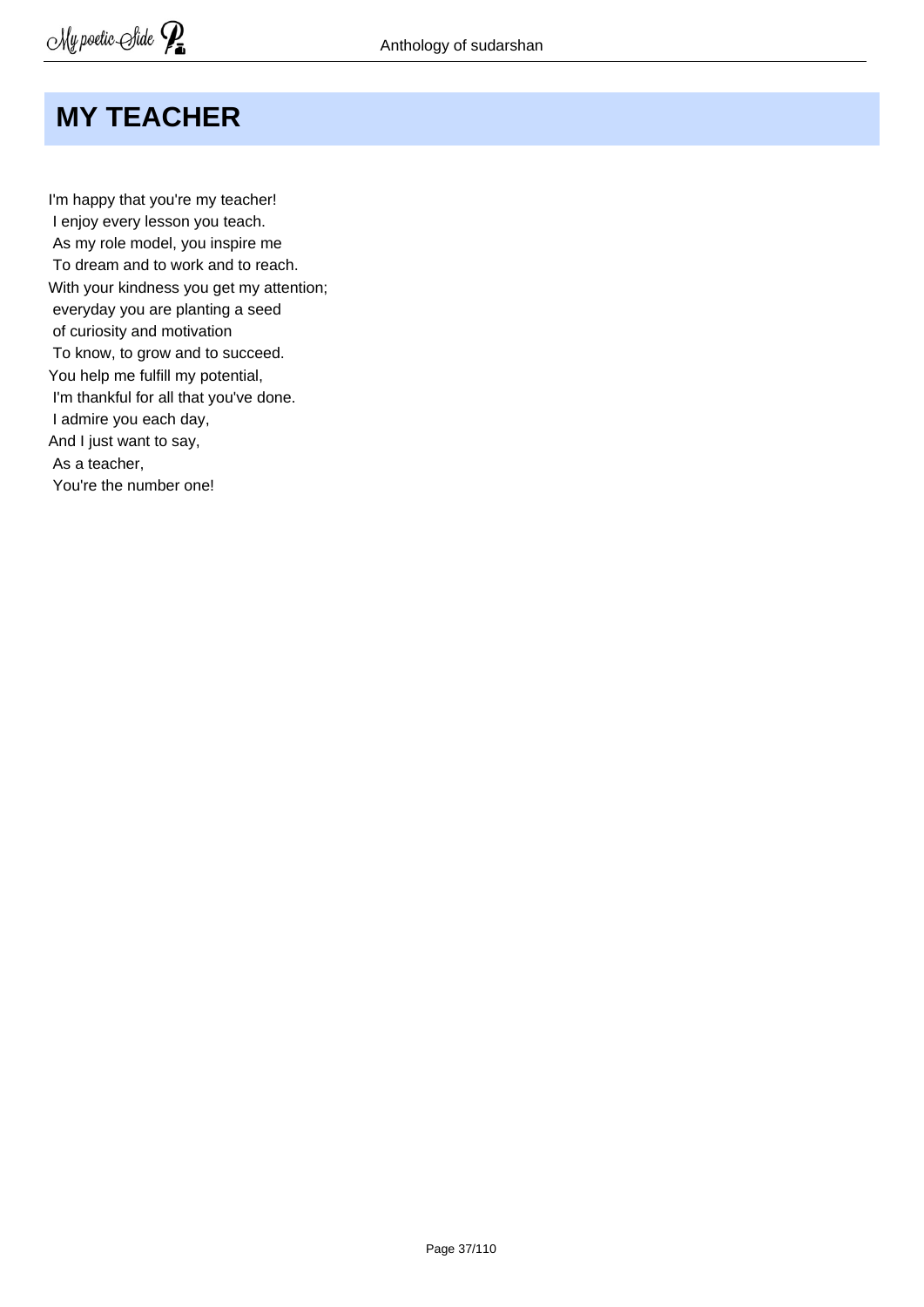# MY TEACHER

I'm happy that you're my teacher!  
I enjoy every lesson you teach.  
As my role model, you inspire me  
To dream and to work and to reach.  
With your kindness you get my attention;  
everyday you are planting a seed  
of curiosity and motivation  
To know, to grow and to succeed.  
You help me fulfill my potential,  
I'm thankful for all that you've done.  
I admire you each day,  
And I just want to say,  
As a teacher,  
You're the number one!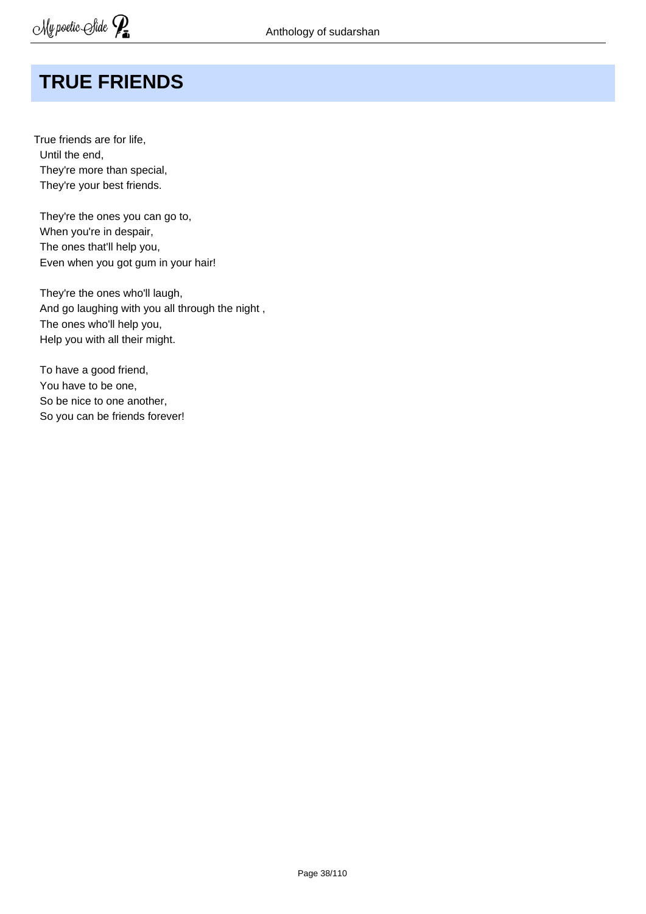# TRUE FRIENDS

True friends are for life,
Until the end,
They're more than special,
They're your best friends.

They're the ones you can go to,
When you're in despair,
The ones that'll help you,
Even when you got gum in your hair!

They're the ones who'll laugh,
And go laughing with you all through the night ,
The ones who'll help you,
Help you with all their might.

To have a good friend,
You have to be one,
So be nice to one another,
So you can be friends forever!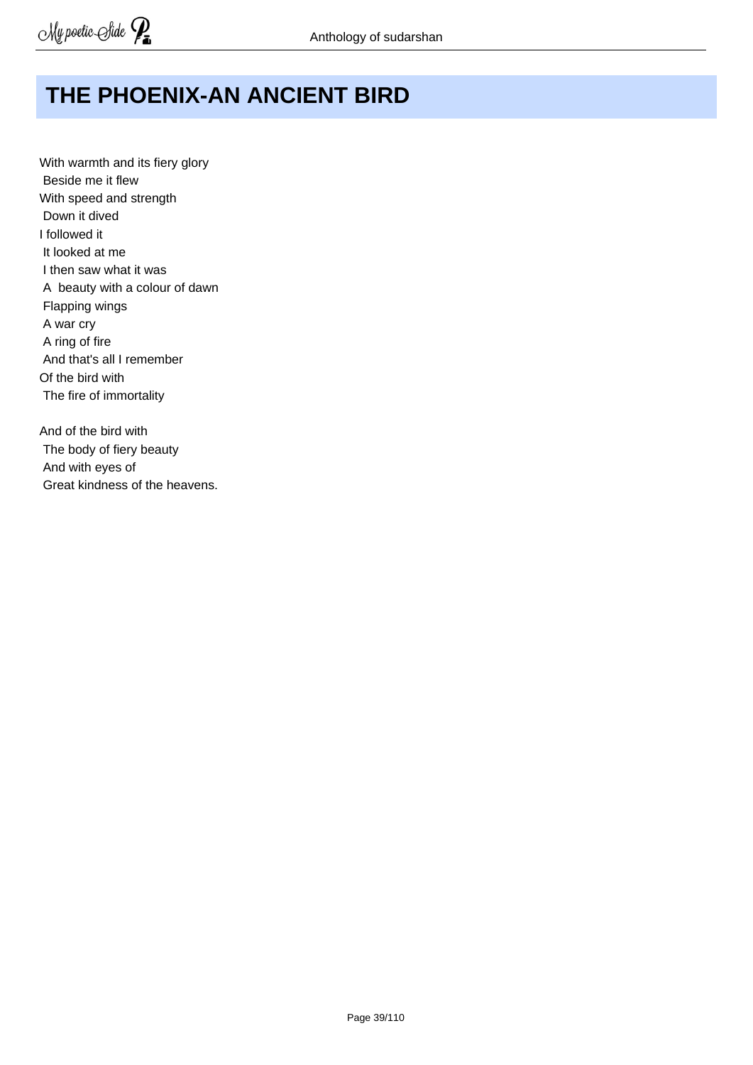# THE PHOENIX-AN ANCIENT BIRD

With warmth and its fiery glory  
Beside me it flew  
With speed and strength  
Down it dived  
I followed it  
It looked at me  
I then saw what it was  
A beauty with a colour of dawn  
Flapping wings  
A war cry  
A ring of fire  
And that's all I remember  
Of the bird with  
The fire of immortality

And of the bird with  
The body of fiery beauty  
And with eyes of  
Great kindness of the heavens.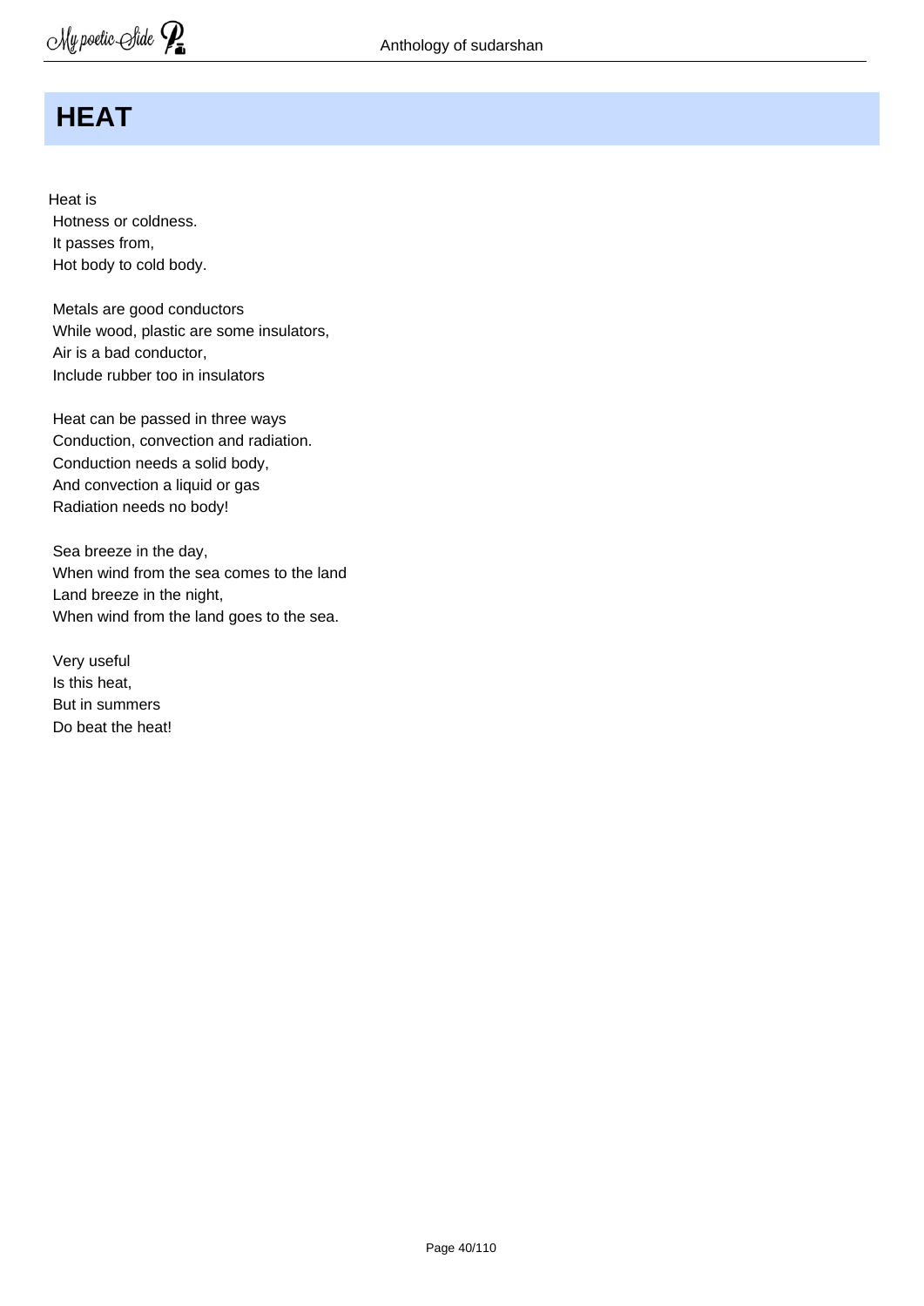# HEAT

Heat is  
Hotness or coldness.  
It passes from,  
Hot body to cold body.

Metals are good conductors  
While wood, plastic are some insulators,  
Air is a bad conductor,  
Include rubber too in insulators

Heat can be passed in three ways  
Conduction, convection and radiation.  
Conduction needs a solid body,  
And convection a liquid or gas  
Radiation needs no body!

Sea breeze in the day,  
When wind from the sea comes to the land  
Land breeze in the night,  
When wind from the land goes to the sea.

Very useful  
Is this heat,  
But in summers  
Do beat the heat!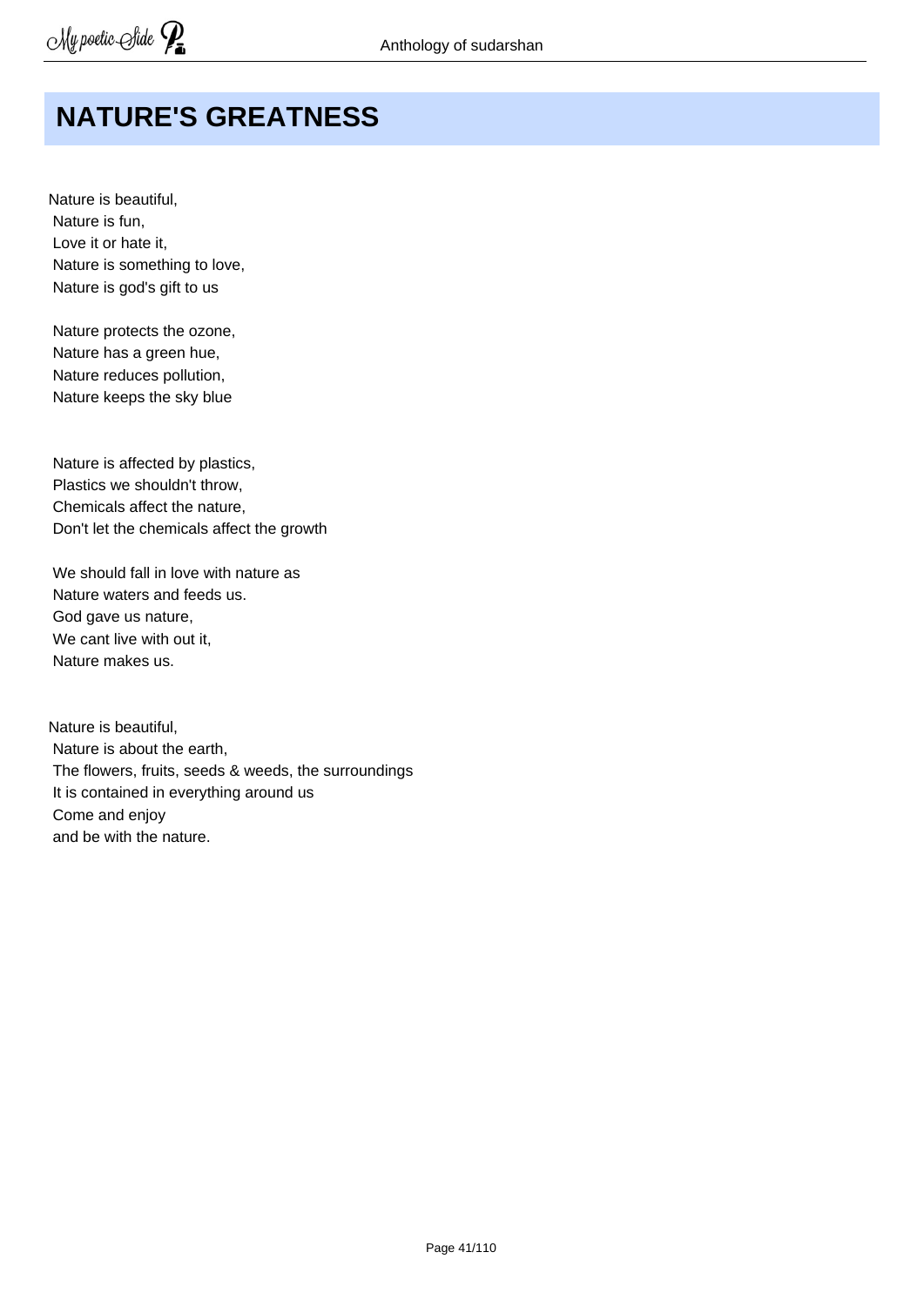# NATURE'S GREATNESS

Nature is beautiful,  
Nature is fun,  
Love it or hate it,  
Nature is something to love,  
Nature is god's gift to us

Nature protects the ozone,  
Nature has a green hue,  
Nature reduces pollution,  
Nature keeps the sky blue

Nature is affected by plastics,  
Plastics we shouldn't throw,  
Chemicals affect the nature,  
Don't let the chemicals affect the growth

We should fall in love with nature as  
Nature waters and feeds us.  
God gave us nature,  
We cant live with out it,  
Nature makes us.

Nature is beautiful,  
Nature is about the earth,  
The flowers, fruits, seeds & weeds, the surroundings  
It is contained in everything around us  
Come and enjoy  
and be with the nature.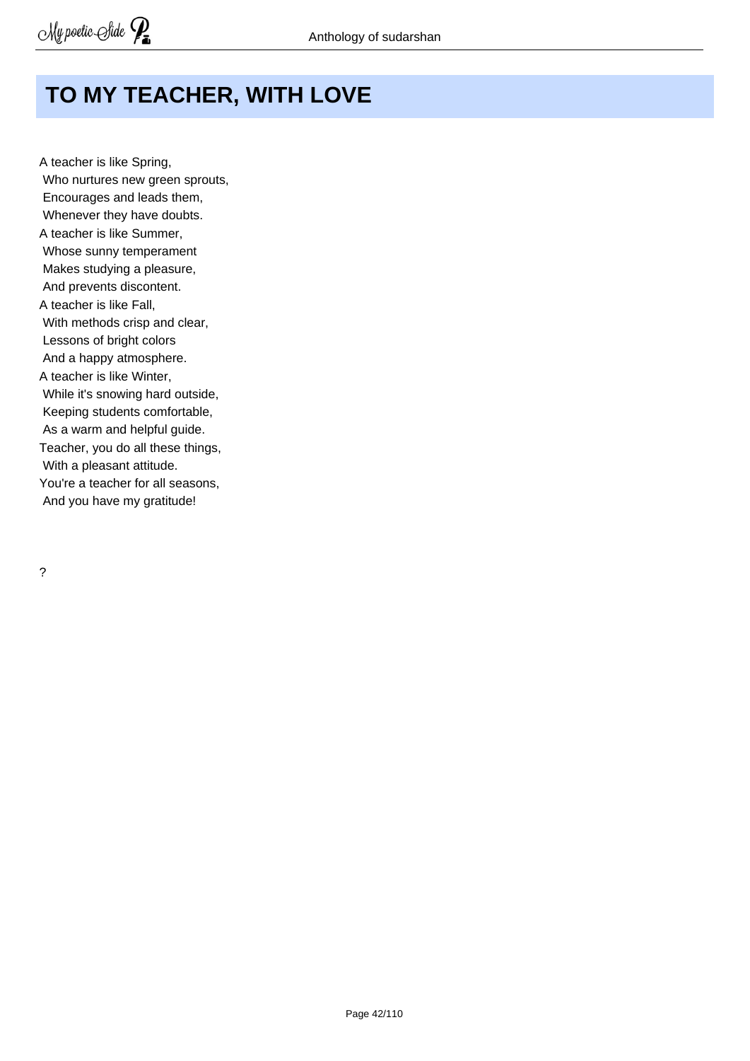# TO MY TEACHER, WITH LOVE

A teacher is like Spring,  
Who nurtures new green sprouts,  
Encourages and leads them,  
Whenever they have doubts.  
A teacher is like Summer,  
Whose sunny temperament  
Makes studying a pleasure,  
And prevents discontent.  
A teacher is like Fall,  
With methods crisp and clear,  
Lessons of bright colors  
And a happy atmosphere.  
A teacher is like Winter,  
While it's snowing hard outside,  
Keeping students comfortable,  
As a warm and helpful guide.  
Teacher, you do all these things,  
With a pleasant attitude.  
You're a teacher for all seasons,  
And you have my gratitude!

?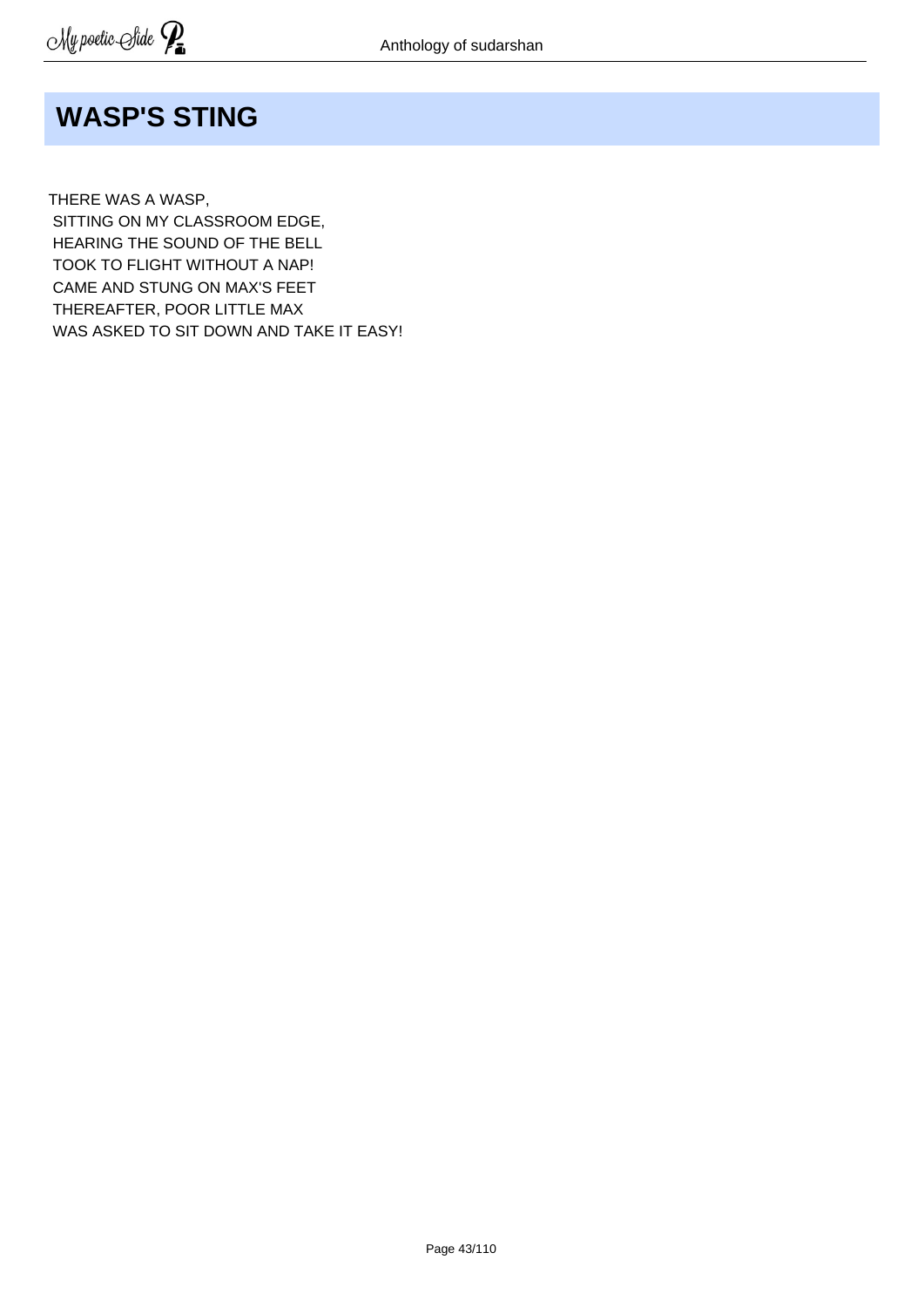# WASP'S STING

THERE WAS A WASP,  
SITTING ON MY CLASSROOM EDGE,  
HEARING THE SOUND OF THE BELL  
TOOK TO FLIGHT WITHOUT A NAP!  
CAME AND STUNG ON MAX'S FEET  
THEREAFTER, POOR LITTLE MAX  
WAS ASKED TO SIT DOWN AND TAKE IT EASY!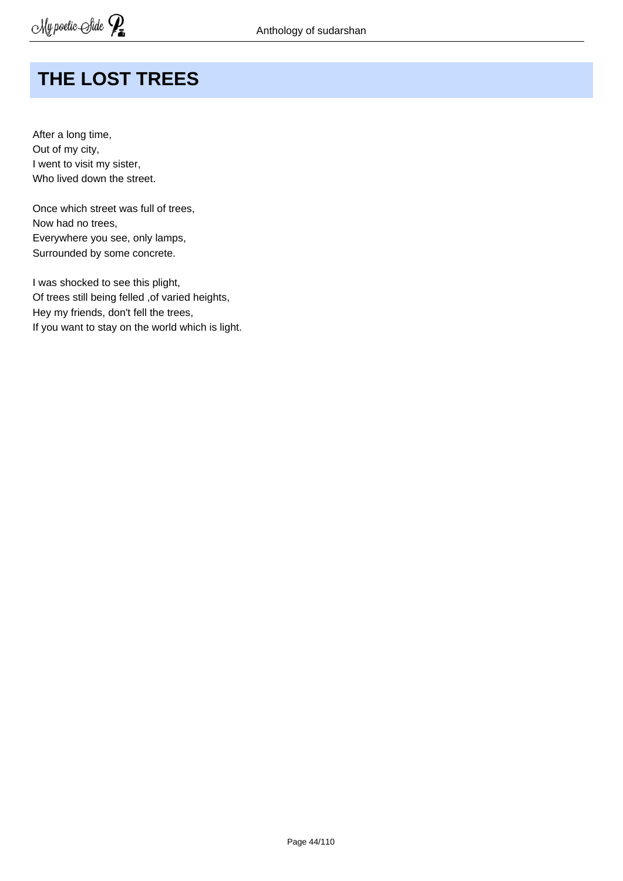# THE LOST TREES

After a long time,  
Out of my city,  
I went to visit my sister,  
Who lived down the street.

Once which street was full of trees,  
Now had no trees,  
Everywhere you see, only lamps,  
Surrounded by some concrete.

I was shocked to see this plight,  
Of trees still being felled ,of varied heights,  
Hey my friends, don't fell the trees,  
If you want to stay on the world which is light.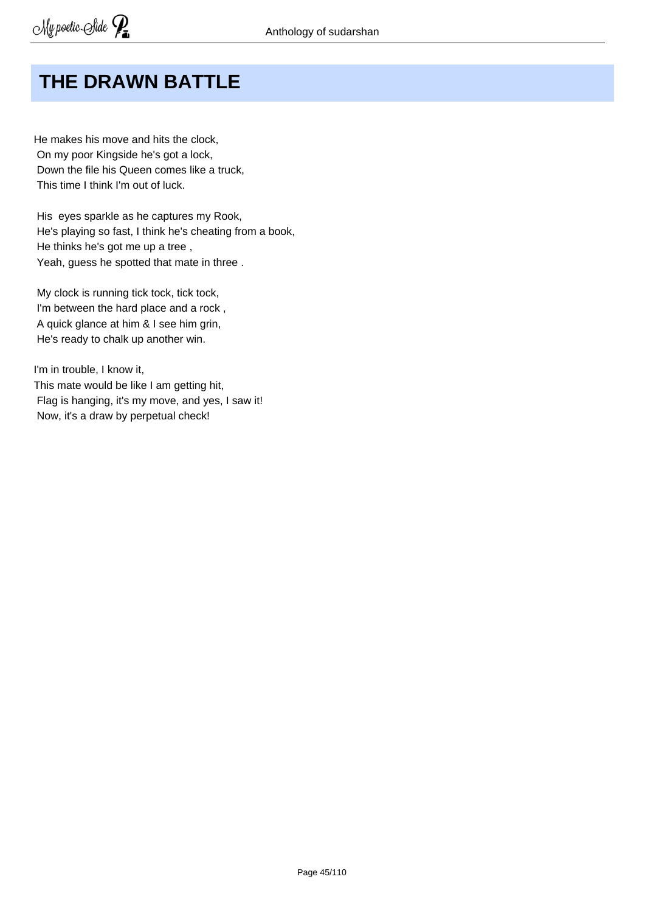## THE DRAWN BATTLE

He makes his move and hits the clock,  
On my poor Kingside he's got a lock,  
Down the file his Queen comes like a truck,  
This time I think I'm out of luck.

His eyes sparkle as he captures my Rook,  
He's playing so fast, I think he's cheating from a book,  
He thinks he's got me up a tree ,  
Yeah, guess he spotted that mate in three .

My clock is running tick tock, tick tock,  
I'm between the hard place and a rock ,  
A quick glance at him & I see him grin,  
He's ready to chalk up another win.

I'm in trouble, I know it,  
This mate would be like I am getting hit,  
Flag is hanging, it's my move, and yes, I saw it!  
Now, it's a draw by perpetual check!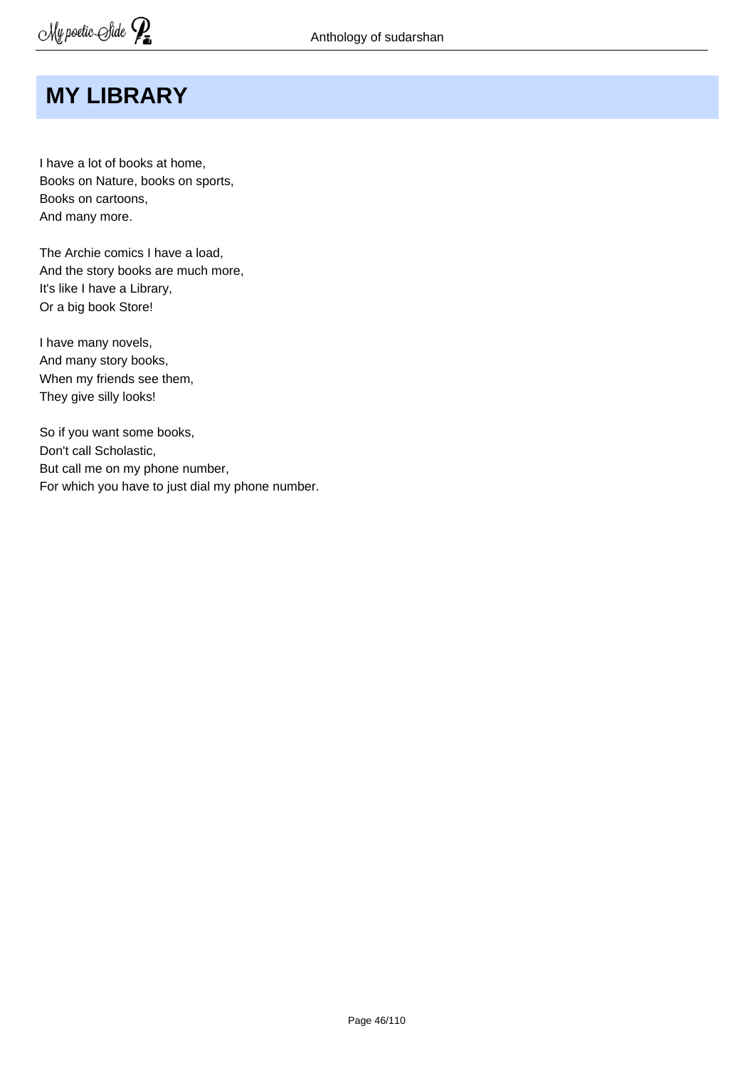# MY LIBRARY

I have a lot of books at home,
Books on Nature, books on sports,
Books on cartoons,
And many more.

The Archie comics I have a load,
And the story books are much more,
It's like I have a Library,
Or a big book Store!

I have many novels,
And many story books,
When my friends see them,
They give silly looks!

So if you want some books,
Don't call Scholastic,
But call me on my phone number,
For which you have to just dial my phone number.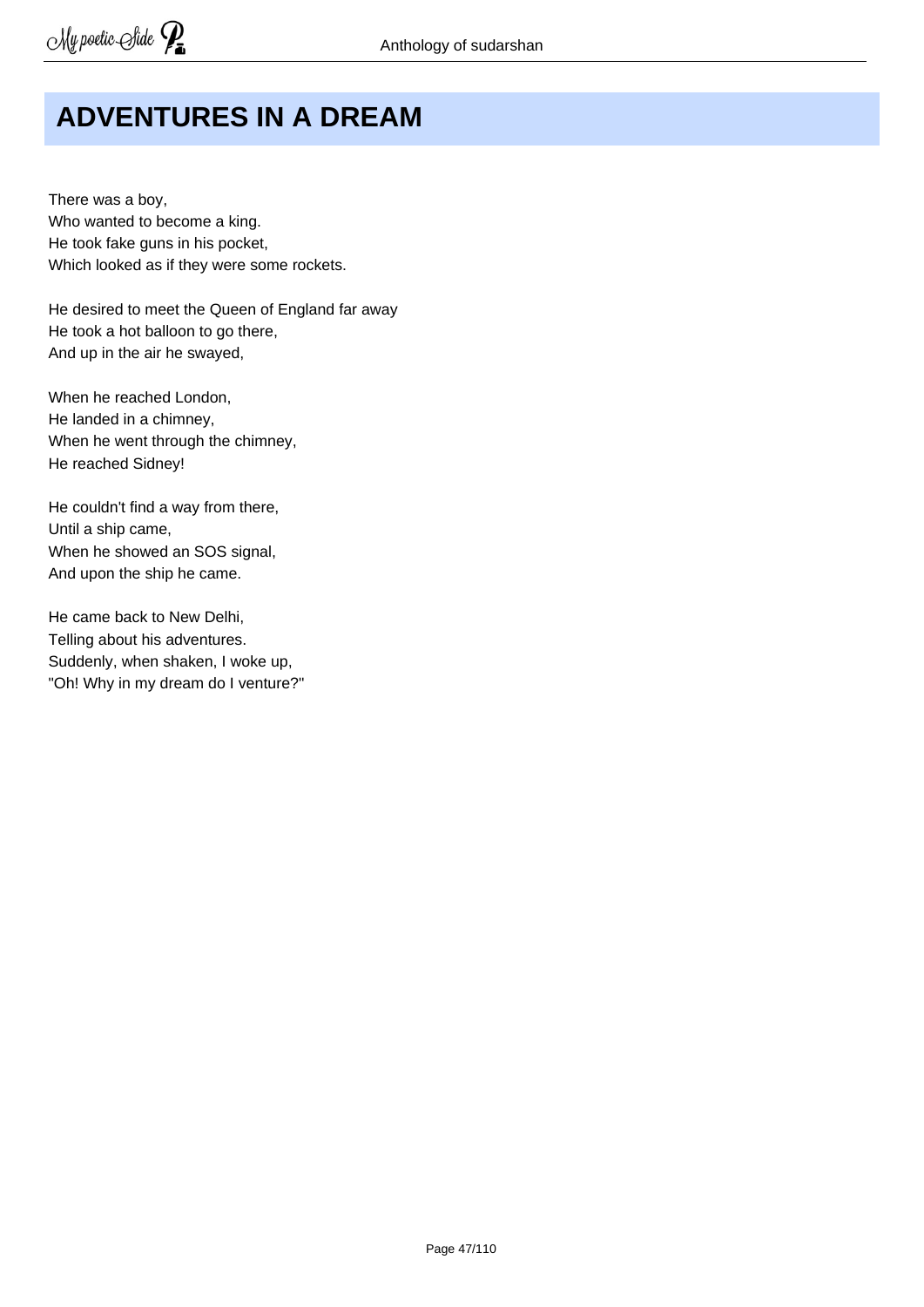# ADVENTURES IN A DREAM

There was a boy,  
Who wanted to become a king.  
He took fake guns in his pocket,  
Which looked as if they were some rockets.

He desired to meet the Queen of England far away  
He took a hot balloon to go there,  
And up in the air he swayed,

When he reached London,  
He landed in a chimney,  
When he went through the chimney,  
He reached Sidney!

He couldn't find a way from there,  
Until a ship came,  
When he showed an SOS signal,  
And upon the ship he came.

He came back to New Delhi,  
Telling about his adventures.  
Suddenly, when shaken, I woke up,  
"Oh! Why in my dream do I venture?"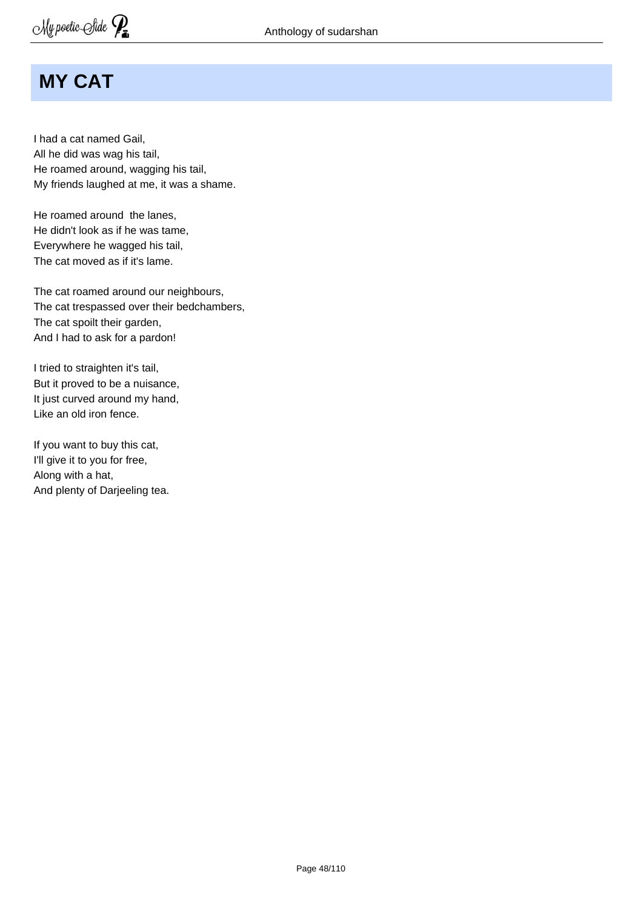# MY CAT

I had a cat named Gail,  
All he did was wag his tail,  
He roamed around, wagging his tail,  
My friends laughed at me, it was a shame.

He roamed around  the lanes,  
He didn't look as if he was tame,  
Everywhere he wagged his tail,  
The cat moved as if it's lame.

The cat roamed around our neighbours,  
The cat trespassed over their bedchambers,  
The cat spoilt their garden,  
And I had to ask for a pardon!

I tried to straighten it's tail,  
But it proved to be a nuisance,  
It just curved around my hand,  
Like an old iron fence.

If you want to buy this cat,  
I'll give it to you for free,  
Along with a hat,  
And plenty of Darjeeling tea.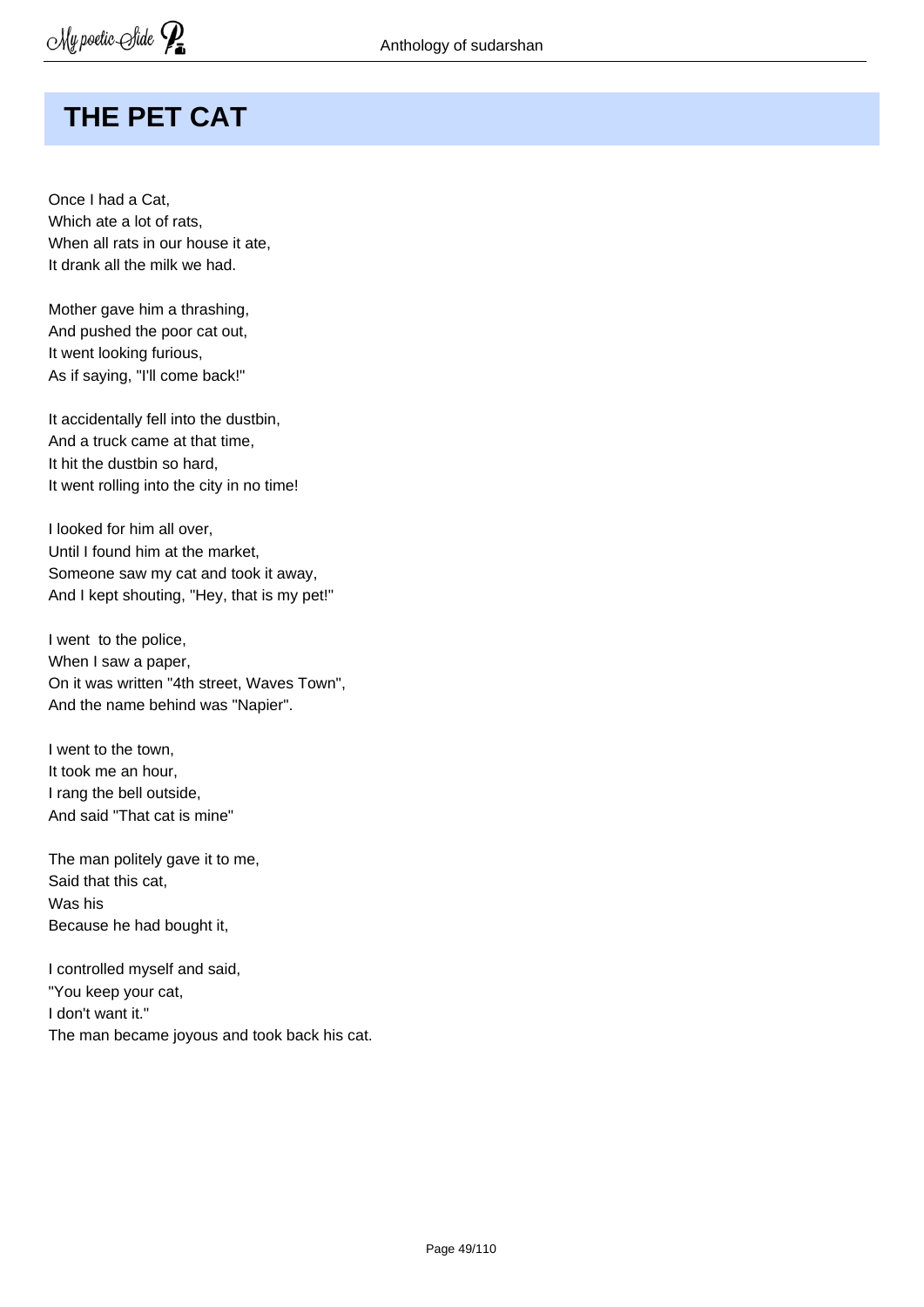# THE PET CAT

Once I had a Cat,
Which ate a lot of rats,
When all rats in our house it ate,
It drank all the milk we had.

Mother gave him a thrashing,
And pushed the poor cat out,
It went looking furious,
As if saying, "I'll come back!"

It accidentally fell into the dustbin,
And a truck came at that time,
It hit the dustbin so hard,
It went rolling into the city in no time!

I looked for him all over,
Until I found him at the market,
Someone saw my cat and took it away,
And I kept shouting, "Hey, that is my pet!"

I went  to the police,
When I saw a paper,
On it was written "4th street, Waves Town",
And the name behind was "Napier".

I went to the town,
It took me an hour,
I rang the bell outside,
And said "That cat is mine"

The man politely gave it to me,
Said that this cat,
Was his
Because he had bought it,

I controlled myself and said,
"You keep your cat,
I don't want it."
The man became joyous and took back his cat.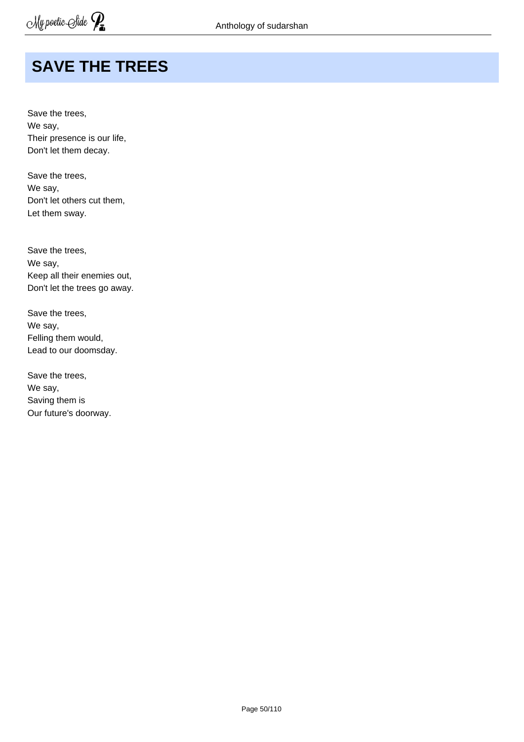# SAVE THE TREES

Save the trees,  
We say,  
Their presence is our life,  
Don't let them decay.

Save the trees,  
We say,  
Don't let others cut them,  
Let them sway.

Save the trees,  
We say,  
Keep all their enemies out,  
Don't let the trees go away.

Save the trees,  
We say,  
Felling them would,  
Lead to our doomsday.

Save the trees,  
We say,  
Saving them is  
Our future's doorway.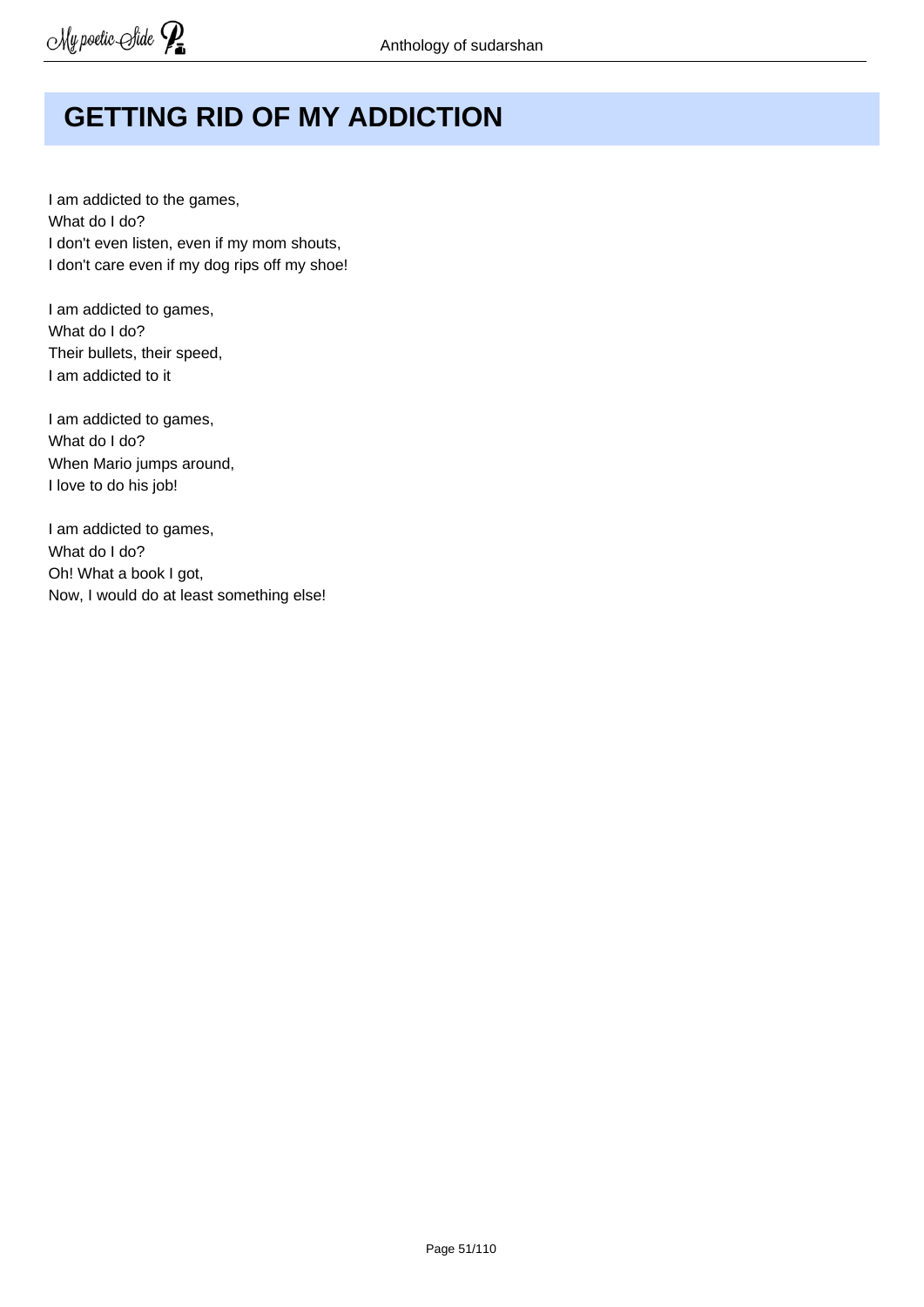# GETTING RID OF MY ADDICTION

I am addicted to the games,  
What do I do?  
I don't even listen, even if my mom shouts,  
I don't care even if my dog rips off my shoe!

I am addicted to games,  
What do I do?  
Their bullets, their speed,  
I am addicted to it

I am addicted to games,  
What do I do?  
When Mario jumps around,  
I love to do his job!

I am addicted to games,  
What do I do?  
Oh! What a book I got,  
Now, I would do at least something else!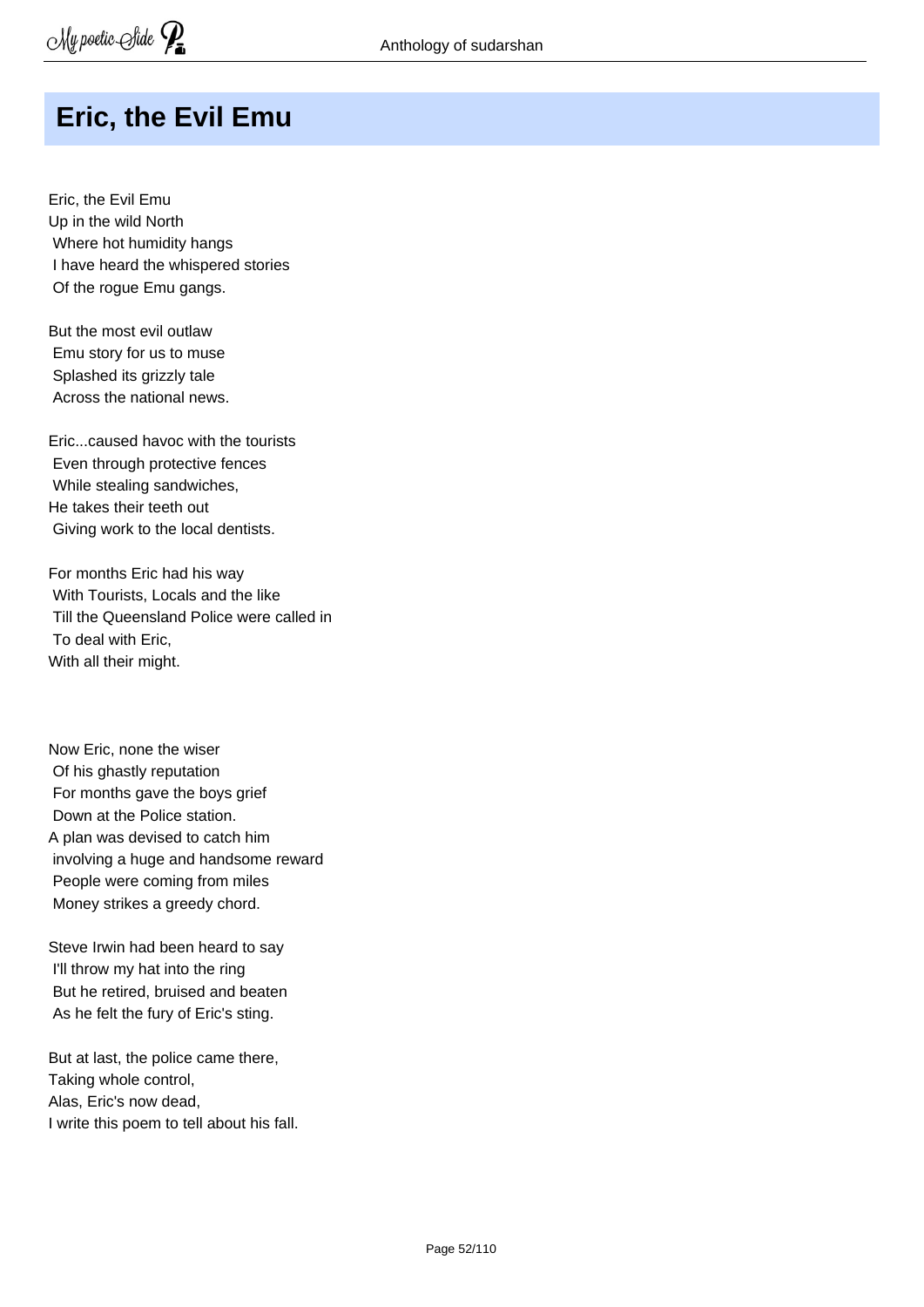# Eric, the Evil Emu

Eric, the Evil Emu
Up in the wild North
Where hot humidity hangs
I have heard the whispered stories
Of the rogue Emu gangs.

But the most evil outlaw
Emu story for us to muse
Splashed its grizzly tale
Across the national news.

Eric...caused havoc with the tourists
Even through protective fences
While stealing sandwiches,
He takes their teeth out
Giving work to the local dentists.

For months Eric had his way
With Tourists, Locals and the like
Till the Queensland Police were called in
To deal with Eric,
With all their might.

Now Eric, none the wiser
Of his ghastly reputation
For months gave the boys grief
Down at the Police station.
A plan was devised to catch him
involving a huge and handsome reward
People were coming from miles
Money strikes a greedy chord.

Steve Irwin had been heard to say
I'll throw my hat into the ring
But he retired, bruised and beaten
As he felt the fury of Eric's sting.

But at last, the police came there,
Taking whole control,
Alas, Eric's now dead,
I write this poem to tell about his fall.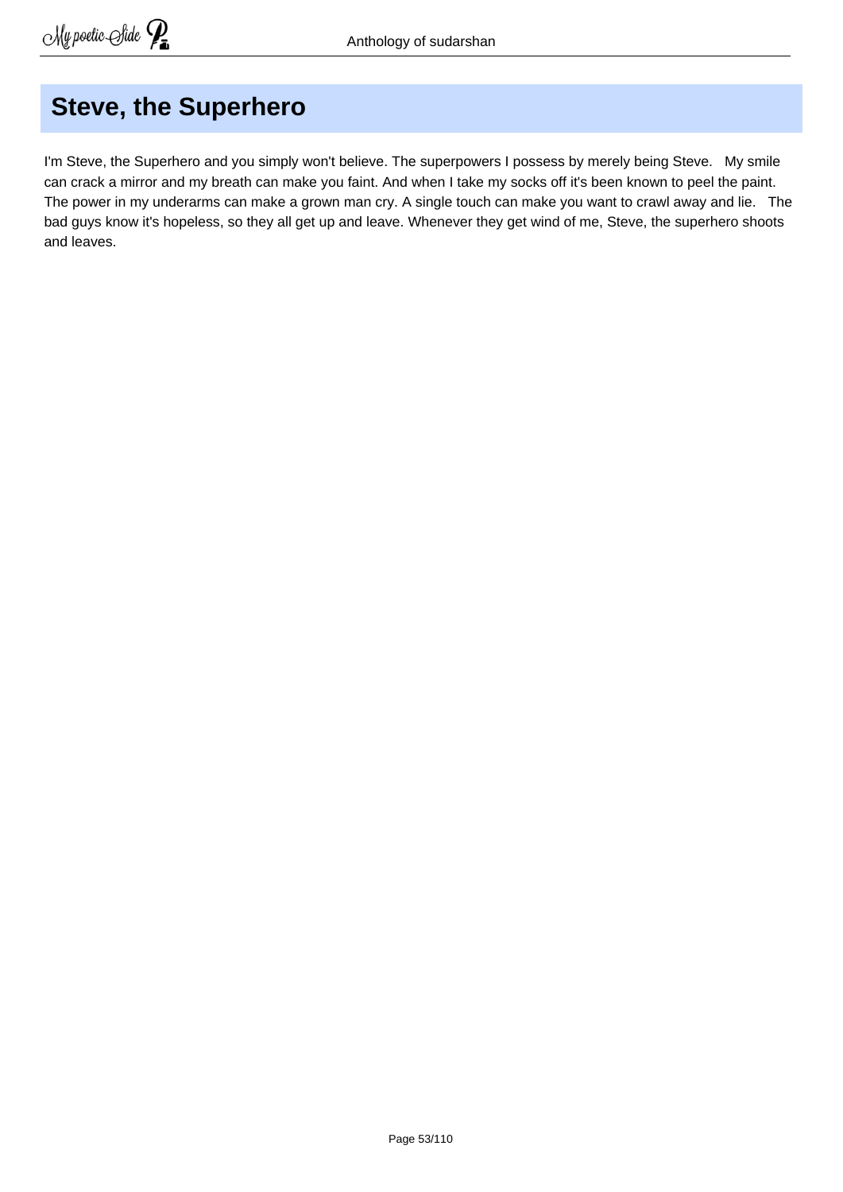## Steve, the Superhero

I'm Steve, the Superhero and you simply won't believe. The superpowers I possess by merely being Steve.   My smile can crack a mirror and my breath can make you faint. And when I take my socks off it's been known to peel the paint. The power in my underarms can make a grown man cry. A single touch can make you want to crawl away and lie.   The bad guys know it's hopeless, so they all get up and leave. Whenever they get wind of me, Steve, the superhero shoots and leaves.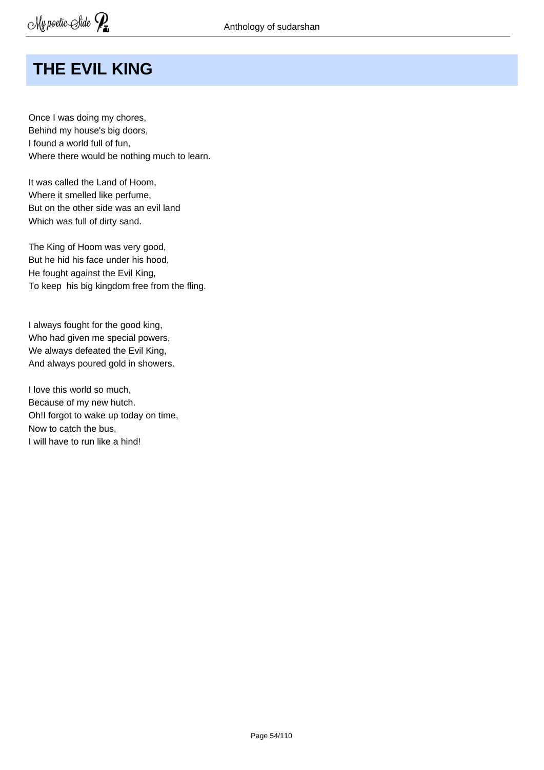# THE EVIL KING

Once I was doing my chores,  
Behind my house's big doors,  
I found a world full of fun,  
Where there would be nothing much to learn.

It was called the Land of Hoom,  
Where it smelled like perfume,  
But on the other side was an evil land  
Which was full of dirty sand.

The King of Hoom was very good,  
But he hid his face under his hood,  
He fought against the Evil King,  
To keep  his big kingdom free from the fling.

I always fought for the good king,  
Who had given me special powers,  
We always defeated the Evil King,  
And always poured gold in showers.

I love this world so much,  
Because of my new hutch.  
Oh!I forgot to wake up today on time,  
Now to catch the bus,  
I will have to run like a hind!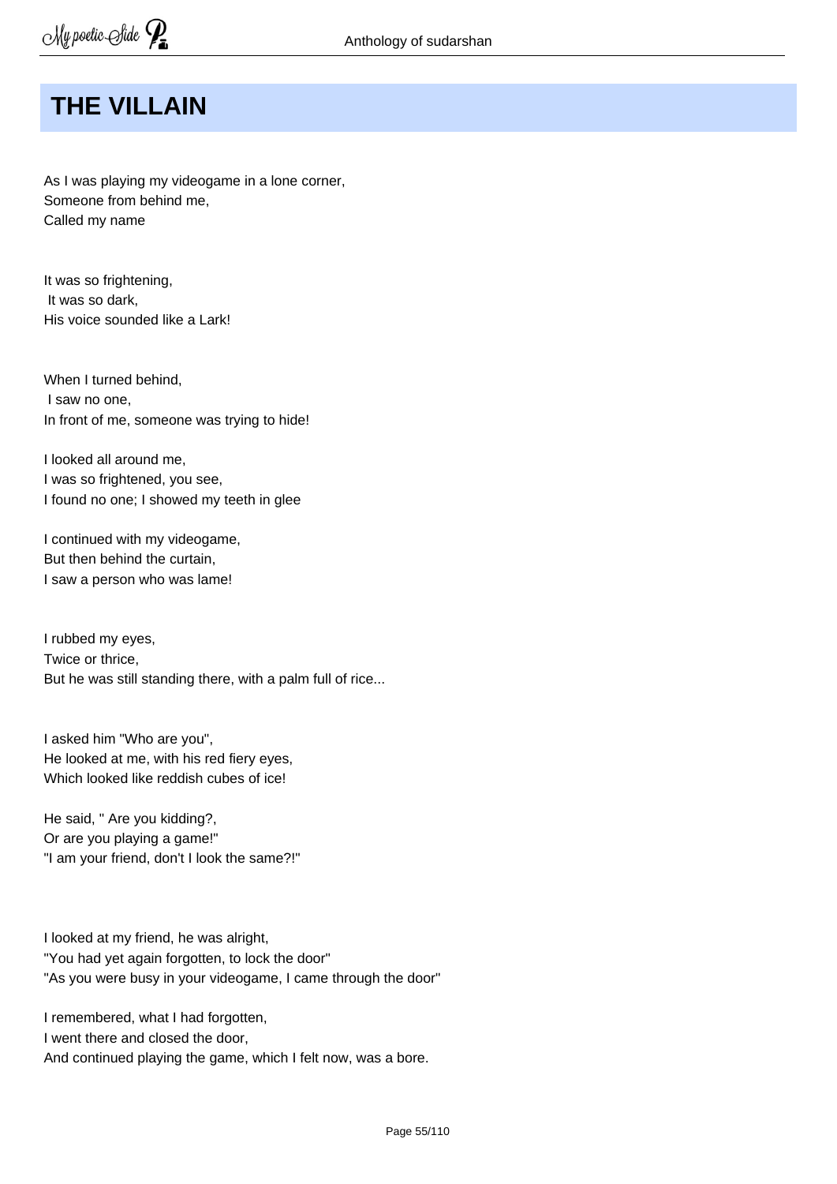# THE VILLAIN

As I was playing my videogame in a lone corner,  
Someone from behind me,  
Called my name

It was so frightening,  
It was so dark,  
His voice sounded like a Lark!

When I turned behind,  
I saw no one,  
In front of me, someone was trying to hide!

I looked all around me,  
I was so frightened, you see,  
I found no one; I showed my teeth in glee

I continued with my videogame,  
But then behind the curtain,  
I saw a person who was lame!

I rubbed my eyes,  
Twice or thrice,  
But he was still standing there, with a palm full of rice...

I asked him "Who are you",  
He looked at me, with his red fiery eyes,  
Which looked like reddish cubes of ice!

He said, " Are you kidding?,  
Or are you playing a game!"  
"I am your friend, don't I look the same?!"

I looked at my friend, he was alright,  
"You had yet again forgotten, to lock the door"  
"As you were busy in your videogame, I came through the door"

I remembered, what I had forgotten,  
I went there and closed the door,  
And continued playing the game, which I felt now, was a bore.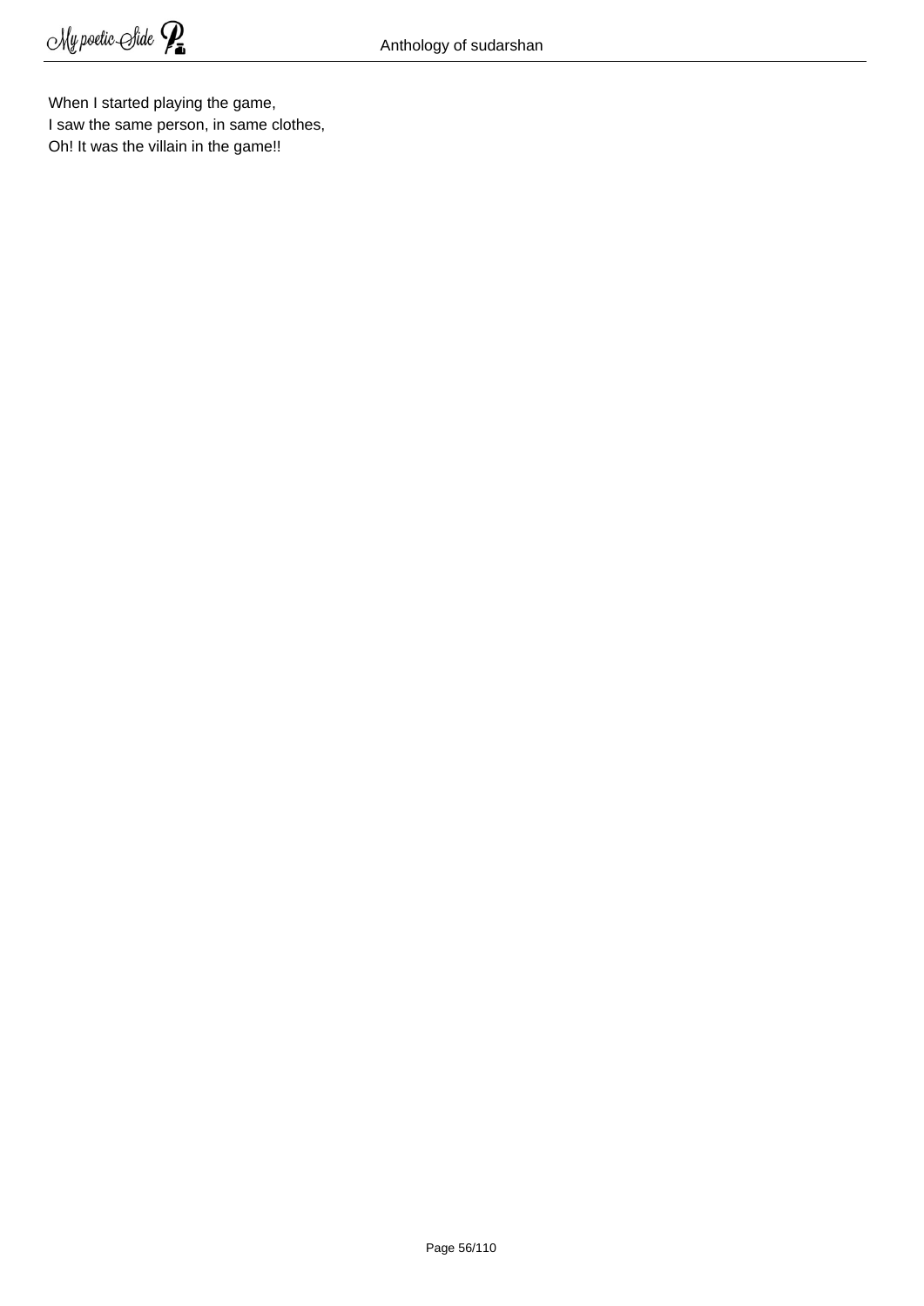When I started playing the game,  
I saw the same person, in same clothes,  
Oh! It was the villain in the game!!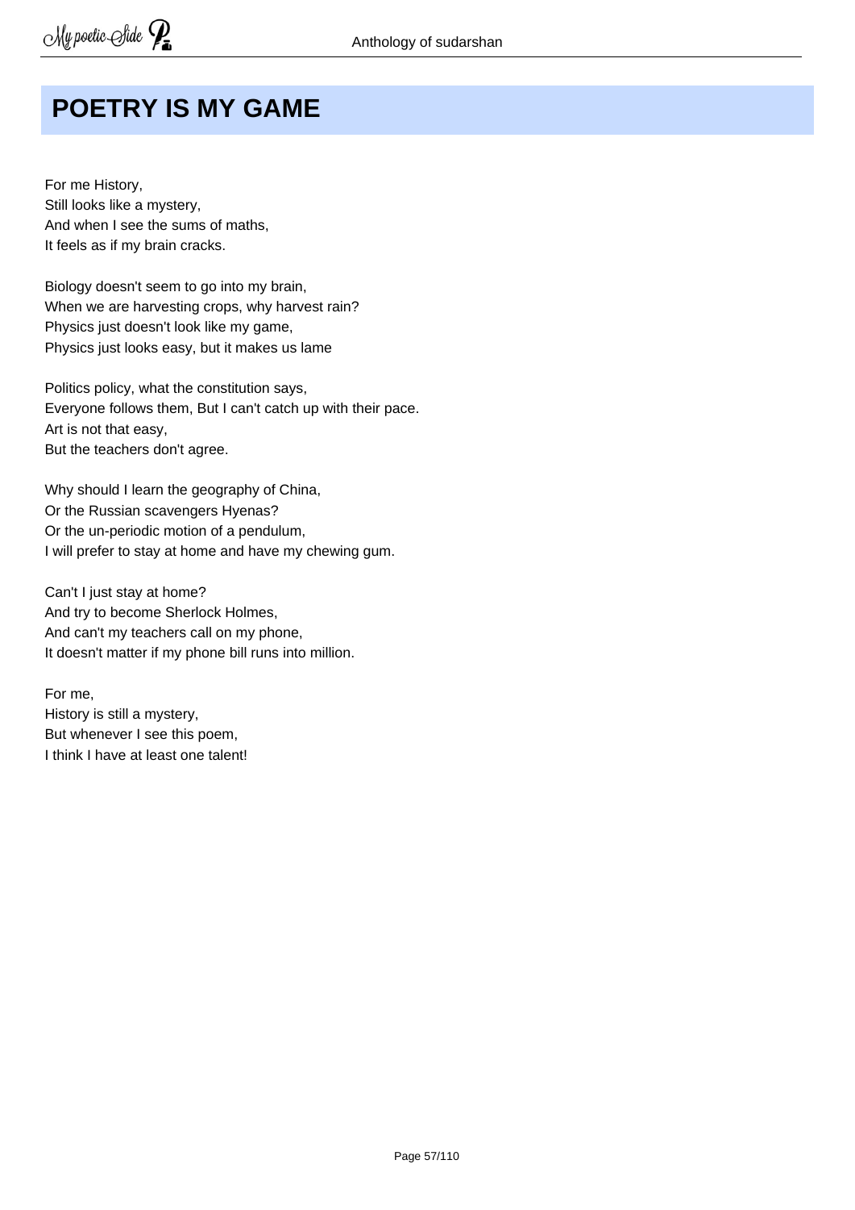# POETRY IS MY GAME

For me History,  
Still looks like a mystery,  
And when I see the sums of maths,  
It feels as if my brain cracks.

Biology doesn't seem to go into my brain,  
When we are harvesting crops, why harvest rain?  
Physics just doesn't look like my game,  
Physics just looks easy, but it makes us lame

Politics policy, what the constitution says,  
Everyone follows them, But I can't catch up with their pace.  
Art is not that easy,  
But the teachers don't agree.

Why should I learn the geography of China,  
Or the Russian scavengers Hyenas?  
Or the un-periodic motion of a pendulum,  
I will prefer to stay at home and have my chewing gum.

Can't I just stay at home?  
And try to become Sherlock Holmes,  
And can't my teachers call on my phone,  
It doesn't matter if my phone bill runs into million.

For me,  
History is still a mystery,  
But whenever I see this poem,  
I think I have at least one talent!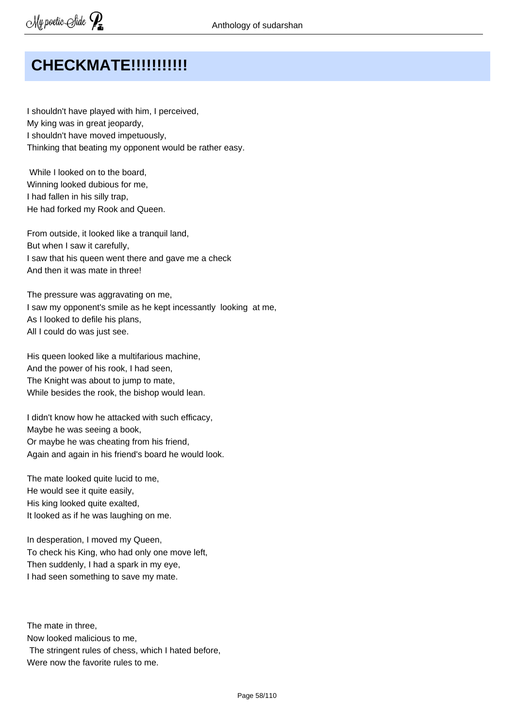# CHECKMATE!!!!!!!!!!

I shouldn't have played with him, I perceived,  
My king was in great jeopardy,  
I shouldn't have moved impetuously,  
Thinking that beating my opponent would be rather easy.

While I looked on to the board,  
Winning looked dubious for me,  
I had fallen in his silly trap,  
He had forked my Rook and Queen.

From outside, it looked like a tranquil land,  
But when I saw it carefully,  
I saw that his queen went there and gave me a check  
And then it was mate in three!

The pressure was aggravating on me,  
I saw my opponent's smile as he kept incessantly looking at me,  
As I looked to defile his plans,  
All I could do was just see.

His queen looked like a multifarious machine,  
And the power of his rook, I had seen,  
The Knight was about to jump to mate,  
While besides the rook, the bishop would lean.

I didn't know how he attacked with such efficacy,  
Maybe he was seeing a book,  
Or maybe he was cheating from his friend,  
Again and again in his friend's board he would look.

The mate looked quite lucid to me,  
He would see it quite easily,  
His king looked quite exalted,  
It looked as if he was laughing on me.

In desperation, I moved my Queen,  
To check his King, who had only one move left,  
Then suddenly, I had a spark in my eye,  
I had seen something to save my mate.

The mate in three,  
Now looked malicious to me,  
The stringent rules of chess, which I hated before,  
Were now the favorite rules to me.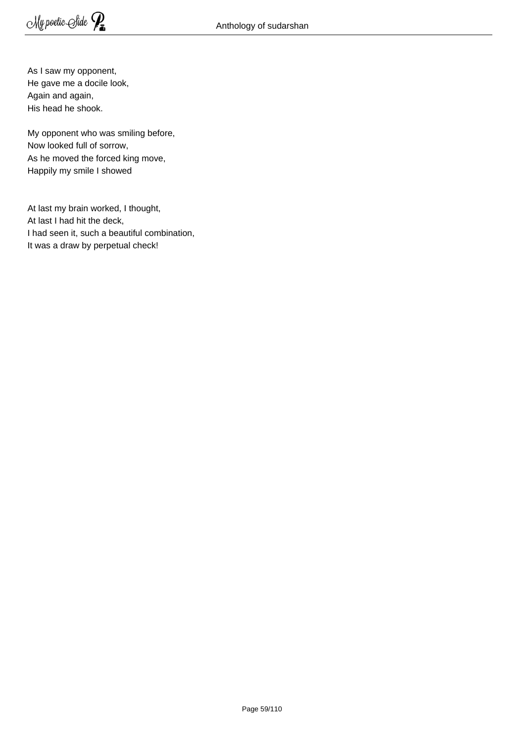As I saw my opponent,  
He gave me a docile look,  
Again and again,  
His head he shook.

My opponent who was smiling before,  
Now looked full of sorrow,  
As he moved the forced king move,  
Happily my smile I showed

At last my brain worked, I thought,  
At last I had hit the deck,  
I had seen it, such a beautiful combination,  
It was a draw by perpetual check!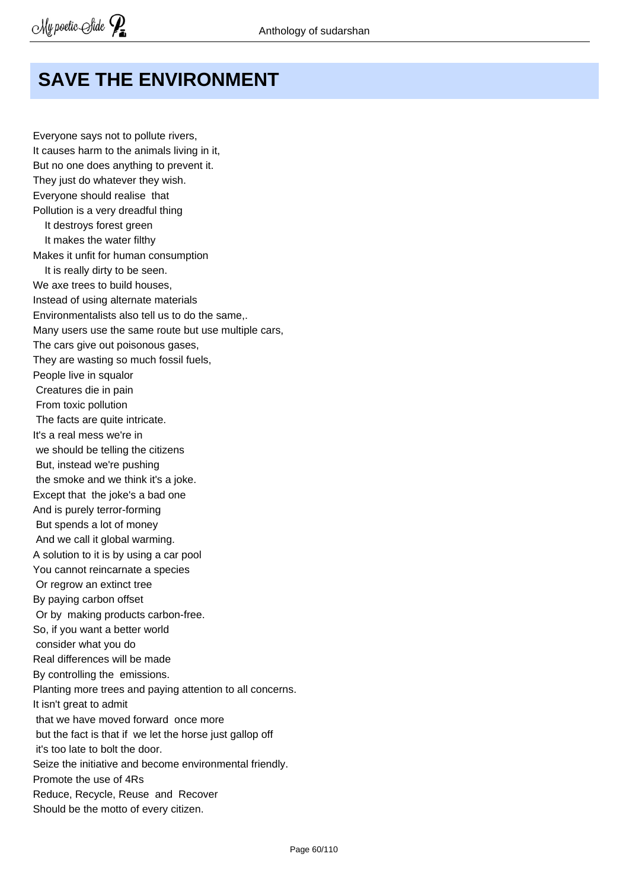# SAVE THE ENVIRONMENT

Everyone says not to pollute rivers,
It causes harm to the animals living in it,
But no one does anything to prevent it.
They just do whatever they wish.
Everyone should realise that
Pollution is a very dreadful thing
It destroys forest green
It makes the water filthy
Makes it unfit for human consumption
It is really dirty to be seen.
We axe trees to build houses,
Instead of using alternate materials
Environmentalists also tell us to do the same,.
Many users use the same route but use multiple cars,
The cars give out poisonous gases,
They are wasting so much fossil fuels,
People live in squalor
Creatures die in pain
From toxic pollution
The facts are quite intricate.
It's a real mess we're in
we should be telling the citizens
But, instead we're pushing
the smoke and we think it's a joke.
Except that the joke's a bad one
And is purely terror-forming
But spends a lot of money
And we call it global warming.
A solution to it is by using a car pool
You cannot reincarnate a species
Or regrow an extinct tree
By paying carbon offset
Or by making products carbon-free.
So, if you want a better world
consider what you do
Real differences will be made
By controlling the emissions.
Planting more trees and paying attention to all concerns.
It isn't great to admit
that we have moved forward once more
but the fact is that if we let the horse just gallop off
it's too late to bolt the door.
Seize the initiative and become environmental friendly.
Promote the use of 4Rs
Reduce, Recycle, Reuse and Recover
Should be the motto of every citizen.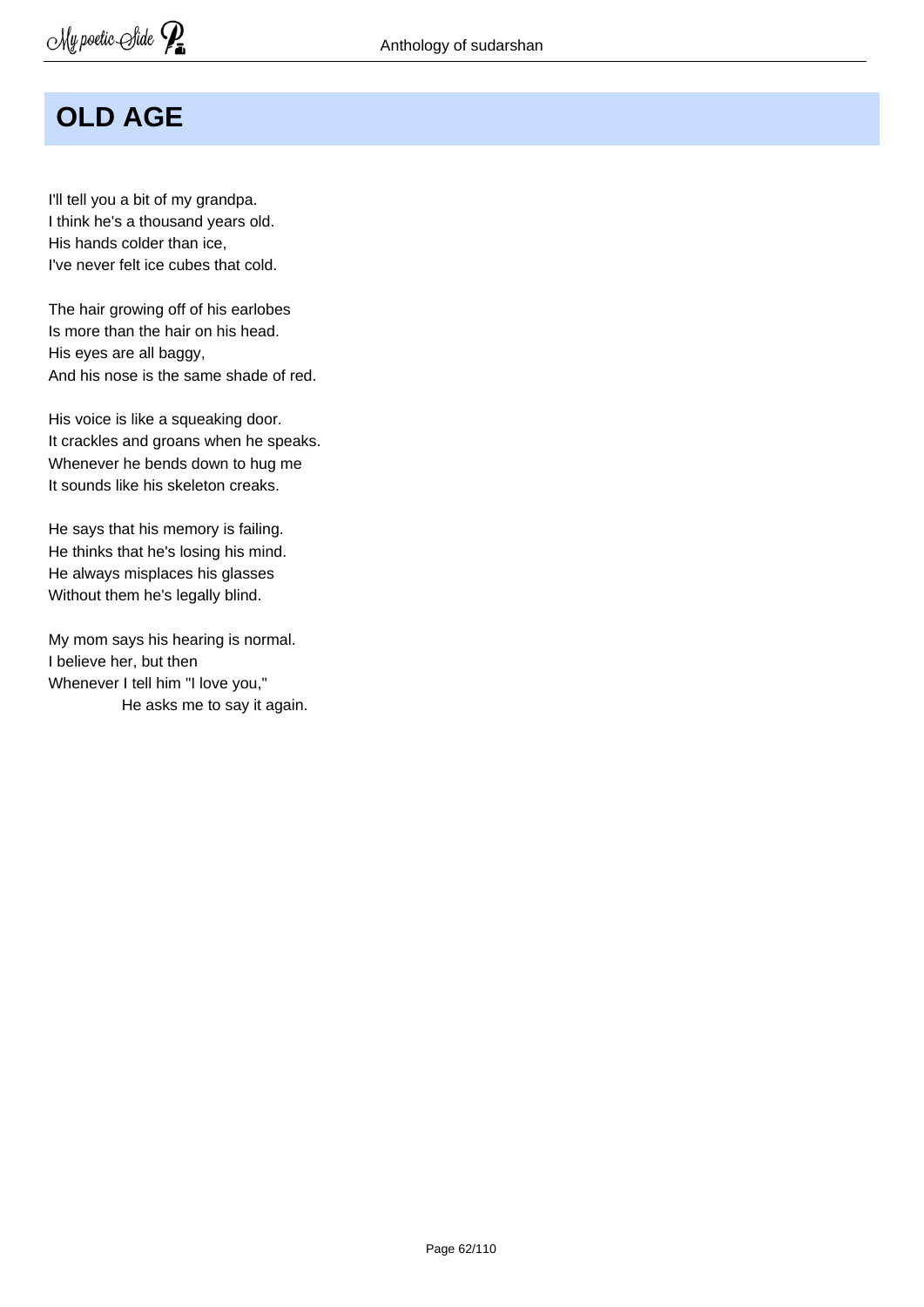# OLD AGE

I'll tell you a bit of my grandpa.  
I think he's a thousand years old.  
His hands colder than ice,  
I've never felt ice cubes that cold.

The hair growing off of his earlobes  
Is more than the hair on his head.  
His eyes are all baggy,  
And his nose is the same shade of red.

His voice is like a squeaking door.  
It crackles and groans when he speaks.  
Whenever he bends down to hug me  
It sounds like his skeleton creaks.

He says that his memory is failing.  
He thinks that he's losing his mind.  
He always misplaces his glasses  
Without them he's legally blind.

My mom says his hearing is normal.  
I believe her, but then  
Whenever I tell him "I love you,"  
He asks me to say it again.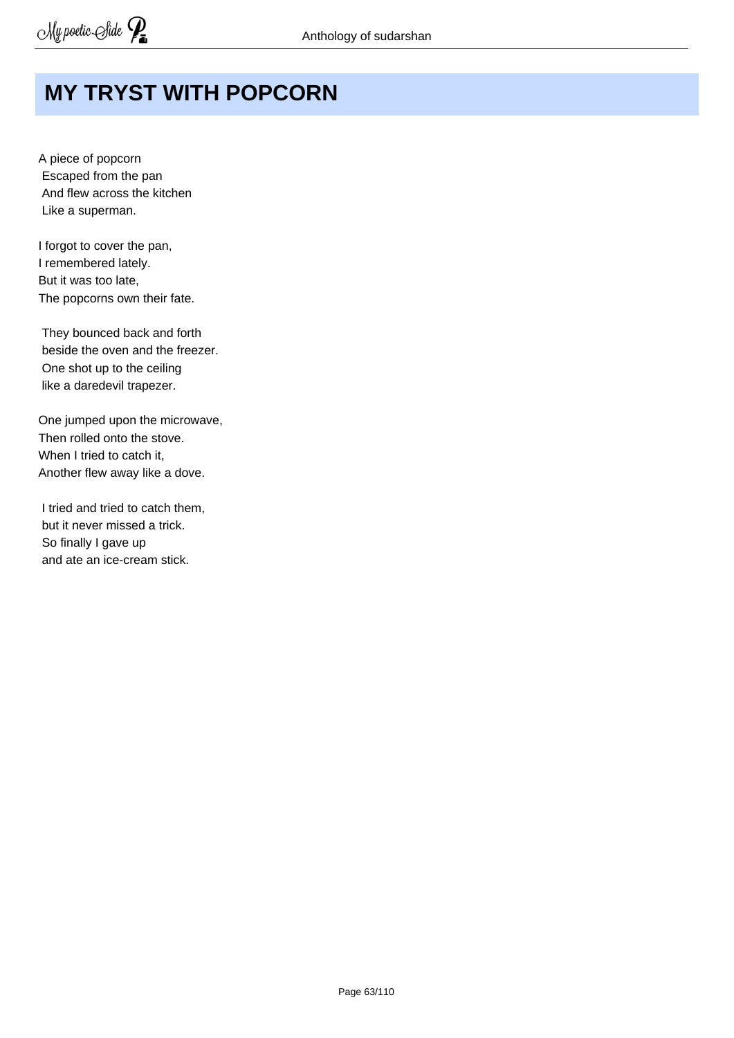# MY TRYST WITH POPCORN

A piece of popcorn
Escaped from the pan
And flew across the kitchen
Like a superman.

I forgot to cover the pan,
I remembered lately.
But it was too late,
The popcorns own their fate.

They bounced back and forth
beside the oven and the freezer.
One shot up to the ceiling
like a daredevil trapezer.

One jumped upon the microwave,
Then rolled onto the stove.
When I tried to catch it,
Another flew away like a dove.

I tried and tried to catch them,
but it never missed a trick.
So finally I gave up
and ate an ice-cream stick.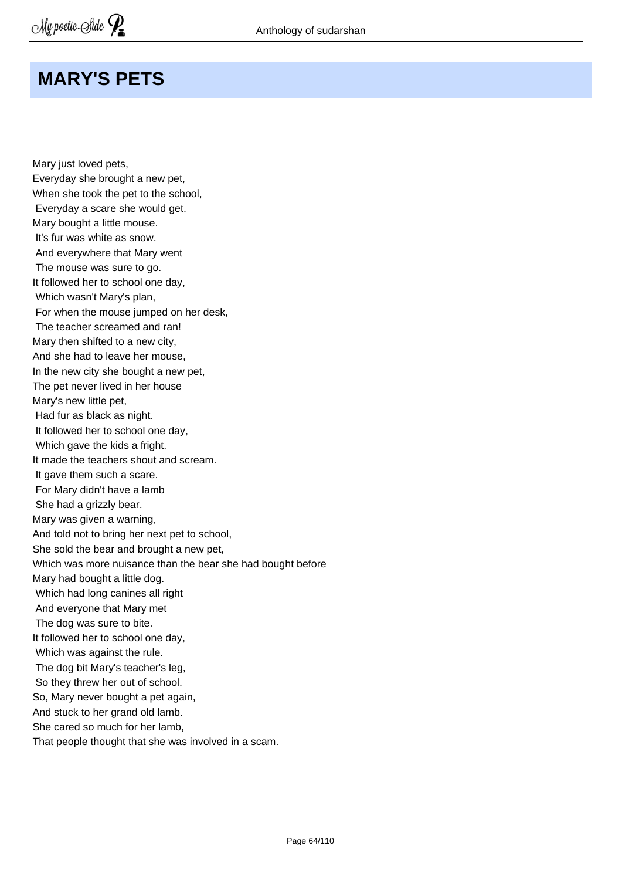# MARY'S PETS

Mary just loved pets,  
Everyday she brought a new pet,  
When she took the pet to the school,  
Everyday a scare she would get.  
Mary bought a little mouse.  
It's fur was white as snow.  
And everywhere that Mary went  
The mouse was sure to go.  
It followed her to school one day,  
Which wasn't Mary's plan,  
For when the mouse jumped on her desk,  
The teacher screamed and ran!  
Mary then shifted to a new city,  
And she had to leave her mouse,  
In the new city she bought a new pet,  
The pet never lived in her house  
Mary's new little pet,  
Had fur as black as night.  
It followed her to school one day,  
Which gave the kids a fright.  
It made the teachers shout and scream.  
It gave them such a scare.  
For Mary didn't have a lamb  
She had a grizzly bear.  
Mary was given a warning,  
And told not to bring her next pet to school,  
She sold the bear and brought a new pet,  
Which was more nuisance than the bear she had bought before  
Mary had bought a little dog.  
Which had long canines all right  
And everyone that Mary met  
The dog was sure to bite.  
It followed her to school one day,  
Which was against the rule.  
The dog bit Mary's teacher's leg,  
So they threw her out of school.  
So, Mary never bought a pet again,  
And stuck to her grand old lamb.  
She cared so much for her lamb,  
That people thought that she was involved in a scam.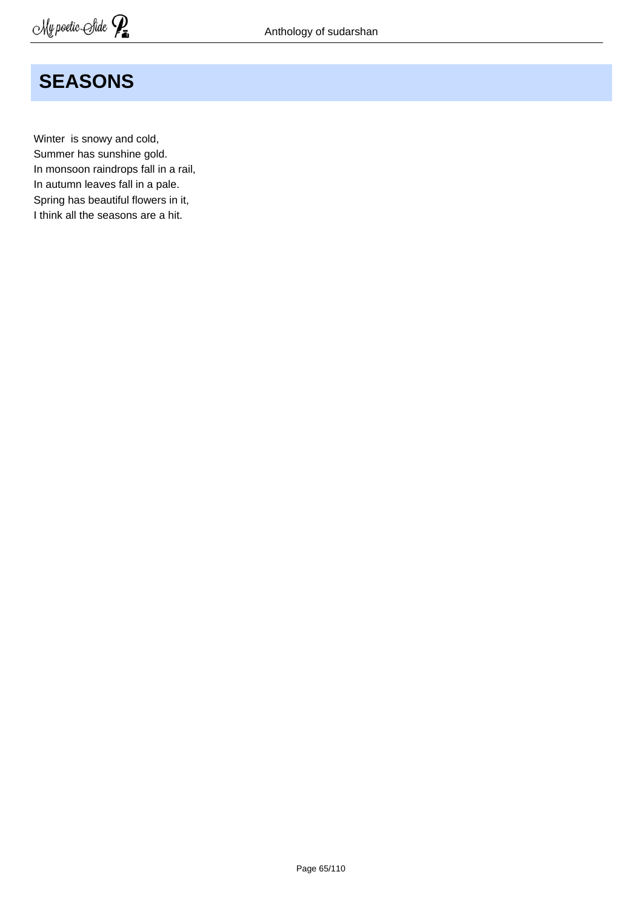# SEASONS

Winter is snowy and cold,  
Summer has sunshine gold.  
In monsoon raindrops fall in a rail,  
In autumn leaves fall in a pale.  
Spring has beautiful flowers in it,  
I think all the seasons are a hit.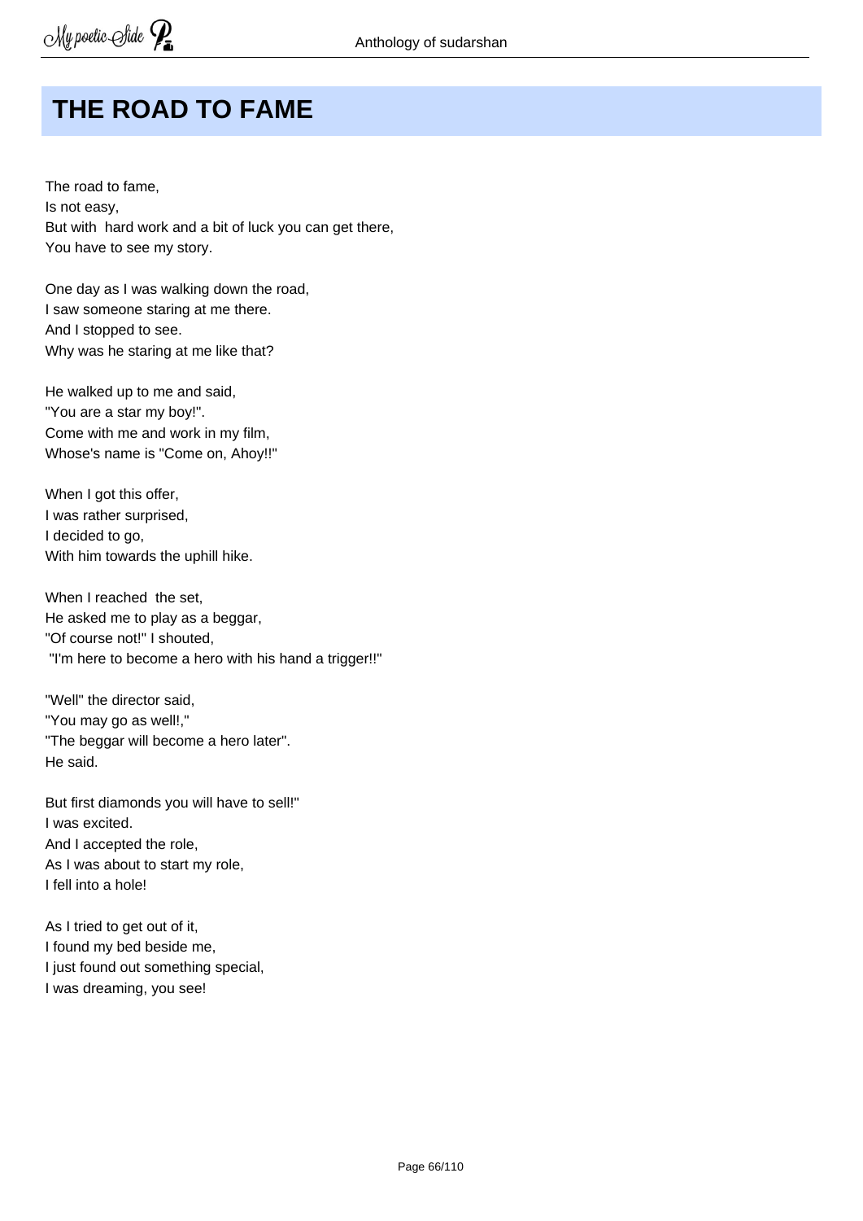# THE ROAD TO FAME

The road to fame,  
Is not easy,  
But with hard work and a bit of luck you can get there,  
You have to see my story.

One day as I was walking down the road,  
I saw someone staring at me there.  
And I stopped to see.  
Why was he staring at me like that?

He walked up to me and said,  
"You are a star my boy!".  
Come with me and work in my film,  
Whose's name is "Come on, Ahoy!!"

When I got this offer,  
I was rather surprised,  
I decided to go,  
With him towards the uphill hike.

When I reached the set,  
He asked me to play as a beggar,  
"Of course not!" I shouted,  
"I'm here to become a hero with his hand a trigger!!"

"Well" the director said,  
"You may go as well!,"  
"The beggar will become a hero later".  
He said.

But first diamonds you will have to sell!"  
I was excited.  
And I accepted the role,  
As I was about to start my role,  
I fell into a hole!

As I tried to get out of it,  
I found my bed beside me,  
I just found out something special,  
I was dreaming, you see!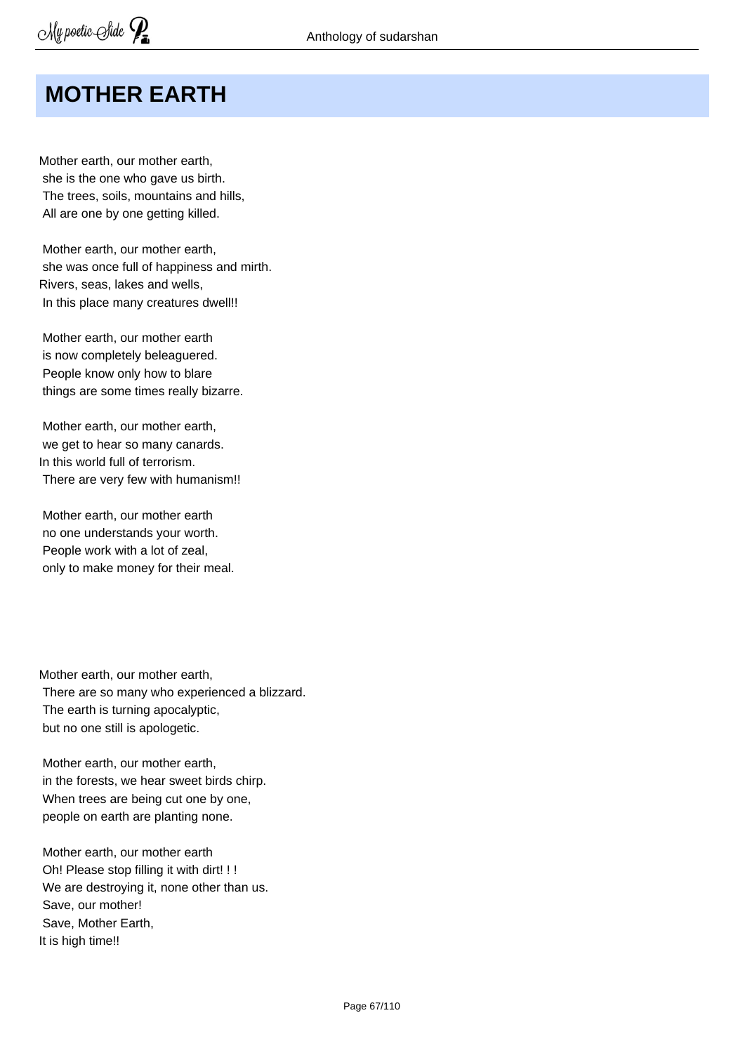## MOTHER EARTH

Mother earth, our mother earth,  
she is the one who gave us birth.  
The trees, soils, mountains and hills,  
All are one by one getting killed.

Mother earth, our mother earth,  
she was once full of happiness and mirth.  
Rivers, seas, lakes and wells,  
In this place many creatures dwell!!

Mother earth, our mother earth  
is now completely beleaguered.  
People know only how to blare  
things are some times really bizarre.

Mother earth, our mother earth,  
we get to hear so many canards.  
In this world full of terrorism.  
There are very few with humanism!!

Mother earth, our mother earth  
no one understands your worth.  
People work with a lot of zeal,  
only to make money for their meal.

Mother earth, our mother earth,  
There are so many who experienced a blizzard.  
The earth is turning apocalyptic,  
but no one still is apologetic.

Mother earth, our mother earth,  
in the forests, we hear sweet birds chirp.  
When trees are being cut one by one,  
people on earth are planting none.

Mother earth, our mother earth  
Oh! Please stop filling it with dirt! ! !  
We are destroying it, none other than us.  
Save, our mother!  
Save, Mother Earth,  
It is high time!!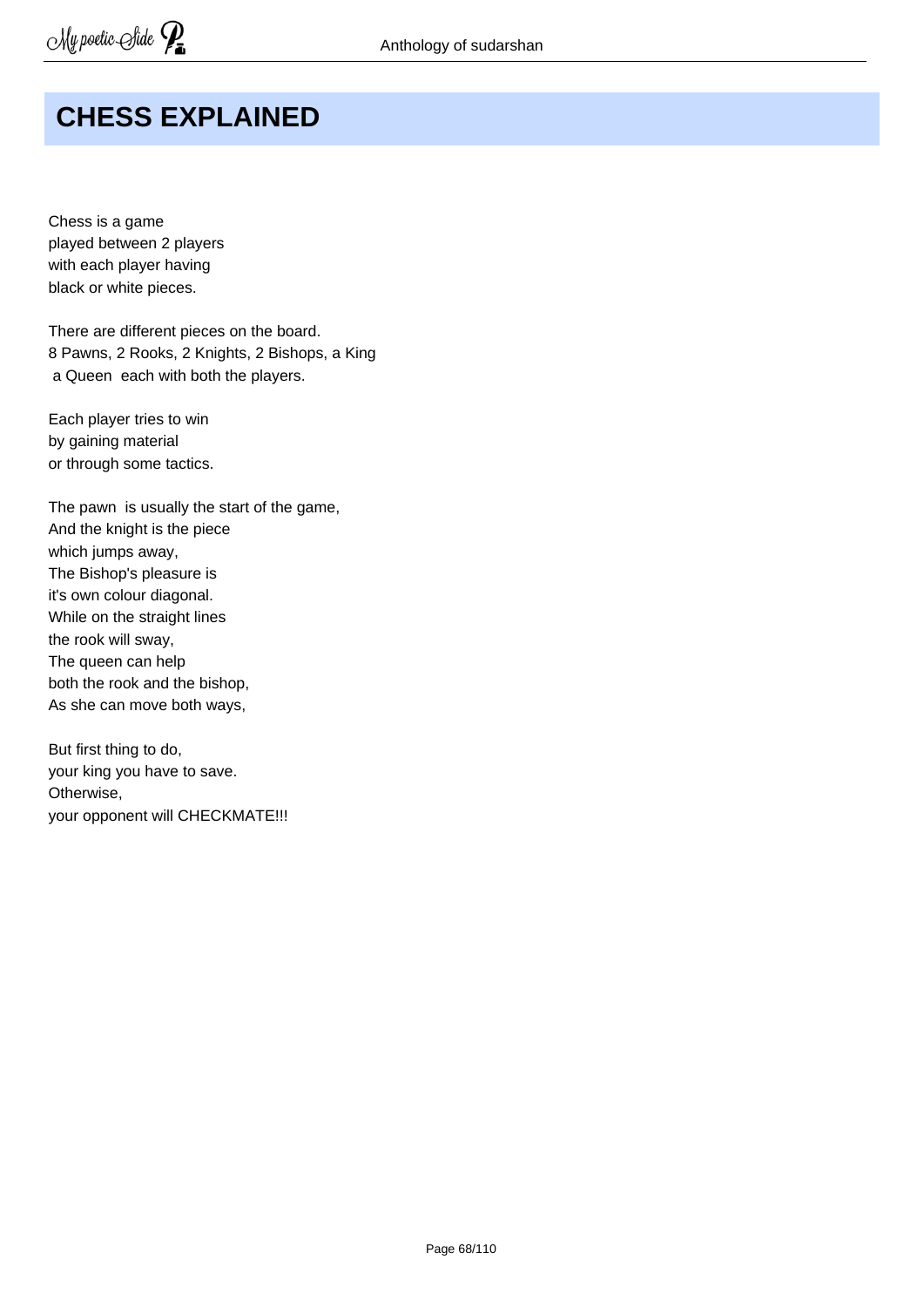# CHESS EXPLAINED

Chess is a game
played between 2 players
with each player having
black or white pieces.

There are different pieces on the board.
8 Pawns, 2 Rooks, 2 Knights, 2 Bishops, a King
a Queen each with both the players.

Each player tries to win
by gaining material
or through some tactics.

The pawn is usually the start of the game,
And the knight is the piece
which jumps away,
The Bishop's pleasure is
it's own colour diagonal.
While on the straight lines
the rook will sway,
The queen can help
both the rook and the bishop,
As she can move both ways,

But first thing to do,
your king you have to save.
Otherwise,
your opponent will CHECKMATE!!!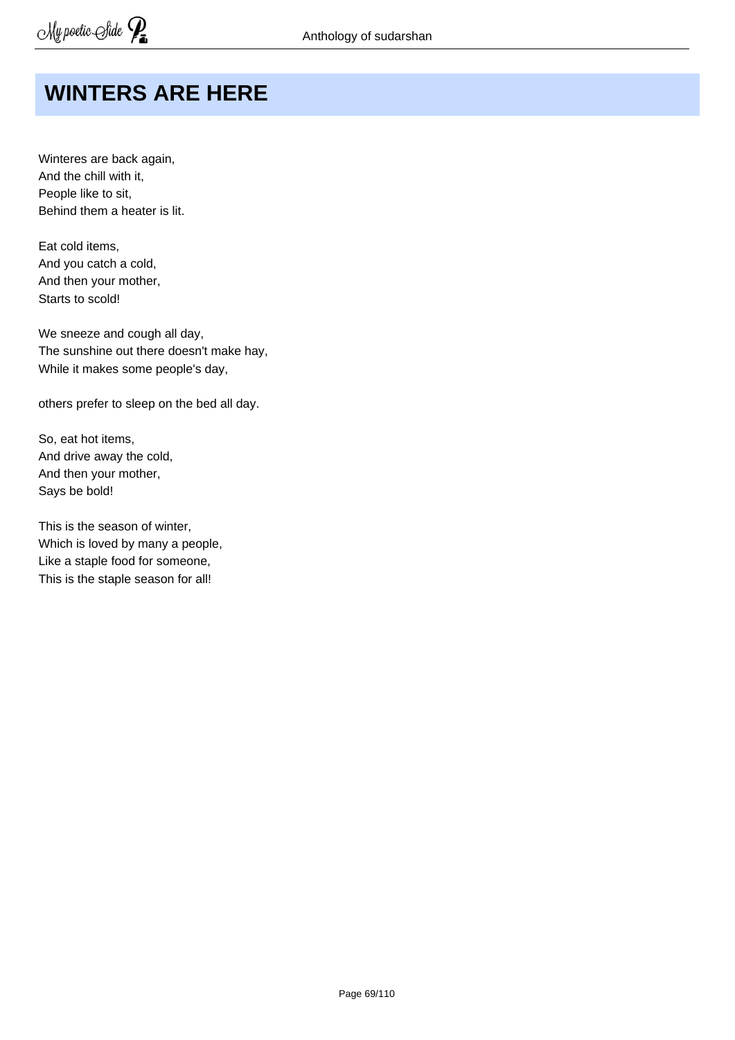# WINTERS ARE HERE

Winteres are back again,  
And the chill with it,  
People like to sit,  
Behind them a heater is lit.

Eat cold items,  
And you catch a cold,  
And then your mother,  
Starts to scold!

We sneeze and cough all day,  
The sunshine out there doesn't make hay,  
While it makes some people's day,

others prefer to sleep on the bed all day.

So, eat hot items,  
And drive away the cold,  
And then your mother,  
Says be bold!

This is the season of winter,  
Which is loved by many a people,  
Like a staple food for someone,  
This is the staple season for all!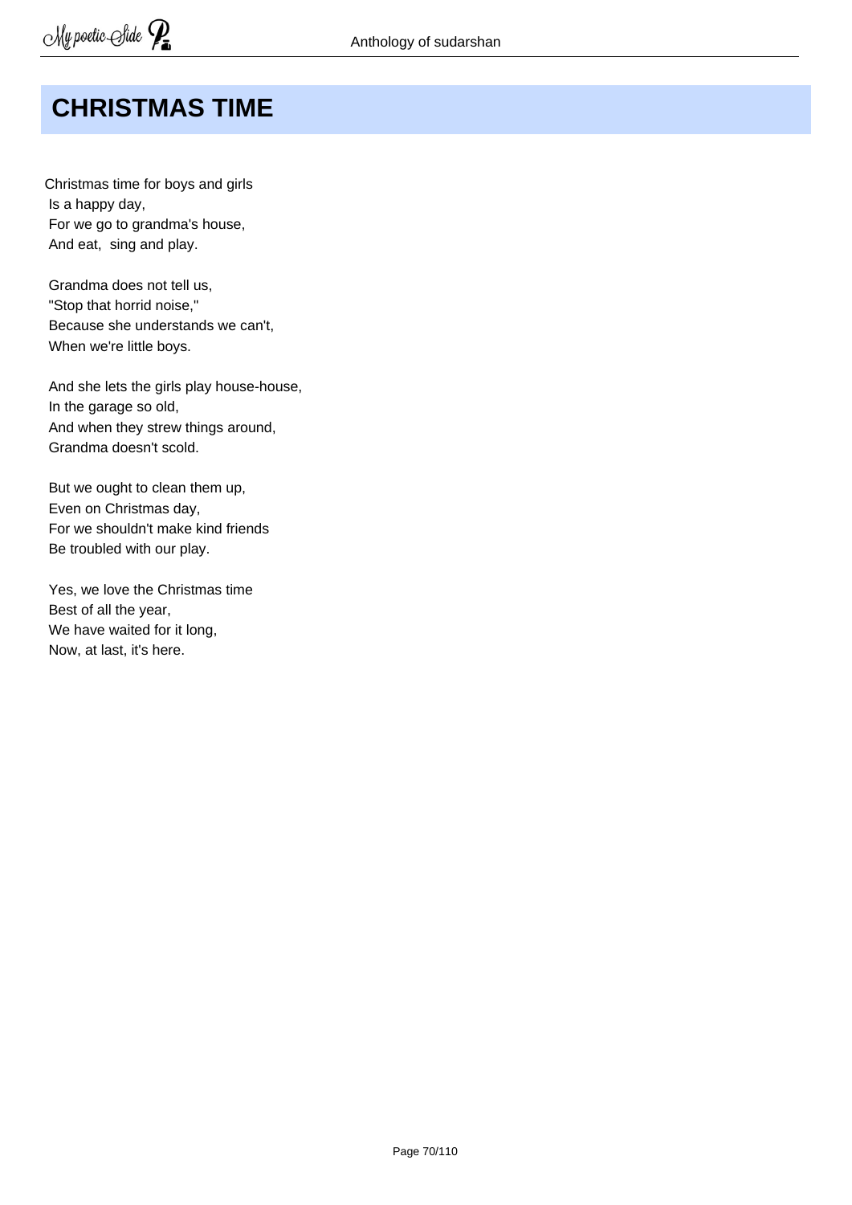# CHRISTMAS TIME

Christmas time for boys and girls
Is a happy day,
For we go to grandma's house,
And eat, sing and play.

Grandma does not tell us,
"Stop that horrid noise,"
Because she understands we can't,
When we're little boys.

And she lets the girls play house-house,
In the garage so old,
And when they strew things around,
Grandma doesn't scold.

But we ought to clean them up,
Even on Christmas day,
For we shouldn't make kind friends
Be troubled with our play.

Yes, we love the Christmas time
Best of all the year,
We have waited for it long,
Now, at last, it's here.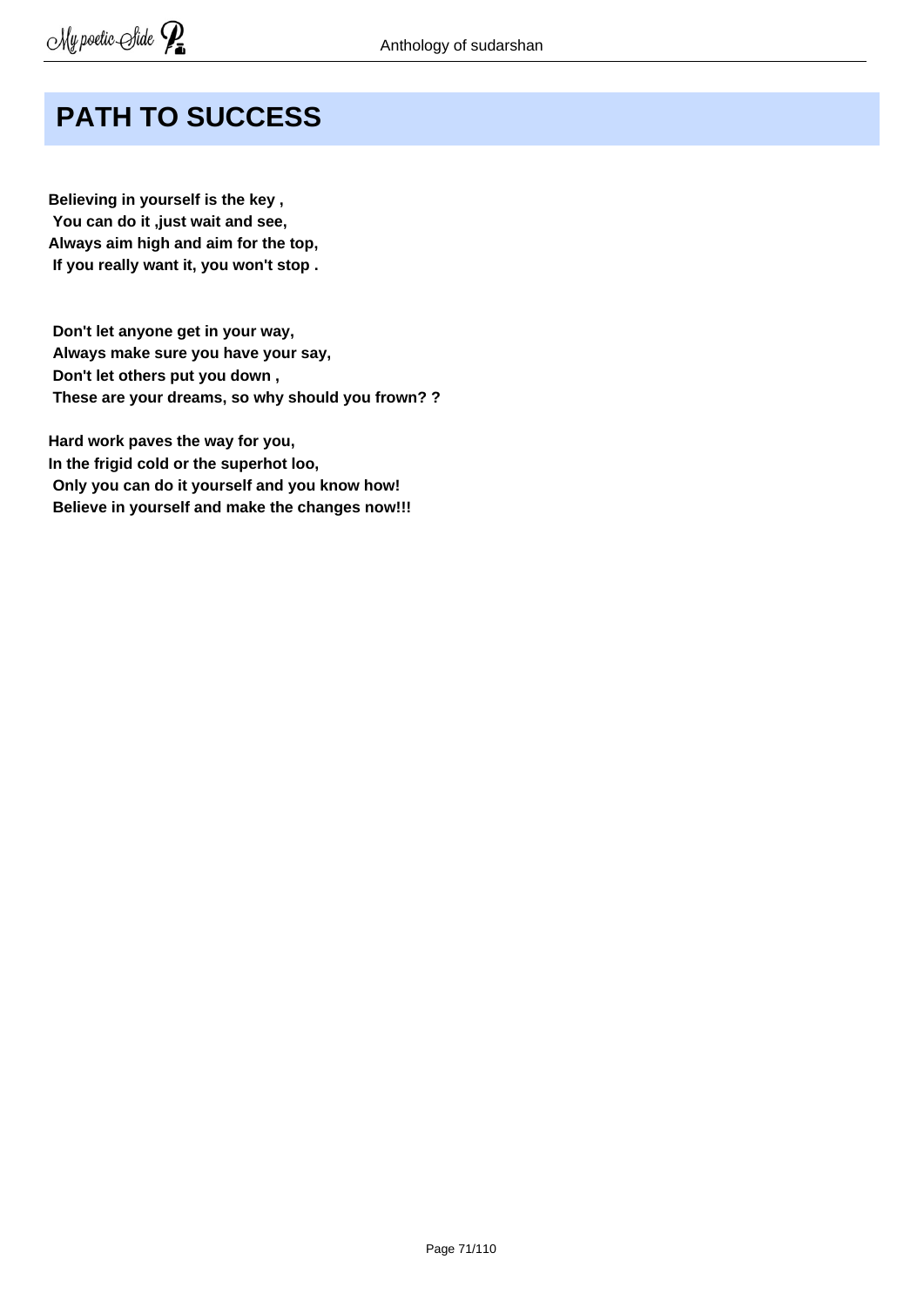# PATH TO SUCCESS

**Believing in yourself is the key ,**
**You can do it ,just wait and see,**
**Always aim high and aim for the top,**
**If you really want it, you won't stop .**

**Don't let anyone get in your way,**
**Always make sure you have your say,**
**Don't let others put you down ,**
**These are your dreams, so why should you frown? ?**

**Hard work paves the way for you,**
**In the frigid cold or the superhot loo,**
**Only you can do it yourself and you know how!**
**Believe in yourself and make the changes now!!!**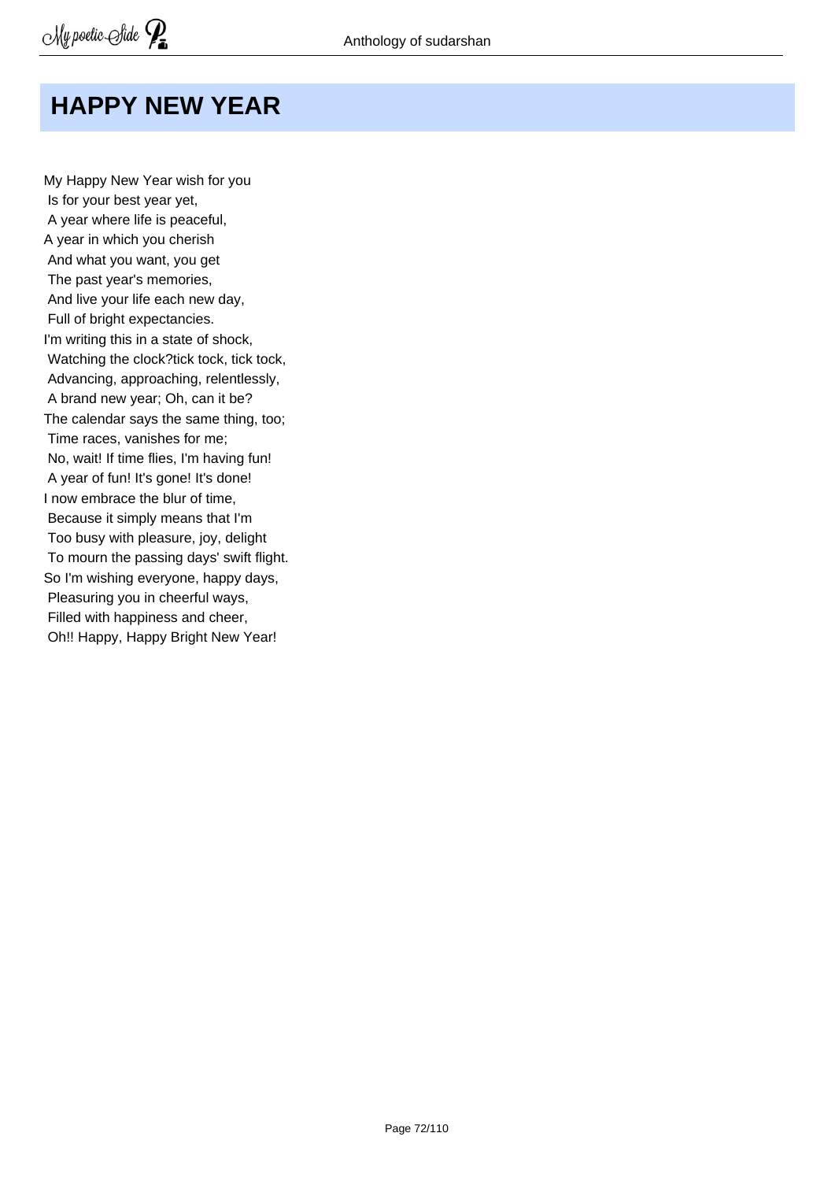# HAPPY NEW YEAR

My Happy New Year wish for you
Is for your best year yet,
A year where life is peaceful,
A year in which you cherish
And what you want, you get
The past year's memories,
And live your life each new day,
Full of bright expectancies.
I'm writing this in a state of shock,
Watching the clock?tick tock, tick tock,
Advancing, approaching, relentlessly,
A brand new year; Oh, can it be?
The calendar says the same thing, too;
Time races, vanishes for me;
No, wait! If time flies, I'm having fun!
A year of fun! It's gone! It's done!
I now embrace the blur of time,
Because it simply means that I'm
Too busy with pleasure, joy, delight
To mourn the passing days' swift flight.
So I'm wishing everyone, happy days,
Pleasuring you in cheerful ways,
Filled with happiness and cheer,
Oh!! Happy, Happy Bright New Year!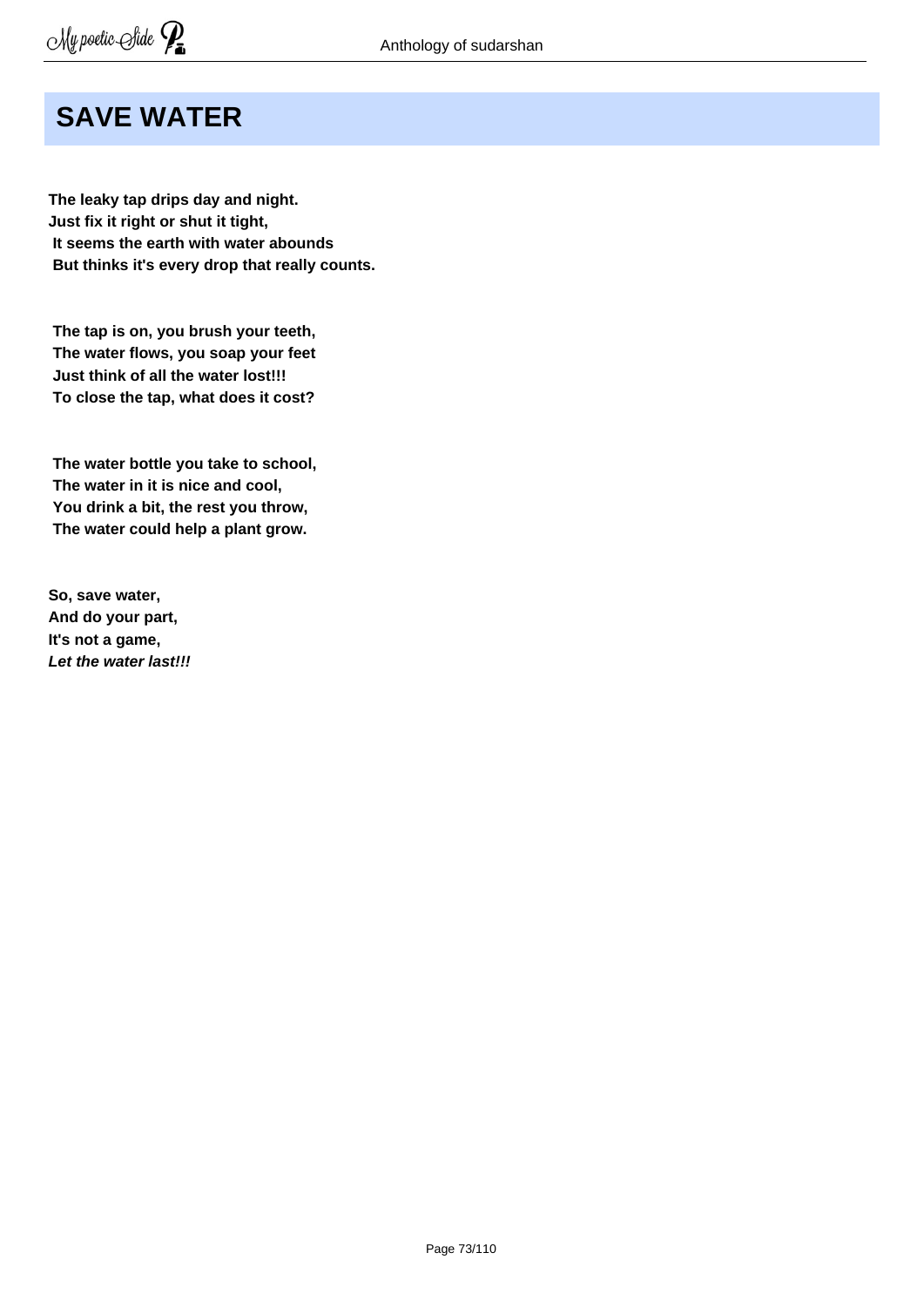# SAVE WATER

**The leaky tap drips day and night.**
**Just fix it right or shut it tight,**
**It seems the earth with water abounds**
**But thinks it's every drop that really counts.**

**The tap is on, you brush your teeth,**
**The water flows, you soap your feet**
**Just think of all the water lost!!!**
**To close the tap, what does it cost?**

**The water bottle you take to school,**
**The water in it is nice and cool,**
**You drink a bit, the rest you throw,**
**The water could help a plant grow.**

**So, save water,**
**And do your part,**
**It's not a game,**
***Let the water last!!!***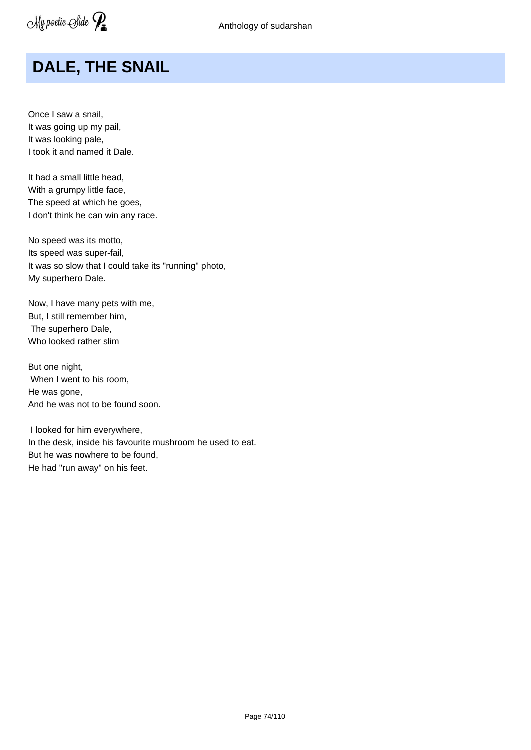# DALE, THE SNAIL

Once I saw a snail,
It was going up my pail,
It was looking pale,
I took it and named it Dale.

It had a small little head,
With a grumpy little face,
The speed at which he goes,
I don't think he can win any race.

No speed was its motto,
Its speed was super-fail,
It was so slow that I could take its "running" photo,
My superhero Dale.

Now, I have many pets with me,
But, I still remember him,
The superhero Dale,
Who looked rather slim

But one night,
When I went to his room,
He was gone,
And he was not to be found soon.

I looked for him everywhere,
In the desk, inside his favourite mushroom he used to eat.
But he was nowhere to be found,
He had "run away" on his feet.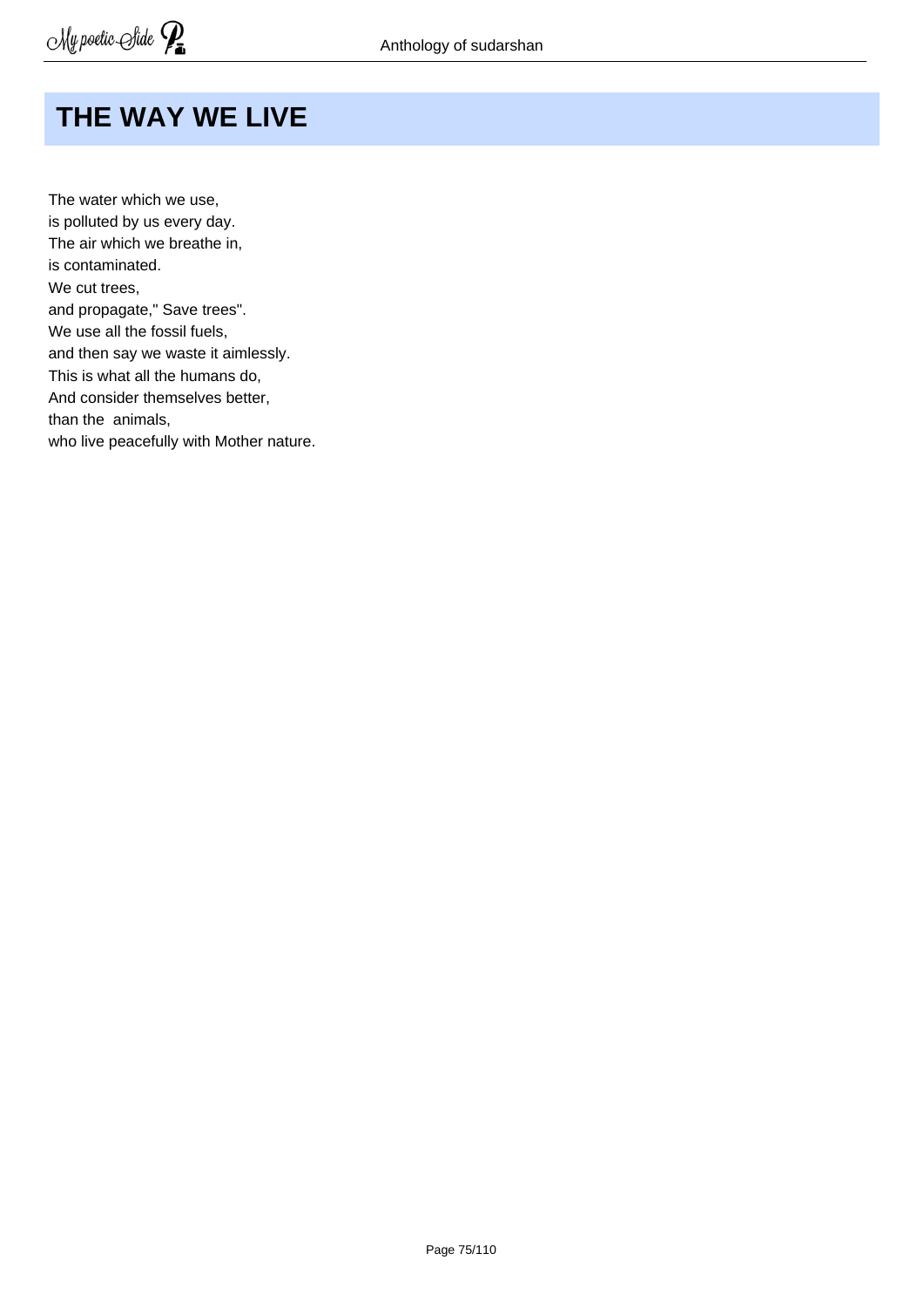# THE WAY WE LIVE

The water which we use,  
is polluted by us every day.  
The air which we breathe in,  
is contaminated.  
We cut trees,  
and propagate," Save trees".  
We use all the fossil fuels,  
and then say we waste it aimlessly.  
This is what all the humans do,  
And consider themselves better,  
than the  animals,  
who live peacefully with Mother nature.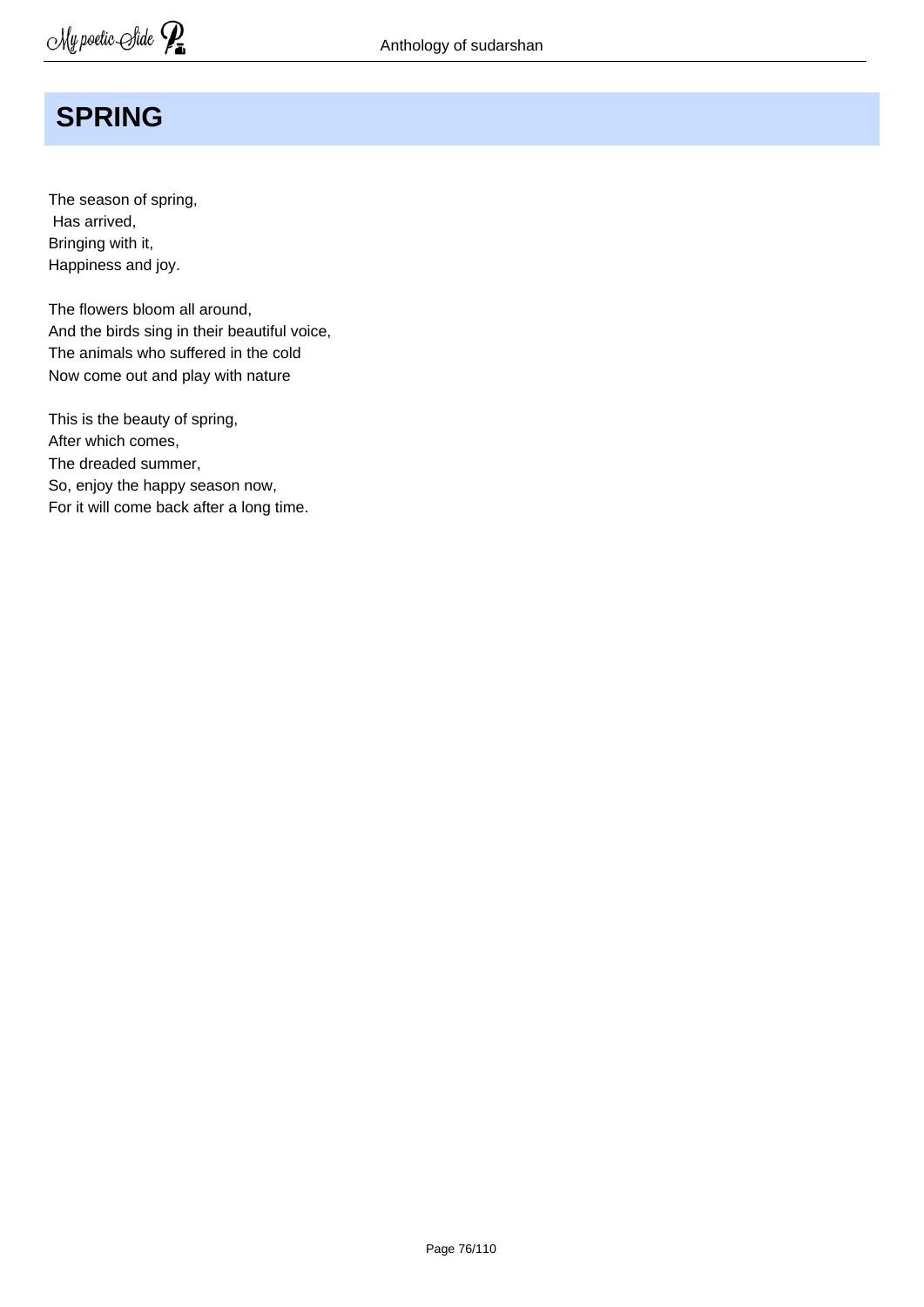# SPRING

The season of spring,  
Has arrived,  
Bringing with it,  
Happiness and joy.

The flowers bloom all around,  
And the birds sing in their beautiful voice,  
The animals who suffered in the cold  
Now come out and play with nature

This is the beauty of spring,  
After which comes,  
The dreaded summer,  
So, enjoy the happy season now,  
For it will come back after a long time.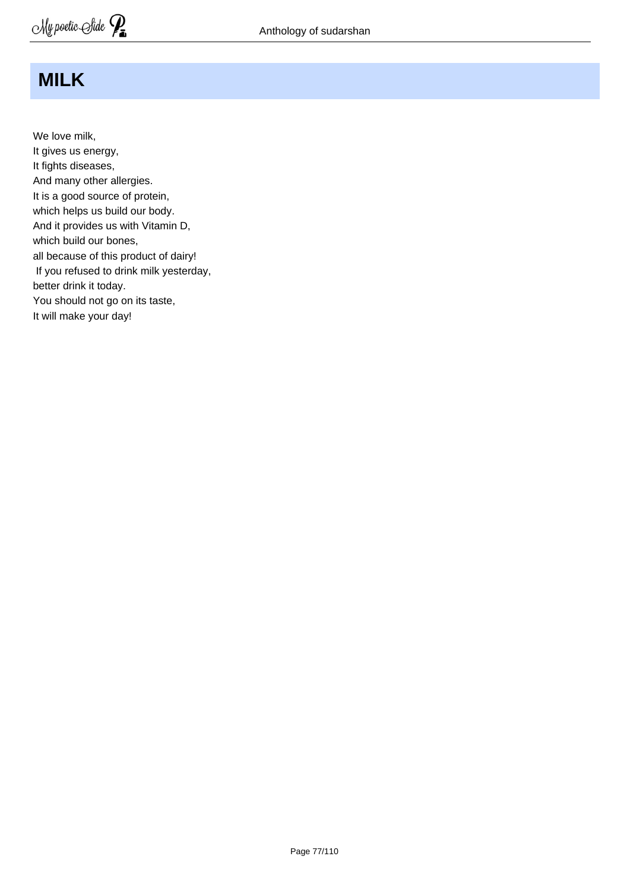# MILK

We love milk,  
It gives us energy,  
It fights diseases,  
And many other allergies.  
It is a good source of protein,  
which helps us build our body.  
And it provides us with Vitamin D,  
which build our bones,  
all because of this product of dairy!  
If you refused to drink milk yesterday,  
better drink it today.  
You should not go on its taste,  
It will make your day!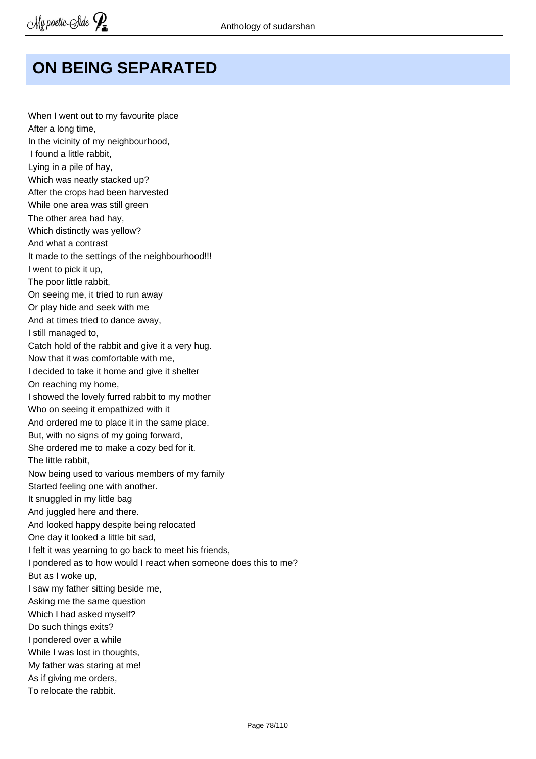## ON BEING SEPARATED

When I went out to my favourite place
After a long time,
In the vicinity of my neighbourhood,
I found a little rabbit,
Lying in a pile of hay,
Which was neatly stacked up?
After the crops had been harvested
While one area was still green
The other area had hay,
Which distinctly was yellow?
And what a contrast
It made to the settings of the neighbourhood!!!
I went to pick it up,
The poor little rabbit,
On seeing me, it tried to run away
Or play hide and seek with me
And at times tried to dance away,
I still managed to,
Catch hold of the rabbit and give it a very hug.
Now that it was comfortable with me,
I decided to take it home and give it shelter
On reaching my home,
I showed the lovely furred rabbit to my mother
Who on seeing it empathized with it
And ordered me to place it in the same place.
But, with no signs of my going forward,
She ordered me to make a cozy bed for it.
The little rabbit,
Now being used to various members of my family
Started feeling one with another.
It snuggled in my little bag
And juggled here and there.
And looked happy despite being relocated
One day it looked a little bit sad,
I felt it was yearning to go back to meet his friends,
I pondered as to how would I react when someone does this to me?
But as I woke up,
I saw my father sitting beside me,
Asking me the same question
Which I had asked myself?
Do such things exits?
I pondered over a while
While I was lost in thoughts,
My father was staring at me!
As if giving me orders,
To relocate the rabbit.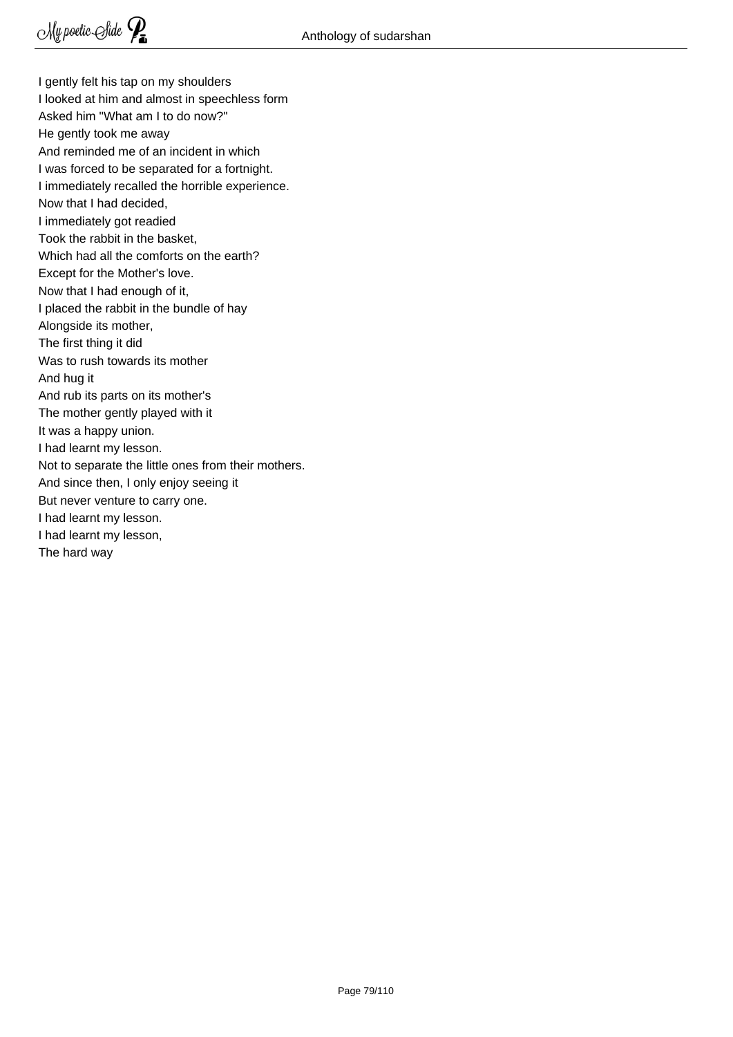I gently felt his tap on my shoulders
I looked at him and almost in speechless form
Asked him "What am I to do now?"
He gently took me away
And reminded me of an incident in which
I was forced to be separated for a fortnight.
I immediately recalled the horrible experience.
Now that I had decided,
I immediately got readied
Took the rabbit in the basket,
Which had all the comforts on the earth?
Except for the Mother's love.
Now that I had enough of it,
I placed the rabbit in the bundle of hay
Alongside its mother,
The first thing it did
Was to rush towards its mother
And hug it
And rub its parts on its mother's
The mother gently played with it
It was a happy union.
I had learnt my lesson.
Not to separate the little ones from their mothers.
And since then, I only enjoy seeing it
But never venture to carry one.
I had learnt my lesson.
I had learnt my lesson,
The hard way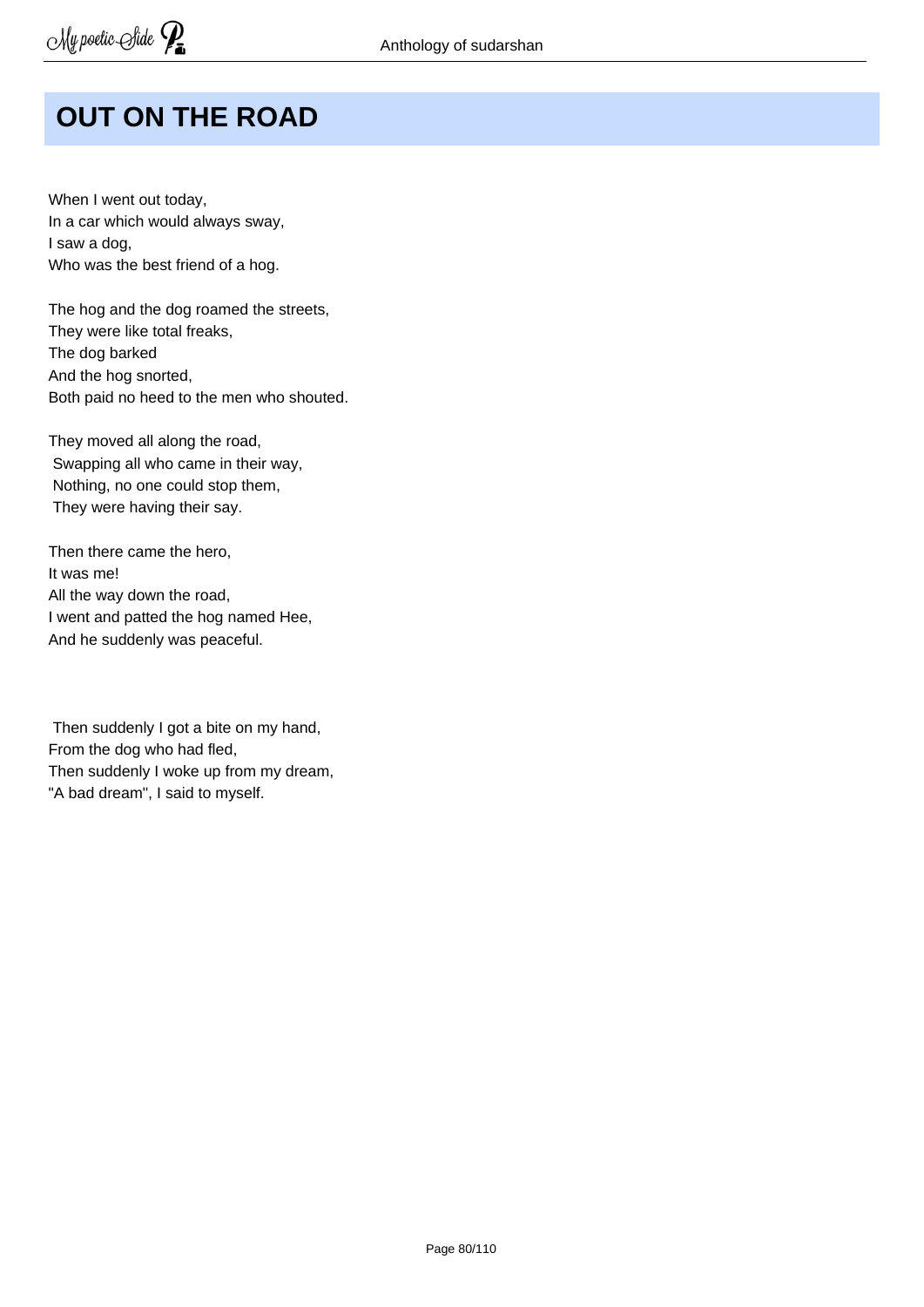# OUT ON THE ROAD

When I went out today,  
In a car which would always sway,  
I saw a dog,  
Who was the best friend of a hog.

The hog and the dog roamed the streets,  
They were like total freaks,  
The dog barked  
And the hog snorted,  
Both paid no heed to the men who shouted.

They moved all along the road,  
Swapping all who came in their way,  
Nothing, no one could stop them,  
They were having their say.

Then there came the hero,  
It was me!  
All the way down the road,  
I went and patted the hog named Hee,  
And he suddenly was peaceful.

Then suddenly I got a bite on my hand,  
From the dog who had fled,  
Then suddenly I woke up from my dream,  
"A bad dream", I said to myself.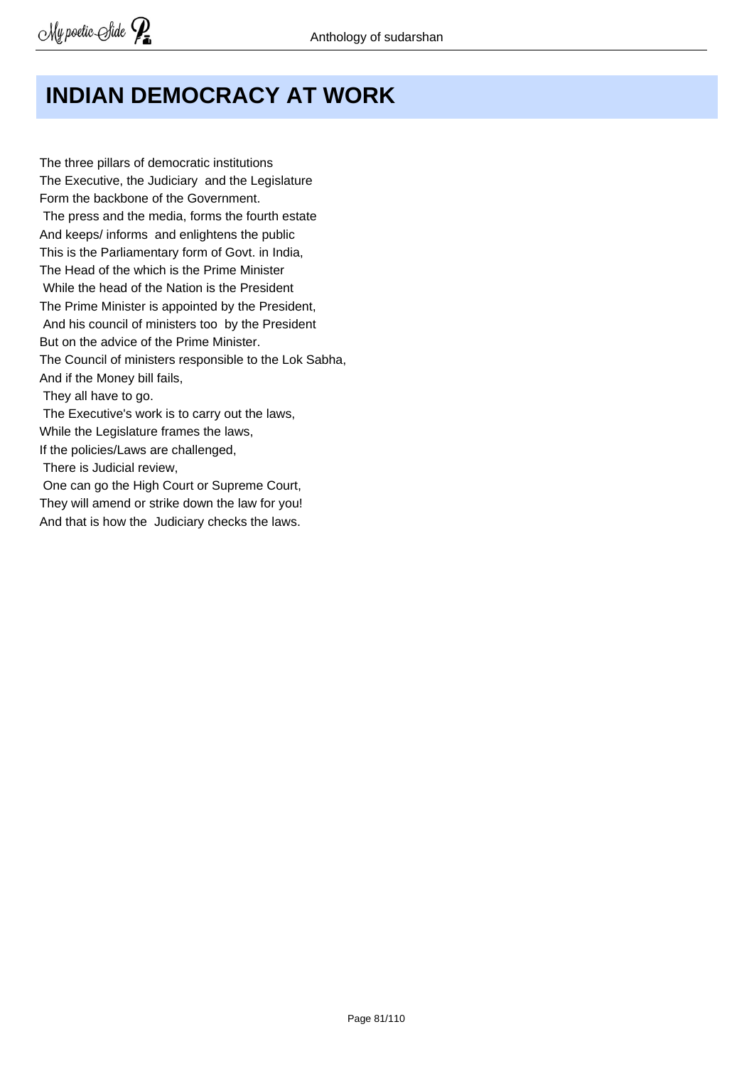# INDIAN DEMOCRACY AT WORK

The three pillars of democratic institutions  
The Executive, the Judiciary and the Legislature  
Form the backbone of the Government.  
The press and the media, forms the fourth estate  
And keeps/ informs and enlightens the public  
This is the Parliamentary form of Govt. in India,  
The Head of the which is the Prime Minister  
While the head of the Nation is the President  
The Prime Minister is appointed by the President,  
And his council of ministers too by the President  
But on the advice of the Prime Minister.  
The Council of ministers responsible to the Lok Sabha,  
And if the Money bill fails,  
They all have to go.  
The Executive's work is to carry out the laws,  
While the Legislature frames the laws,  
If the policies/Laws are challenged,  
There is Judicial review,  
One can go the High Court or Supreme Court,  
They will amend or strike down the law for you!  
And that is how the Judiciary checks the laws.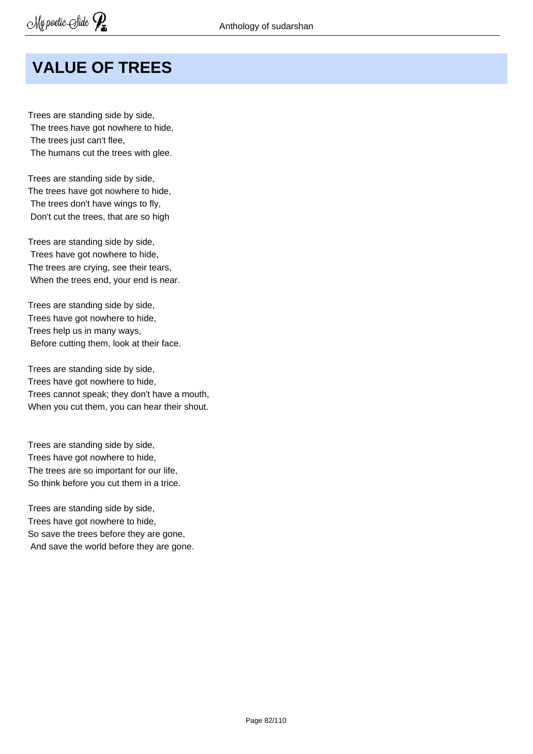# VALUE OF TREES

Trees are standing side by side,
The trees have got nowhere to hide,
The trees just can't flee,
The humans cut the trees with glee.

Trees are standing side by side,
The trees have got nowhere to hide,
The trees don't have wings to fly,
Don't cut the trees, that are so high

Trees are standing side by side,
Trees have got nowhere to hide,
The trees are crying, see their tears,
When the trees end, your end is near.

Trees are standing side by side,
Trees have got nowhere to hide,
Trees help us in many ways,
Before cutting them, look at their face.

Trees are standing side by side,
Trees have got nowhere to hide,
Trees cannot speak; they don't have a mouth,
When you cut them, you can hear their shout.

Trees are standing side by side,
Trees have got nowhere to hide,
The trees are so important for our life,
So think before you cut them in a trice.

Trees are standing side by side,
Trees have got nowhere to hide,
So save the trees before they are gone,
And save the world before they are gone.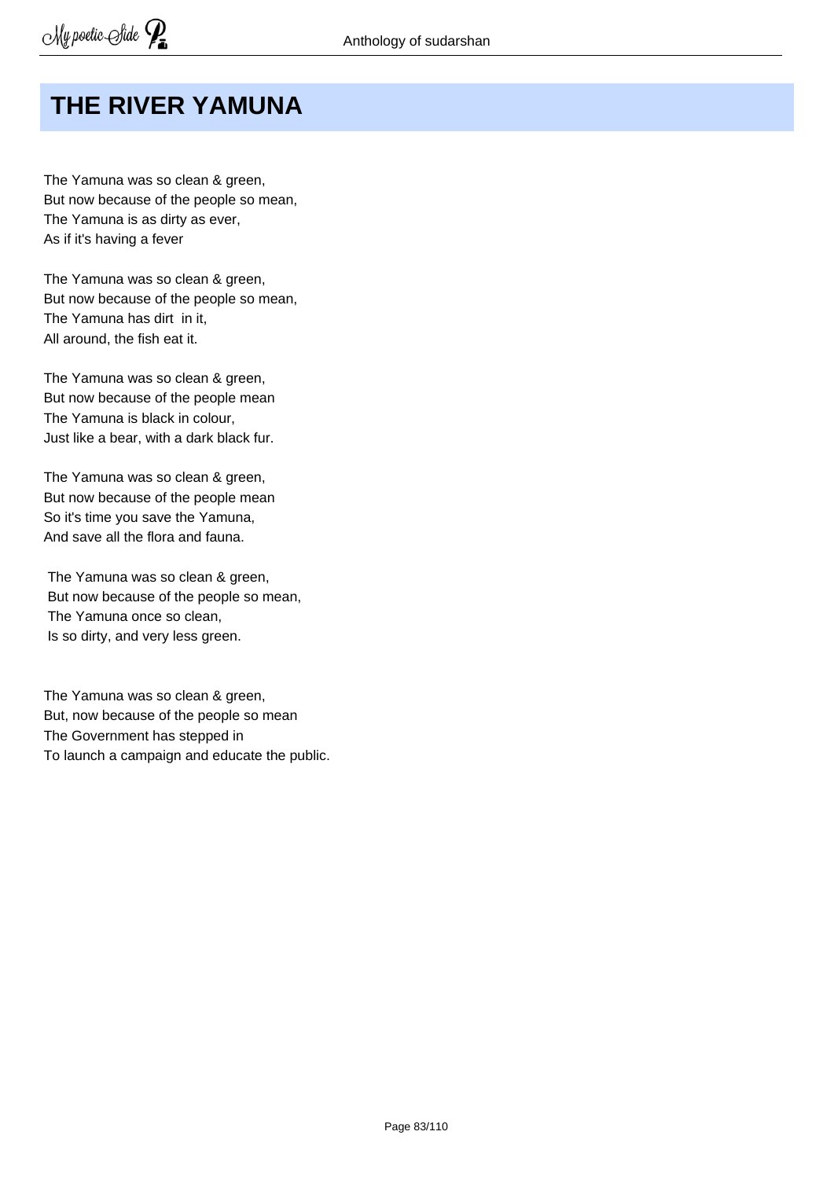# THE RIVER YAMUNA

The Yamuna was so clean & green,
But now because of the people so mean,
The Yamuna is as dirty as ever,
As if it's having a fever

The Yamuna was so clean & green,
But now because of the people so mean,
The Yamuna has dirt in it,
All around, the fish eat it.

The Yamuna was so clean & green,
But now because of the people mean
The Yamuna is black in colour,
Just like a bear, with a dark black fur.

The Yamuna was so clean & green,
But now because of the people mean
So it's time you save the Yamuna,
And save all the flora and fauna.

The Yamuna was so clean & green,
But now because of the people so mean,
The Yamuna once so clean,
Is so dirty, and very less green.

The Yamuna was so clean & green,
But, now because of the people so mean
The Government has stepped in
To launch a campaign and educate the public.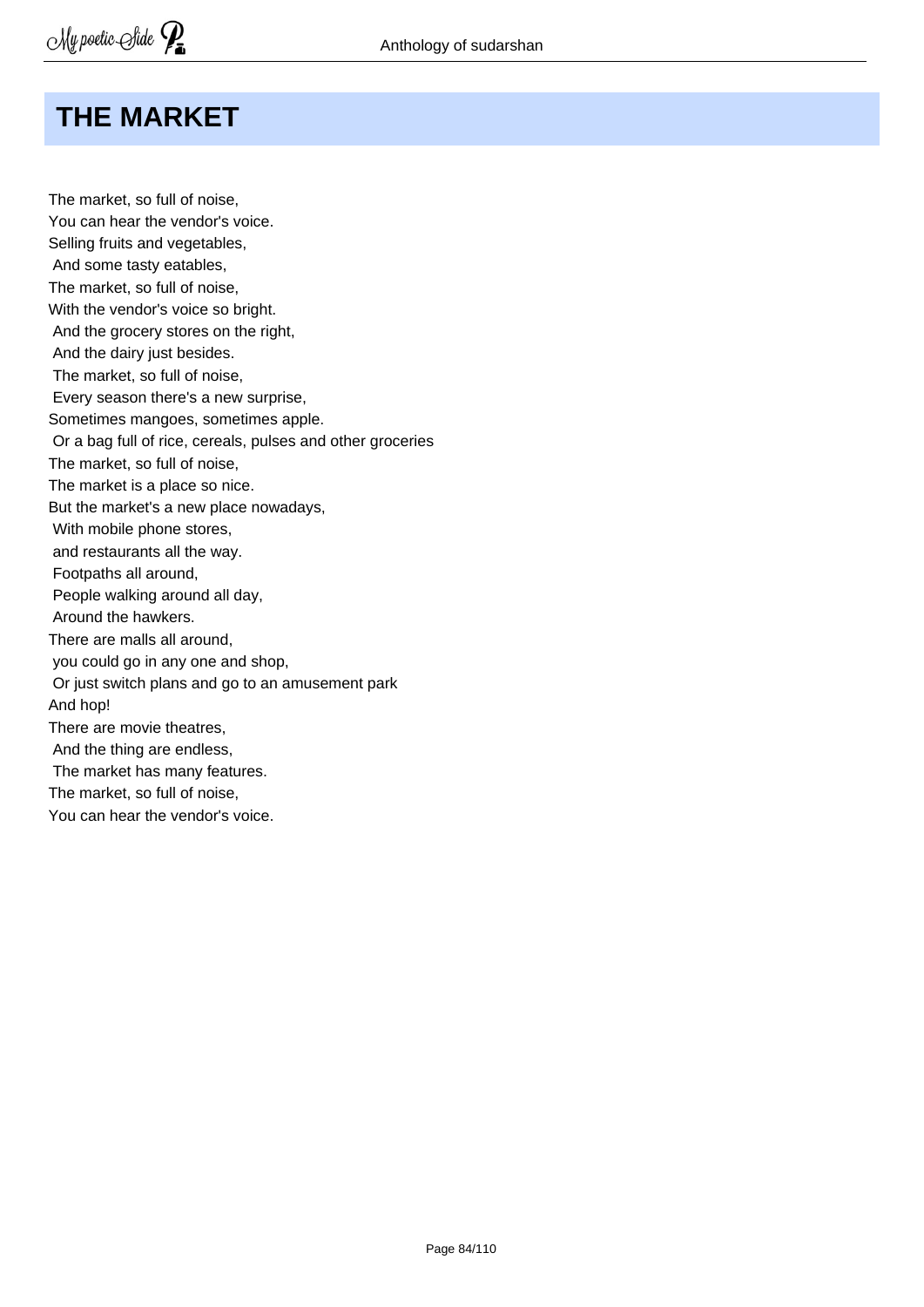## THE MARKET

The market, so full of noise,  
You can hear the vendor's voice.  
Selling fruits and vegetables,  
And some tasty eatables,  
The market, so full of noise,  
With the vendor's voice so bright.  
And the grocery stores on the right,  
And the dairy just besides.  
The market, so full of noise,  
Every season there's a new surprise,  
Sometimes mangoes, sometimes apple.  
Or a bag full of rice, cereals, pulses and other groceries  
The market, so full of noise,  
The market is a place so nice.  
But the market's a new place nowadays,  
With mobile phone stores,  
and restaurants all the way.  
Footpaths all around,  
People walking around all day,  
Around the hawkers.  
There are malls all around,  
you could go in any one and shop,  
Or just switch plans and go to an amusement park  
And hop!  
There are movie theatres,  
And the thing are endless,  
The market has many features.  
The market, so full of noise,  
You can hear the vendor's voice.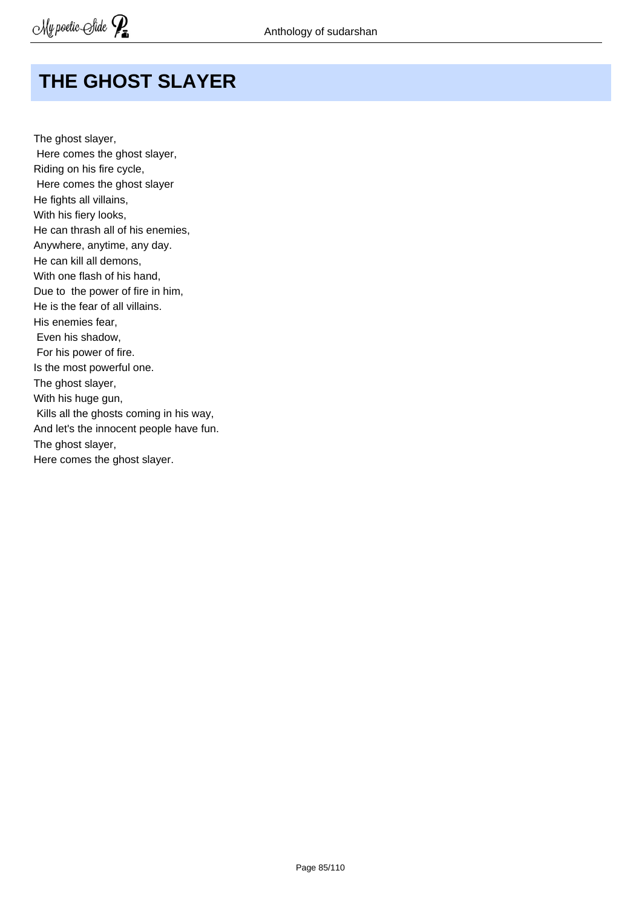# THE GHOST SLAYER

The ghost slayer,  
Here comes the ghost slayer,  
Riding on his fire cycle,  
Here comes the ghost slayer  
He fights all villains,  
With his fiery looks,  
He can thrash all of his enemies,  
Anywhere, anytime, any day.  
He can kill all demons,  
With one flash of his hand,  
Due to the power of fire in him,  
He is the fear of all villains.  
His enemies fear,  
Even his shadow,  
For his power of fire.  
Is the most powerful one.  
The ghost slayer,  
With his huge gun,  
Kills all the ghosts coming in his way,  
And let's the innocent people have fun.  
The ghost slayer,  
Here comes the ghost slayer.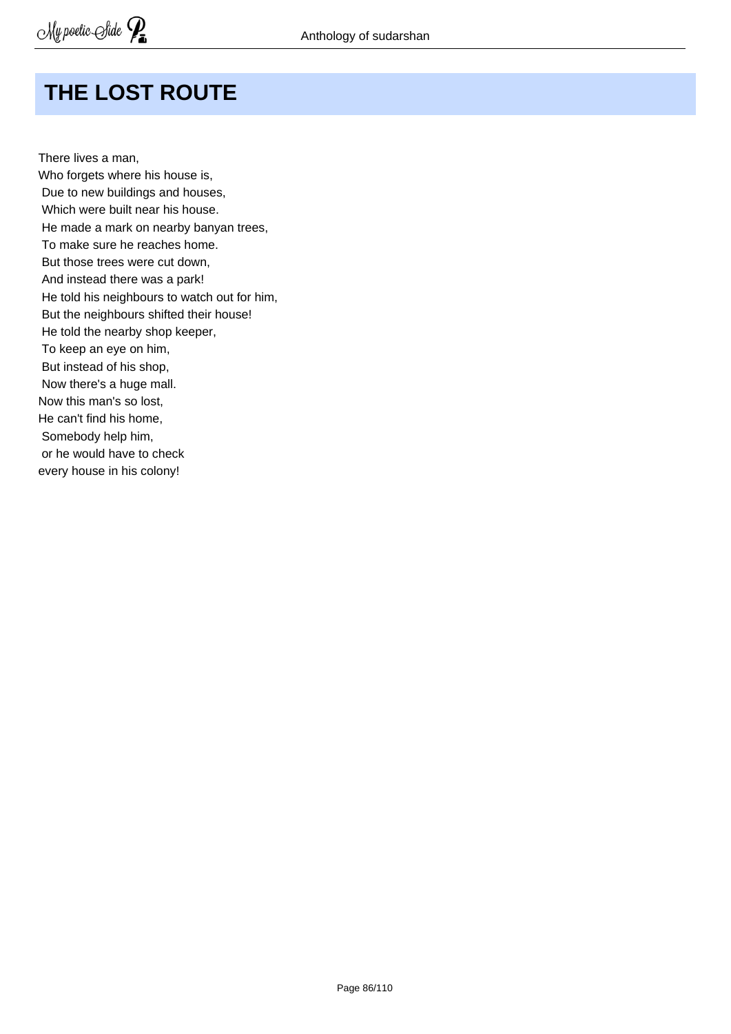# THE LOST ROUTE

There lives a man,  
Who forgets where his house is,  
Due to new buildings and houses,  
Which were built near his house.  
He made a mark on nearby banyan trees,  
To make sure he reaches home.  
But those trees were cut down,  
And instead there was a park!  
He told his neighbours to watch out for him,  
But the neighbours shifted their house!  
He told the nearby shop keeper,  
To keep an eye on him,  
But instead of his shop,  
Now there's a huge mall.  
Now this man's so lost,  
He can't find his home,  
Somebody help him,  
or he would have to check  
every house in his colony!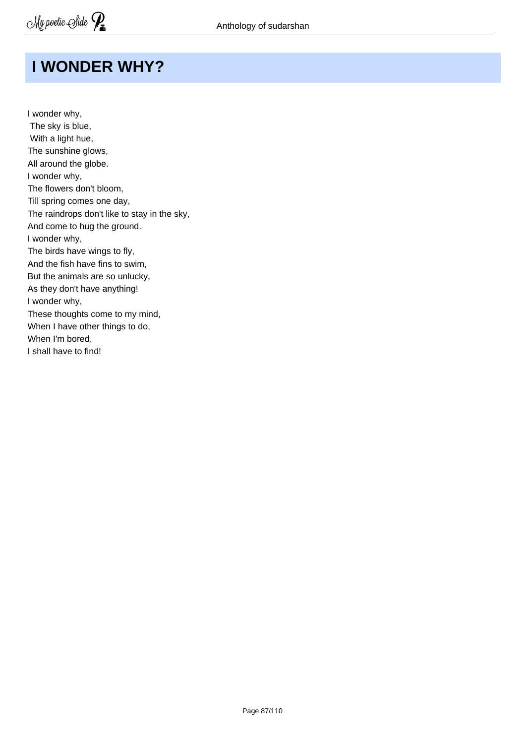# I WONDER WHY?

I wonder why,  
The sky is blue,  
With a light hue,  
The sunshine glows,  
All around the globe.  
I wonder why,  
The flowers don't bloom,  
Till spring comes one day,  
The raindrops don't like to stay in the sky,  
And come to hug the ground.  
I wonder why,  
The birds have wings to fly,  
And the fish have fins to swim,  
But the animals are so unlucky,  
As they don't have anything!  
I wonder why,  
These thoughts come to my mind,  
When I have other things to do,  
When I'm bored,  
I shall have to find!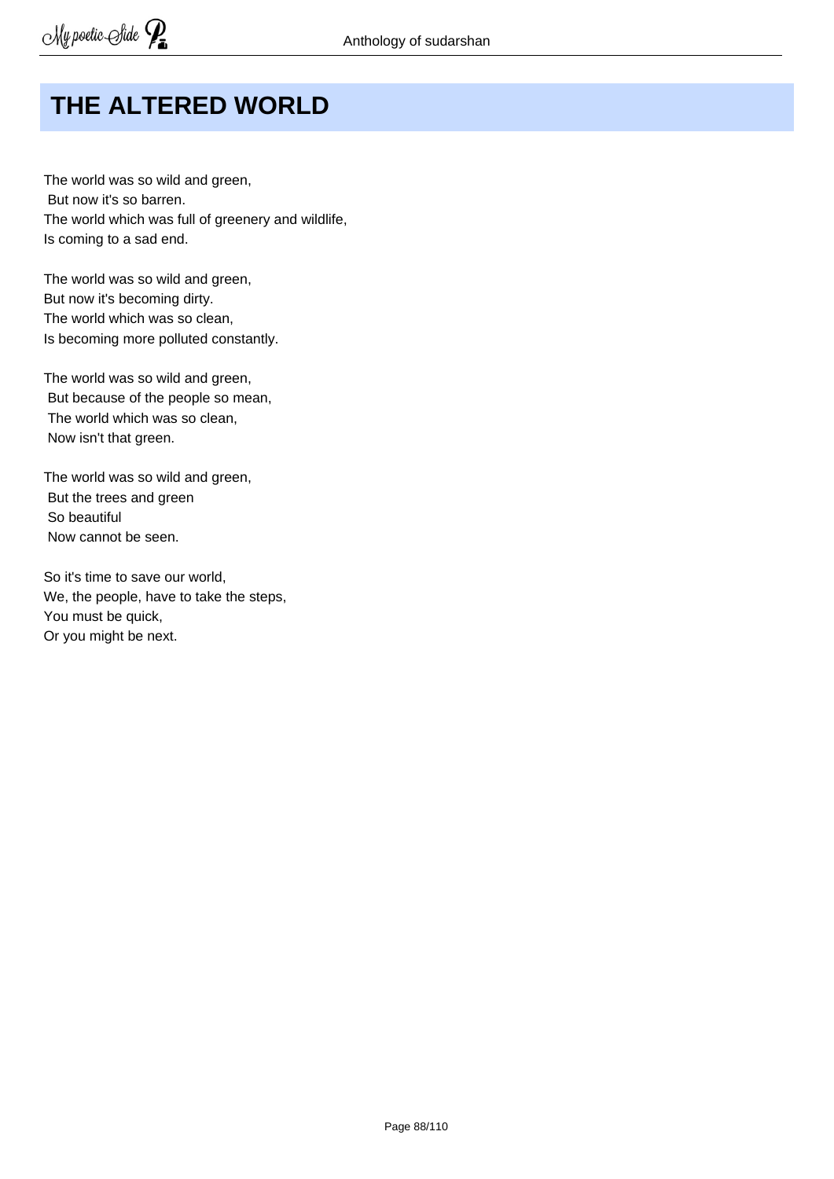# THE ALTERED WORLD

The world was so wild and green,
But now it's so barren.
The world which was full of greenery and wildlife,
Is coming to a sad end.

The world was so wild and green,
But now it's becoming dirty.
The world which was so clean,
Is becoming more polluted constantly.

The world was so wild and green,
But because of the people so mean,
The world which was so clean,
Now isn't that green.

The world was so wild and green,
But the trees and green
So beautiful
Now cannot be seen.

So it's time to save our world,
We, the people, have to take the steps,
You must be quick,
Or you might be next.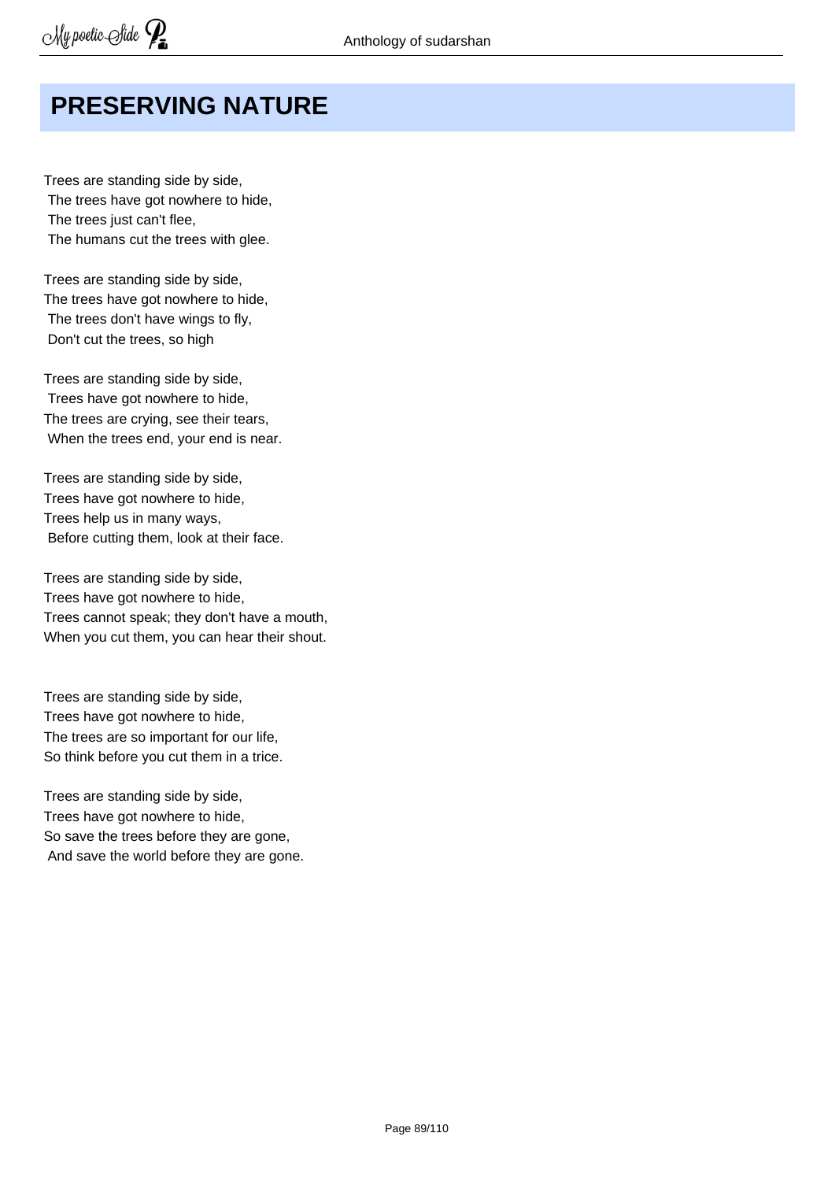# PRESERVING NATURE

Trees are standing side by side,
The trees have got nowhere to hide,
The trees just can't flee,
The humans cut the trees with glee.

Trees are standing side by side,
The trees have got nowhere to hide,
The trees don't have wings to fly,
Don't cut the trees, so high

Trees are standing side by side,
Trees have got nowhere to hide,
The trees are crying, see their tears,
When the trees end, your end is near.

Trees are standing side by side,
Trees have got nowhere to hide,
Trees help us in many ways,
Before cutting them, look at their face.

Trees are standing side by side,
Trees have got nowhere to hide,
Trees cannot speak; they don't have a mouth,
When you cut them, you can hear their shout.

Trees are standing side by side,
Trees have got nowhere to hide,
The trees are so important for our life,
So think before you cut them in a trice.

Trees are standing side by side,
Trees have got nowhere to hide,
So save the trees before they are gone,
And save the world before they are gone.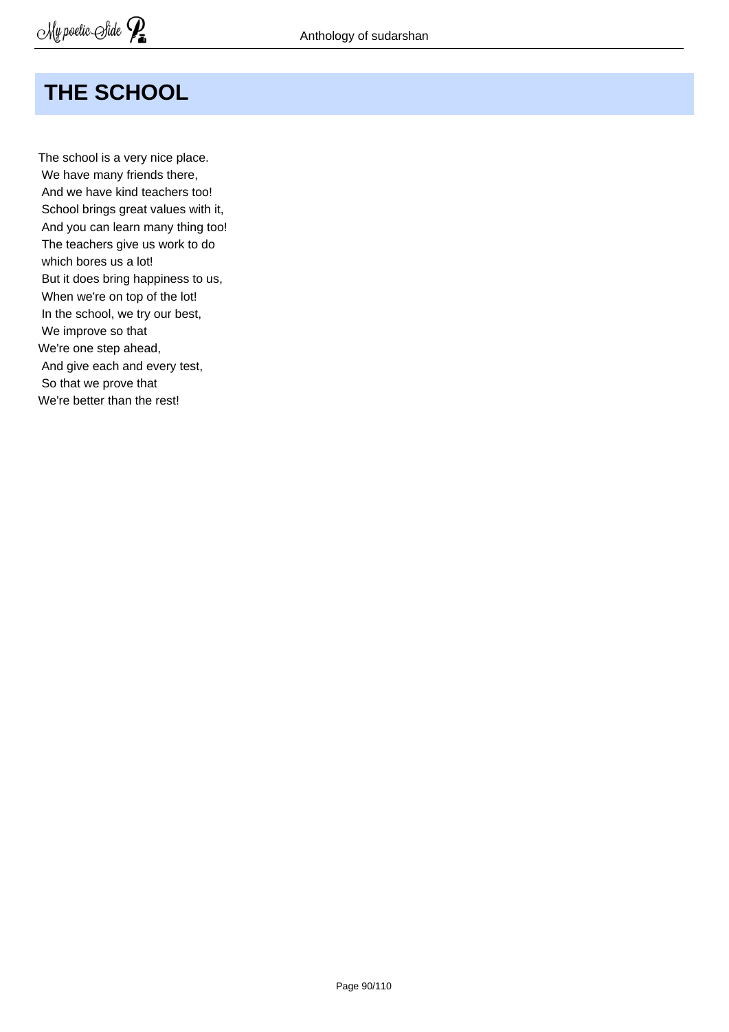# THE SCHOOL

The school is a very nice place.
We have many friends there,
And we have kind teachers too!
School brings great values with it,
And you can learn many thing too!
The teachers give us work to do
which bores us a lot!
But it does bring happiness to us,
When we're on top of the lot!
In the school, we try our best,
We improve so that
We're one step ahead,
And give each and every test,
So that we prove that
We're better than the rest!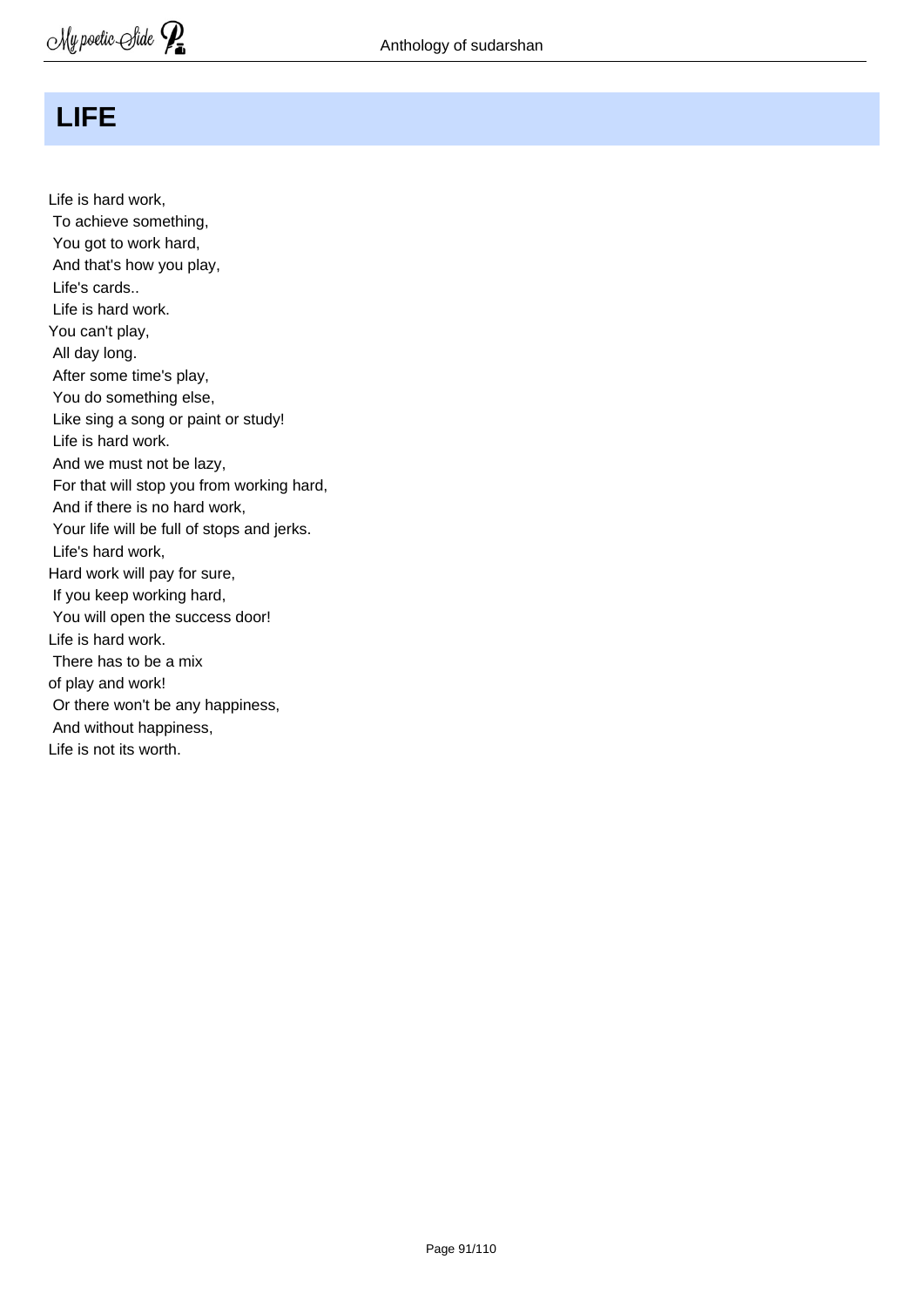# LIFE

Life is hard work,  
To achieve something,  
You got to work hard,  
And that's how you play,  
Life's cards..  
Life is hard work.  
You can't play,  
All day long.  
After some time's play,  
You do something else,  
Like sing a song or paint or study!  
Life is hard work.  
And we must not be lazy,  
For that will stop you from working hard,  
And if there is no hard work,  
Your life will be full of stops and jerks.  
Life's hard work,  
Hard work will pay for sure,  
If you keep working hard,  
You will open the success door!  
Life is hard work.  
There has to be a mix  
of play and work!  
Or there won't be any happiness,  
And without happiness,  
Life is not its worth.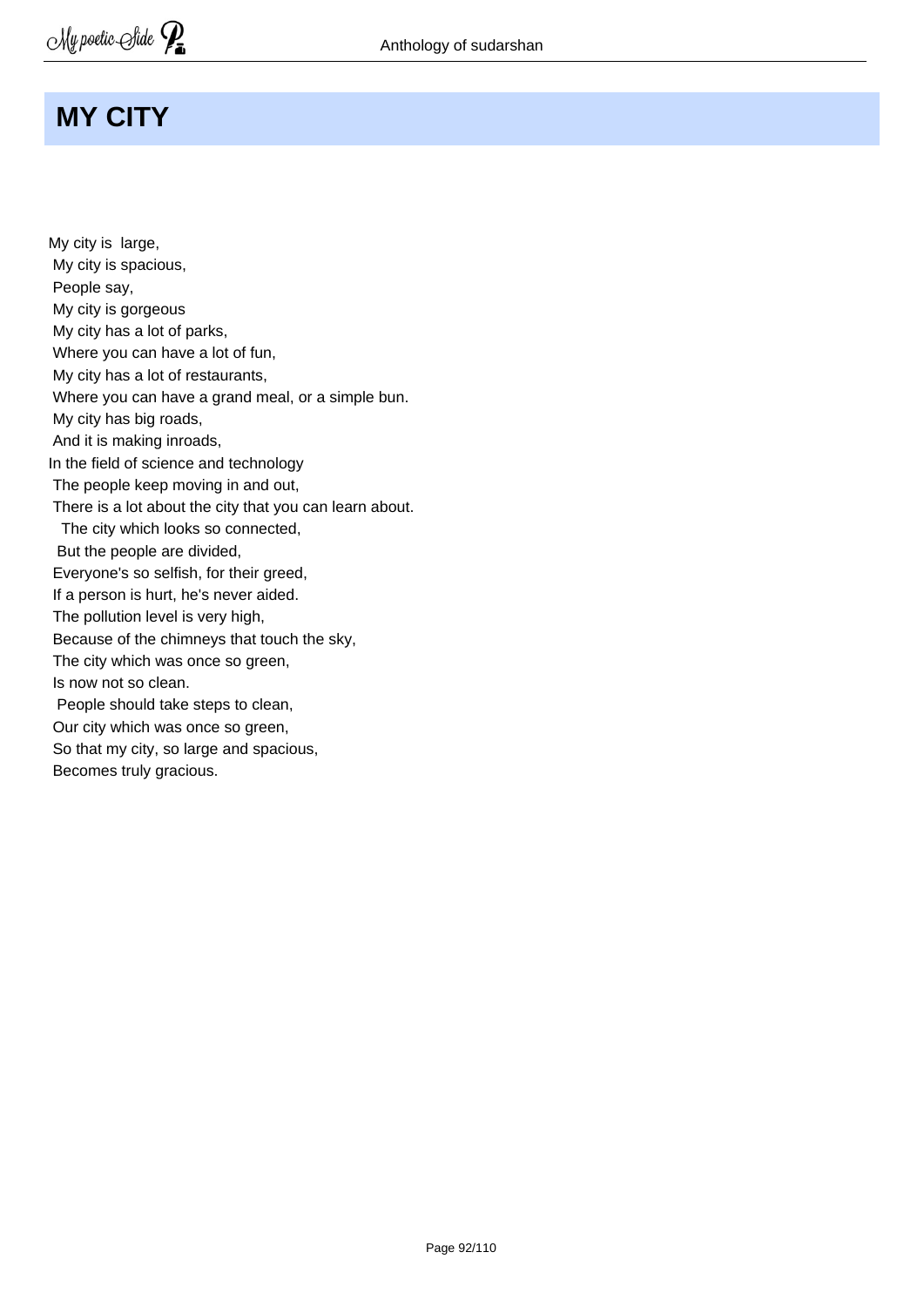# MY CITY

My city is large,  
My city is spacious,  
People say,  
My city is gorgeous  
My city has a lot of parks,  
Where you can have a lot of fun,  
My city has a lot of restaurants,  
Where you can have a grand meal, or a simple bun.  
My city has big roads,  
And it is making inroads,  
In the field of science and technology  
The people keep moving in and out,  
There is a lot about the city that you can learn about.  
The city which looks so connected,  
But the people are divided,  
Everyone's so selfish, for their greed,  
If a person is hurt, he's never aided.  
The pollution level is very high,  
Because of the chimneys that touch the sky,  
The city which was once so green,  
Is now not so clean.  
People should take steps to clean,  
Our city which was once so green,  
So that my city, so large and spacious,  
Becomes truly gracious.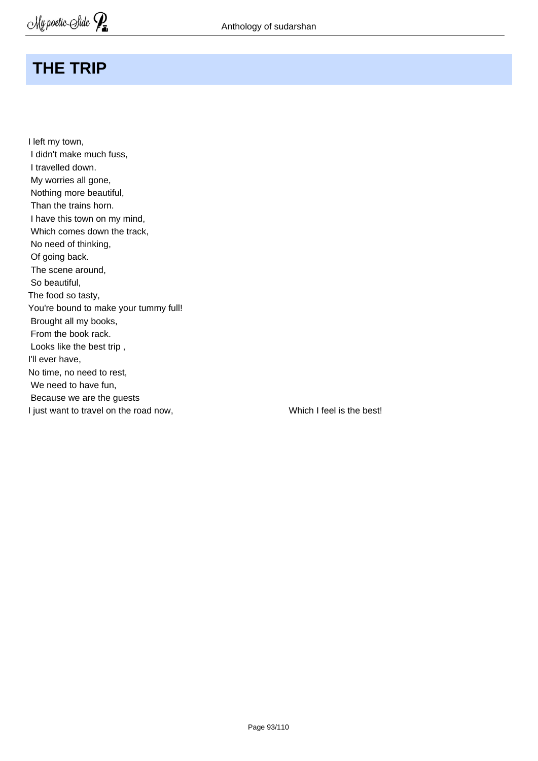## THE TRIP

I left my town,  
I didn't make much fuss,  
I travelled down.  
My worries all gone,  
Nothing more beautiful,  
Than the trains horn.  
I have this town on my mind,  
Which comes down the track,  
No need of thinking,  
Of going back.  
The scene around,  
So beautiful,  
The food so tasty,  
You're bound to make your tummy full!  
Brought all my books,  
From the book rack.  
Looks like the best trip ,  
I'll ever have,  
No time, no need to rest,  
We need to have fun,  
Because we are the guests  
I just want to travel on the road now, Which I feel is the best!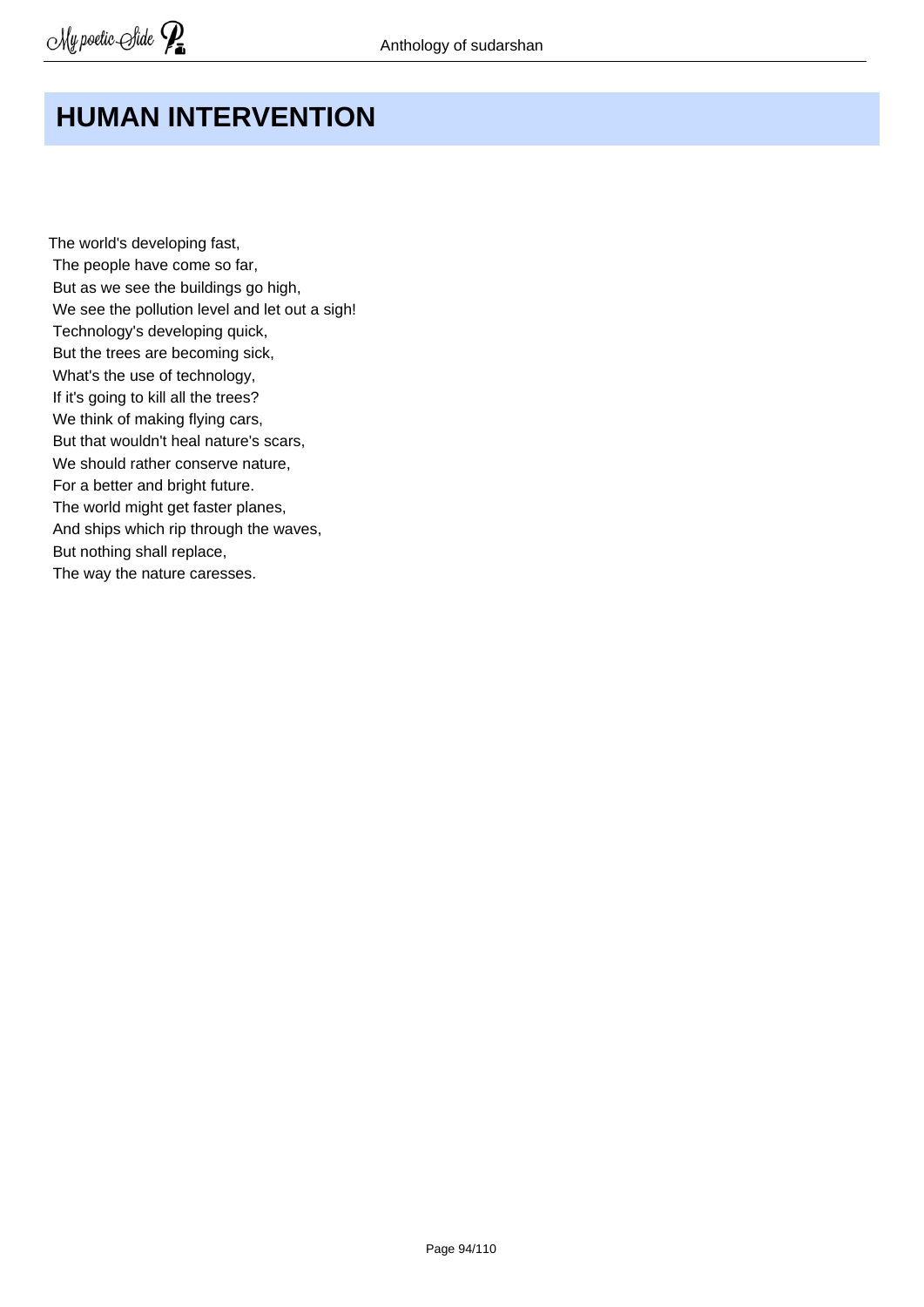# HUMAN INTERVENTION

The world's developing fast,  
The people have come so far,  
But as we see the buildings go high,  
We see the pollution level and let out a sigh!  
Technology's developing quick,  
But the trees are becoming sick,  
What's the use of technology,  
If it's going to kill all the trees?  
We think of making flying cars,  
But that wouldn't heal nature's scars,  
We should rather conserve nature,  
For a better and bright future.  
The world might get faster planes,  
And ships which rip through the waves,  
But nothing shall replace,  
The way the nature caresses.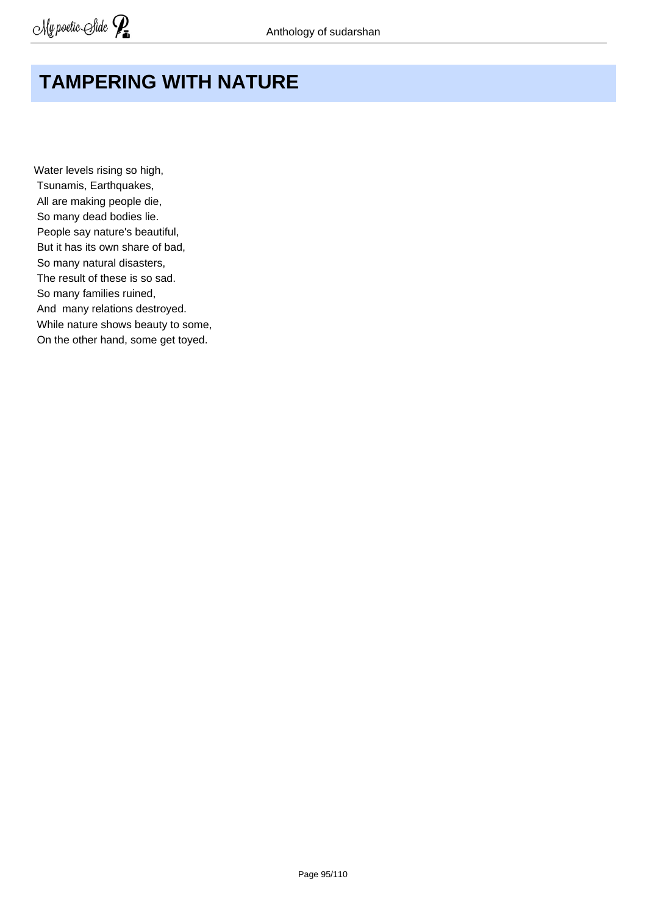# TAMPERING WITH NATURE

Water levels rising so high,  
Tsunamis, Earthquakes,  
All are making people die,  
So many dead bodies lie.  
People say nature's beautiful,  
But it has its own share of bad,  
So many natural disasters,  
The result of these is so sad.  
So many families ruined,  
And  many relations destroyed.  
While nature shows beauty to some,  
On the other hand, some get toyed.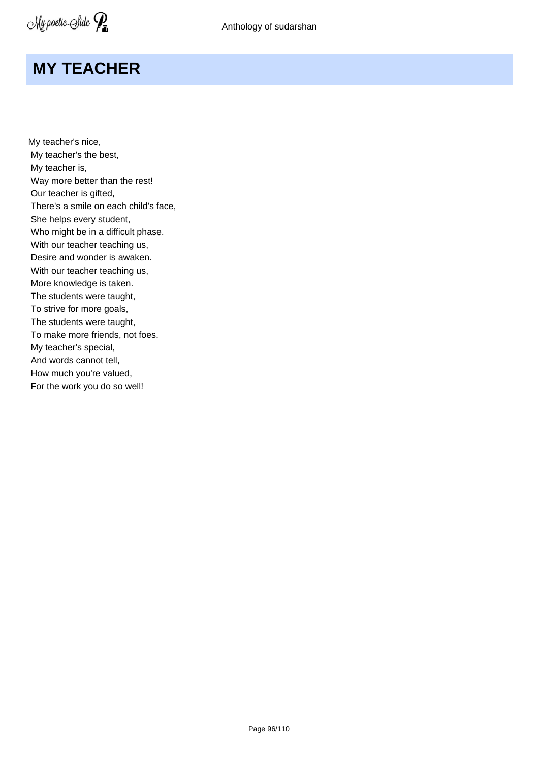# MY TEACHER

My teacher's nice,  
My teacher's the best,  
My teacher is,  
Way more better than the rest!  
Our teacher is gifted,  
There's a smile on each child's face,  
She helps every student,  
Who might be in a difficult phase.  
With our teacher teaching us,  
Desire and wonder is awaken.  
With our teacher teaching us,  
More knowledge is taken.  
The students were taught,  
To strive for more goals,  
The students were taught,  
To make more friends, not foes.  
My teacher's special,  
And words cannot tell,  
How much you're valued,  
For the work you do so well!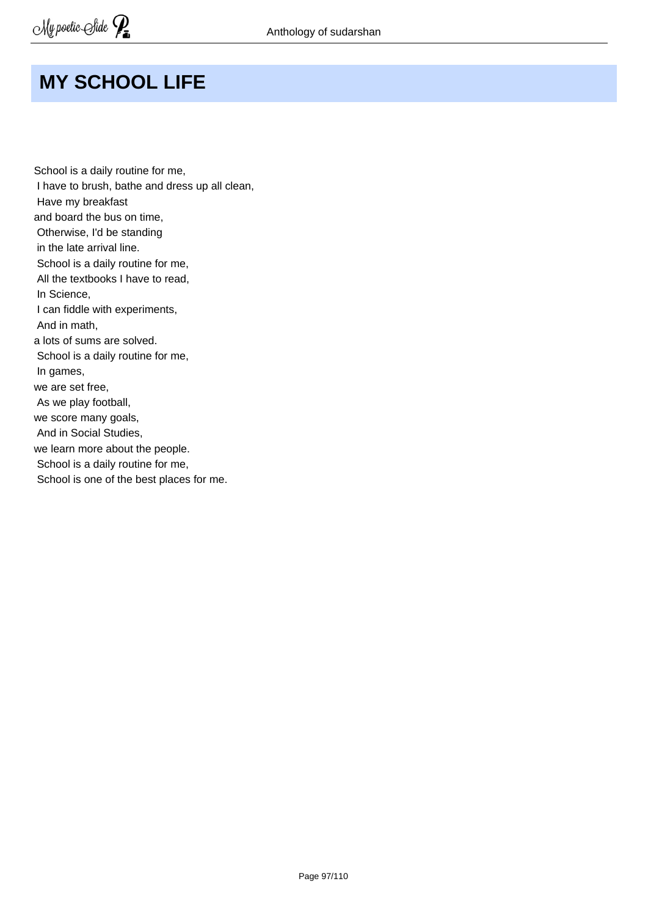# MY SCHOOL LIFE

School is a daily routine for me,
I have to brush, bathe and dress up all clean,
Have my breakfast
and board the bus on time,
Otherwise, I'd be standing
in the late arrival line.
School is a daily routine for me,
All the textbooks I have to read,
In Science,
I can fiddle with experiments,
And in math,
a lots of sums are solved.
School is a daily routine for me,
In games,
we are set free,
As we play football,
we score many goals,
And in Social Studies,
we learn more about the people.
School is a daily routine for me,
School is one of the best places for me.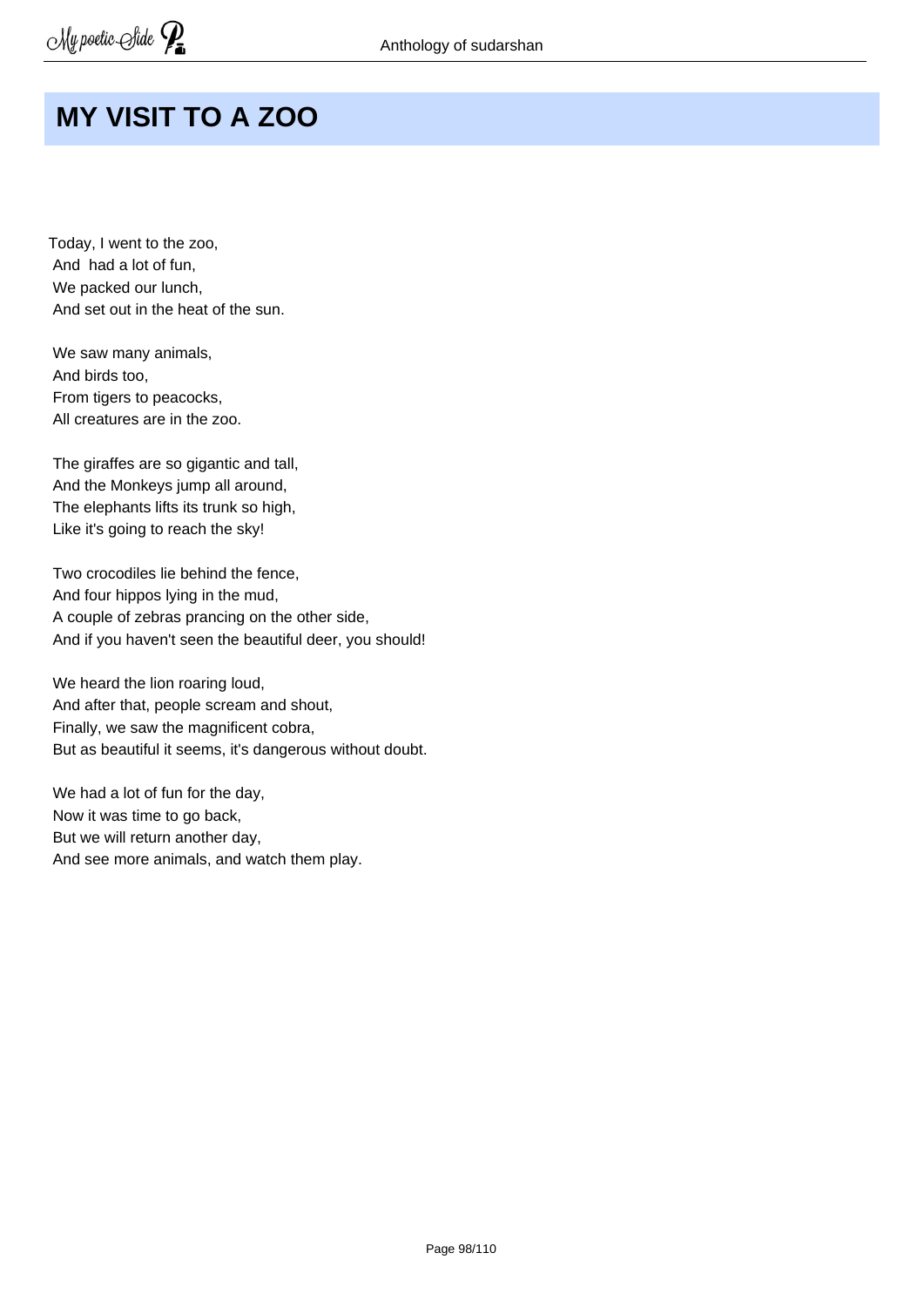# MY VISIT TO A ZOO

Today, I went to the zoo,
And had a lot of fun,
We packed our lunch,
And set out in the heat of the sun.

We saw many animals,
And birds too,
From tigers to peacocks,
All creatures are in the zoo.

The giraffes are so gigantic and tall,
And the Monkeys jump all around,
The elephants lifts its trunk so high,
Like it's going to reach the sky!

Two crocodiles lie behind the fence,
And four hippos lying in the mud,
A couple of zebras prancing on the other side,
And if you haven't seen the beautiful deer, you should!

We heard the lion roaring loud,
And after that, people scream and shout,
Finally, we saw the magnificent cobra,
But as beautiful it seems, it's dangerous without doubt.

We had a lot of fun for the day,
Now it was time to go back,
But we will return another day,
And see more animals, and watch them play.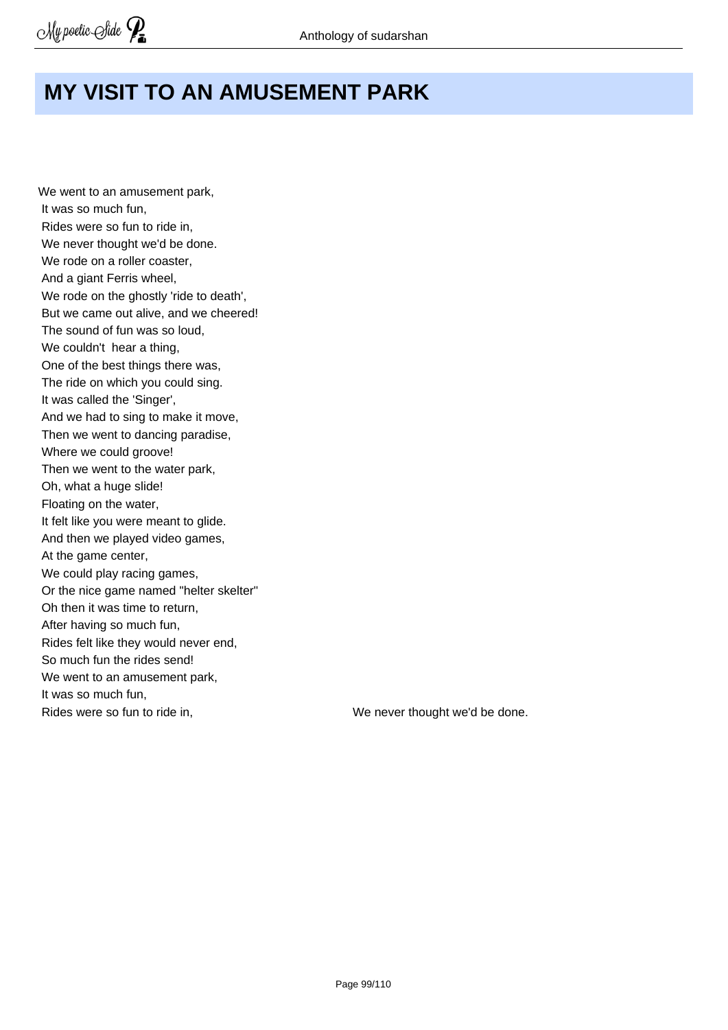# MY VISIT TO AN AMUSEMENT PARK

We went to an amusement park,
It was so much fun,
Rides were so fun to ride in,
We never thought we'd be done.
We rode on a roller coaster,
And a giant Ferris wheel,
We rode on the ghostly 'ride to death',
But we came out alive, and we cheered!
The sound of fun was so loud,
We couldn't  hear a thing,
One of the best things there was,
The ride on which you could sing.
It was called the 'Singer',
And we had to sing to make it move,
Then we went to dancing paradise,
Where we could groove!
Then we went to the water park,
Oh, what a huge slide!
Floating on the water,
It felt like you were meant to glide.
And then we played video games,
At the game center,
We could play racing games,
Or the nice game named "helter skelter"
Oh then it was time to return,
After having so much fun,
Rides felt like they would never end,
So much fun the rides send!
We went to an amusement park,
It was so much fun,
Rides were so fun to ride in, We never thought we'd be done.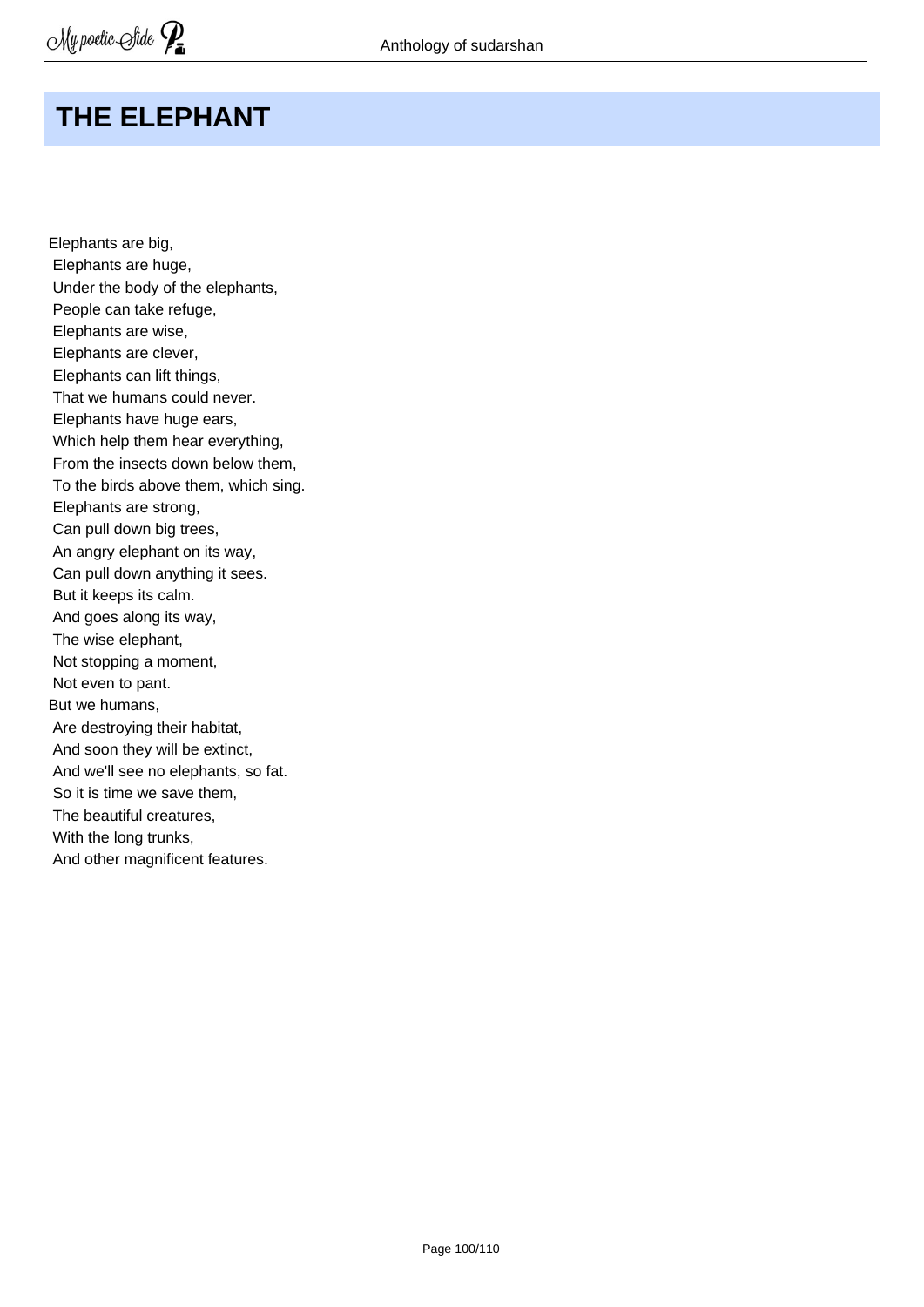## THE ELEPHANT

Elephants are big,
Elephants are huge,
Under the body of the elephants,
People can take refuge,
Elephants are wise,
Elephants are clever,
Elephants can lift things,
That we humans could never.
Elephants have huge ears,
Which help them hear everything,
From the insects down below them,
To the birds above them, which sing.
Elephants are strong,
Can pull down big trees,
An angry elephant on its way,
Can pull down anything it sees.
But it keeps its calm.
And goes along its way,
The wise elephant,
Not stopping a moment,
Not even to pant.
But we humans,
Are destroying their habitat,
And soon they will be extinct,
And we'll see no elephants, so fat.
So it is time we save them,
The beautiful creatures,
With the long trunks,
And other magnificent features.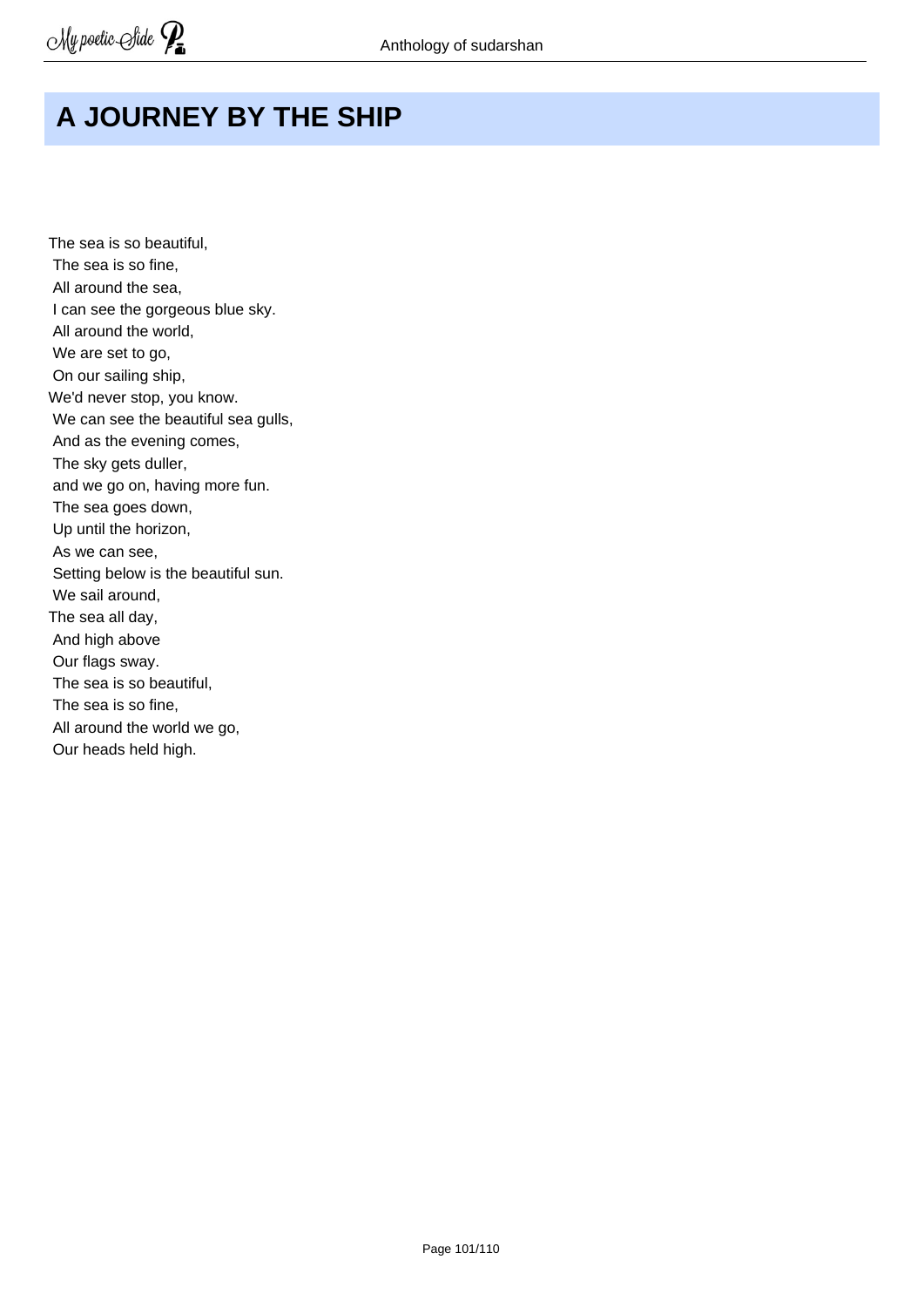# A JOURNEY BY THE SHIP

The sea is so beautiful,  
The sea is so fine,  
All around the sea,  
I can see the gorgeous blue sky.  
All around the world,  
We are set to go,  
On our sailing ship,  
We'd never stop, you know.  
We can see the beautiful sea gulls,  
And as the evening comes,  
The sky gets duller,  
and we go on, having more fun.  
The sea goes down,  
Up until the horizon,  
As we can see,  
Setting below is the beautiful sun.  
We sail around,  
The sea all day,  
And high above  
Our flags sway.  
The sea is so beautiful,  
The sea is so fine,  
All around the world we go,  
Our heads held high.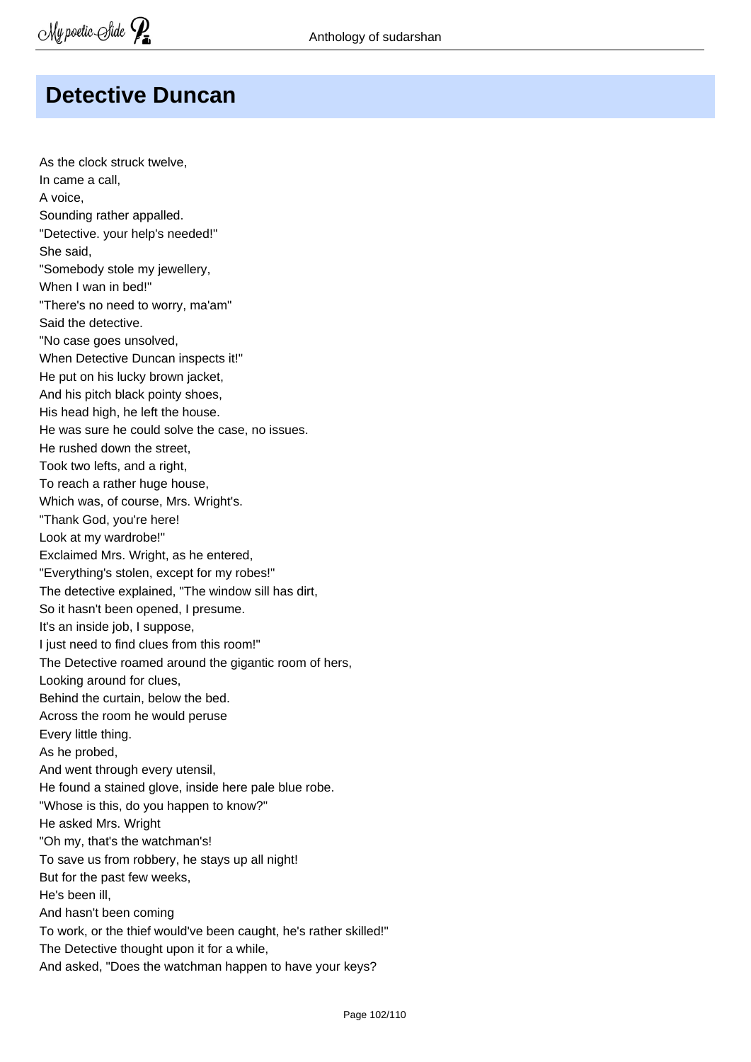# Detective Duncan

As the clock struck twelve,
In came a call,
A voice,
Sounding rather appalled.
"Detective. your help's needed!"
She said,
"Somebody stole my jewellery,
When I wan in bed!"
"There's no need to worry, ma'am"
Said the detective.
"No case goes unsolved,
When Detective Duncan inspects it!"
He put on his lucky brown jacket,
And his pitch black pointy shoes,
His head high, he left the house.
He was sure he could solve the case, no issues.
He rushed down the street,
Took two lefts, and a right,
To reach a rather huge house,
Which was, of course, Mrs. Wright's.
"Thank God, you're here!
Look at my wardrobe!"
Exclaimed Mrs. Wright, as he entered,
"Everything's stolen, except for my robes!"
The detective explained, "The window sill has dirt,
So it hasn't been opened, I presume.
It's an inside job, I suppose,
I just need to find clues from this room!"
The Detective roamed around the gigantic room of hers,
Looking around for clues,
Behind the curtain, below the bed.
Across the room he would peruse
Every little thing.
As he probed,
And went through every utensil,
He found a stained glove, inside here pale blue robe.
"Whose is this, do you happen to know?"
He asked Mrs. Wright
"Oh my, that's the watchman's!
To save us from robbery, he stays up all night!
But for the past few weeks,
He's been ill,
And hasn't been coming
To work, or the thief would've been caught, he's rather skilled!"
The Detective thought upon it for a while,
And asked, "Does the watchman happen to have your keys?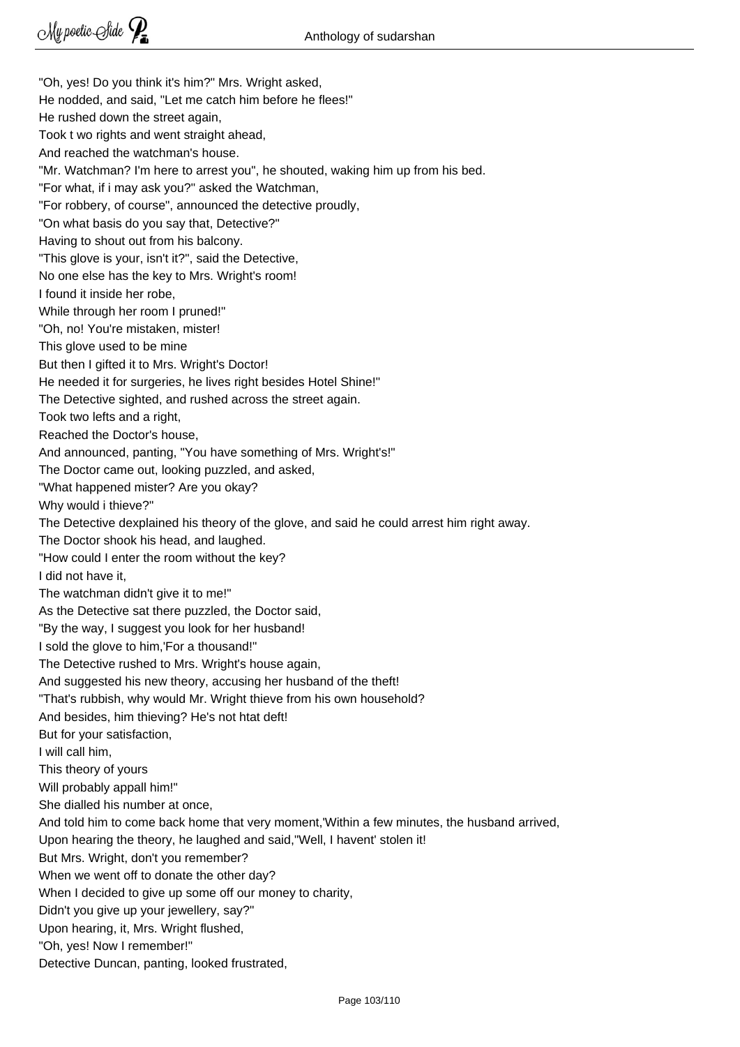"Oh, yes! Do you think it's him?" Mrs. Wright asked,
He nodded, and said, "Let me catch him before he flees!"
He rushed down the street again,
Took t wo rights and went straight ahead,
And reached the watchman's house.
"Mr. Watchman? I'm here to arrest you", he shouted, waking him up from his bed.
"For what, if i may ask you?" asked the Watchman,
"For robbery, of course", announced the detective proudly,
"On what basis do you say that, Detective?"
Having to shout out from his balcony.
"This glove is your, isn't it?", said the Detective,
No one else has the key to Mrs. Wright's room!
I found it inside her robe,
While through her room I pruned!"
"Oh, no! You're mistaken, mister!
This glove used to be mine
But then I gifted it to Mrs. Wright's Doctor!
He needed it for surgeries, he lives right besides Hotel Shine!"
The Detective sighted, and rushed across the street again.
Took two lefts and a right,
Reached the Doctor's house,
And announced, panting, "You have something of Mrs. Wright's!"
The Doctor came out, looking puzzled, and asked,
"What happened mister? Are you okay?
Why would i thieve?"
The Detective dexplained his theory of the glove, and said he could arrest him right away.
The Doctor shook his head, and laughed.
"How could I enter the room without the key?
I did not have it,
The watchman didn't give it to me!"
As the Detective sat there puzzled, the Doctor said,
"By the way, I suggest you look for her husband!
I sold the glove to him,'For a thousand!"
The Detective rushed to Mrs. Wright's house again,
And suggested his new theory, accusing her husband of the theft!
"That's rubbish, why would Mr. Wright thieve from his own household?
And besides, him thieving? He's not htat deft!
But for your satisfaction,
I will call him,
This theory of yours
Will probably appall him!"
She dialled his number at once,
And told him to come back home that very moment,'Within a few minutes, the husband arrived,
Upon hearing the theory, he laughed and said,"Well, I havent' stolen it!
But Mrs. Wright, don't you remember?
When we went off to donate the other day?
When I decided to give up some off our money to charity,
Didn't you give up your jewellery, say?"
Upon hearing, it, Mrs. Wright flushed,
"Oh, yes! Now I remember!"
Detective Duncan, panting, looked frustrated,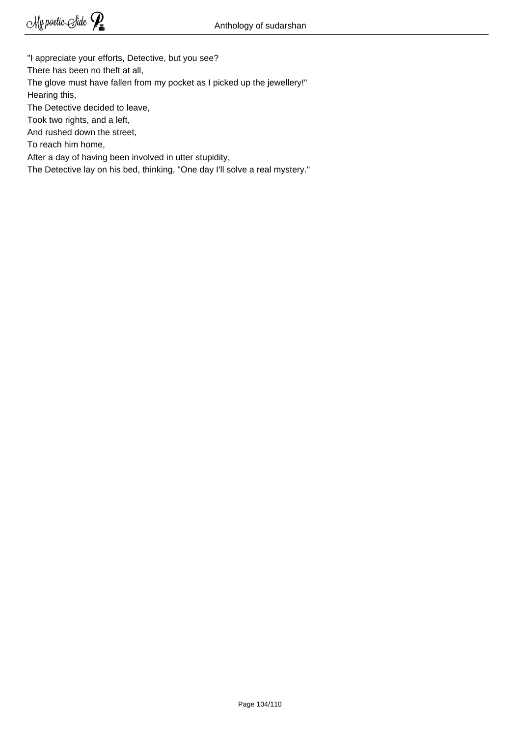"I appreciate your efforts, Detective, but you see?  
There has been no theft at all,  
The glove must have fallen from my pocket as I picked up the jewellery!"  
Hearing this,  
The Detective decided to leave,  
Took two rights, and a left,  
And rushed down the street,  
To reach him home,  
After a day of having been involved in utter stupidity,  
The Detective lay on his bed, thinking, "One day I'll solve a real mystery."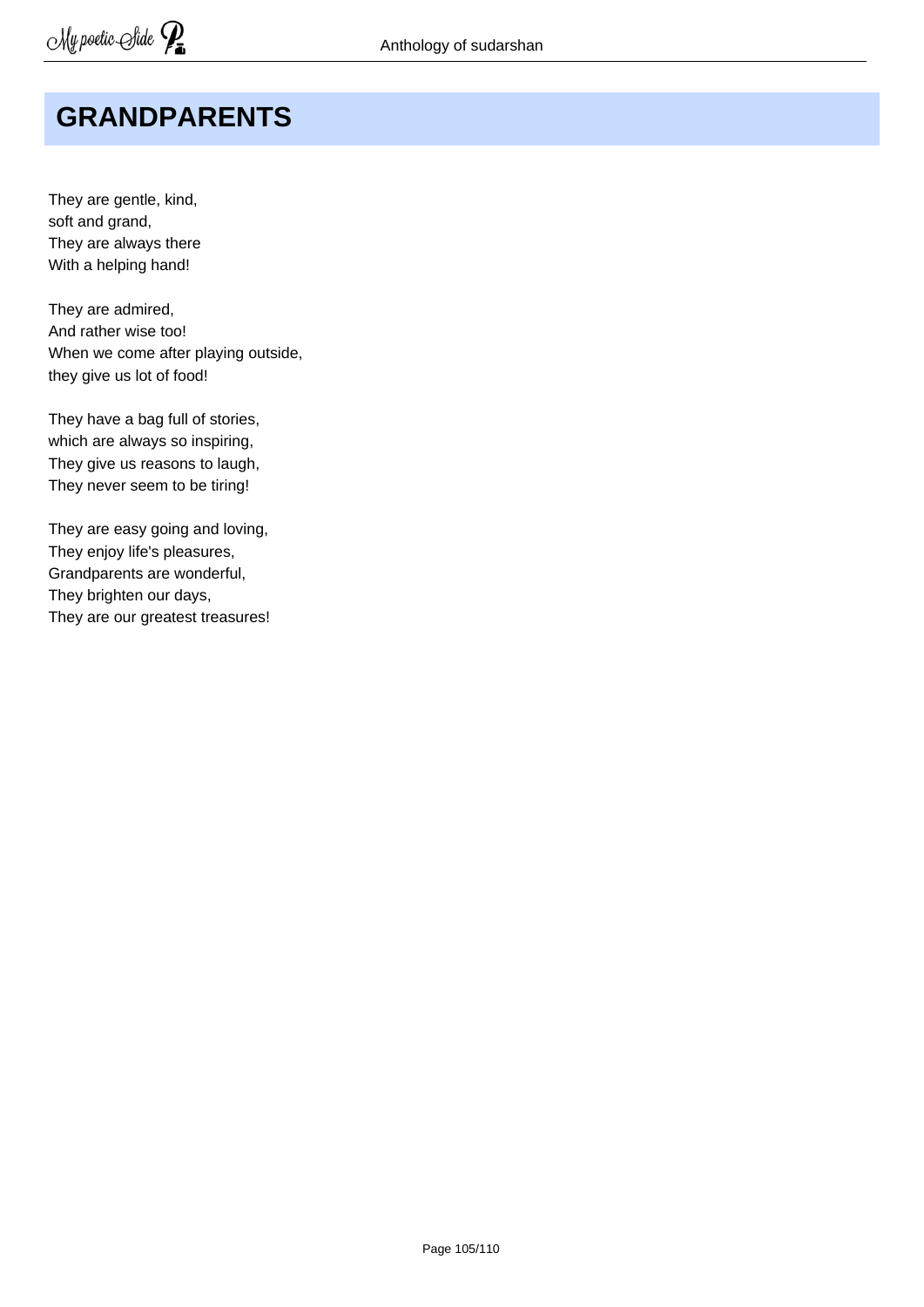# GRANDPARENTS

They are gentle, kind,  
soft and grand,  
They are always there  
With a helping hand!

They are admired,  
And rather wise too!  
When we come after playing outside,  
they give us lot of food!

They have a bag full of stories,  
which are always so inspiring,  
They give us reasons to laugh,  
They never seem to be tiring!

They are easy going and loving,  
They enjoy life's pleasures,  
Grandparents are wonderful,  
They brighten our days,  
They are our greatest treasures!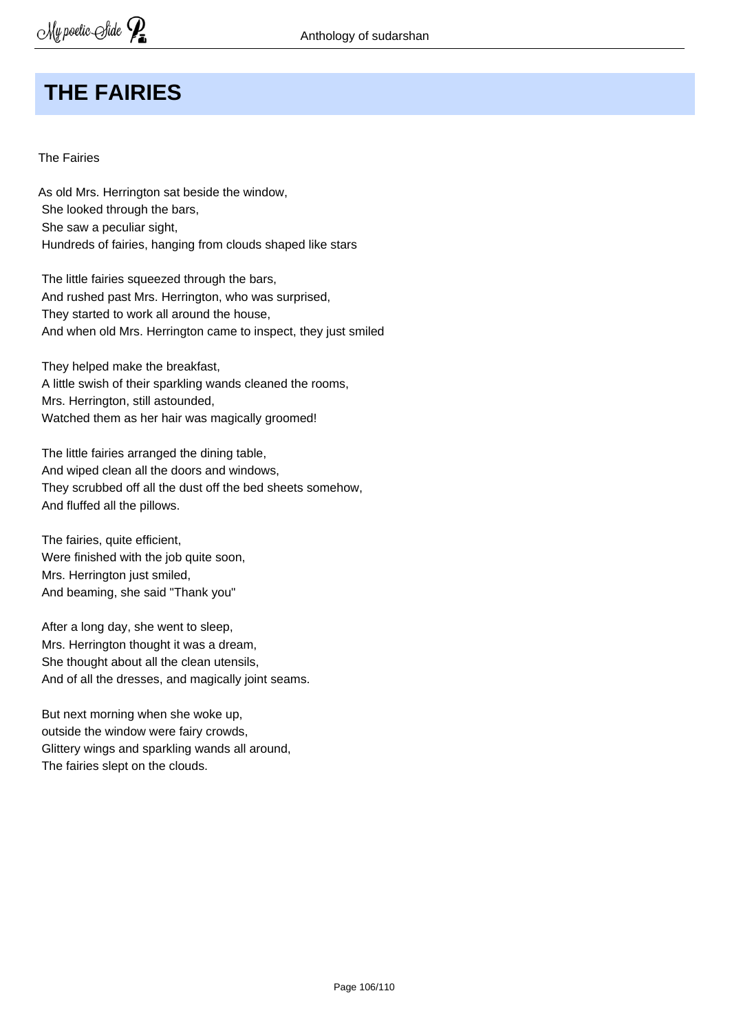# THE FAIRIES

The Fairies

As old Mrs. Herrington sat beside the window,  
She looked through the bars,  
She saw a peculiar sight,  
Hundreds of fairies, hanging from clouds shaped like stars

The little fairies squeezed through the bars,  
And rushed past Mrs. Herrington, who was surprised,  
They started to work all around the house,  
And when old Mrs. Herrington came to inspect, they just smiled

They helped make the breakfast,  
A little swish of their sparkling wands cleaned the rooms,  
Mrs. Herrington, still astounded,  
Watched them as her hair was magically groomed!

The little fairies arranged the dining table,  
And wiped clean all the doors and windows,  
They scrubbed off all the dust off the bed sheets somehow,  
And fluffed all the pillows.

The fairies, quite efficient,  
Were finished with the job quite soon,  
Mrs. Herrington just smiled,  
And beaming, she said "Thank you"

After a long day, she went to sleep,  
Mrs. Herrington thought it was a dream,  
She thought about all the clean utensils,  
And of all the dresses, and magically joint seams.

But next morning when she woke up,  
outside the window were fairy crowds,  
Glittery wings and sparkling wands all around,  
The fairies slept on the clouds.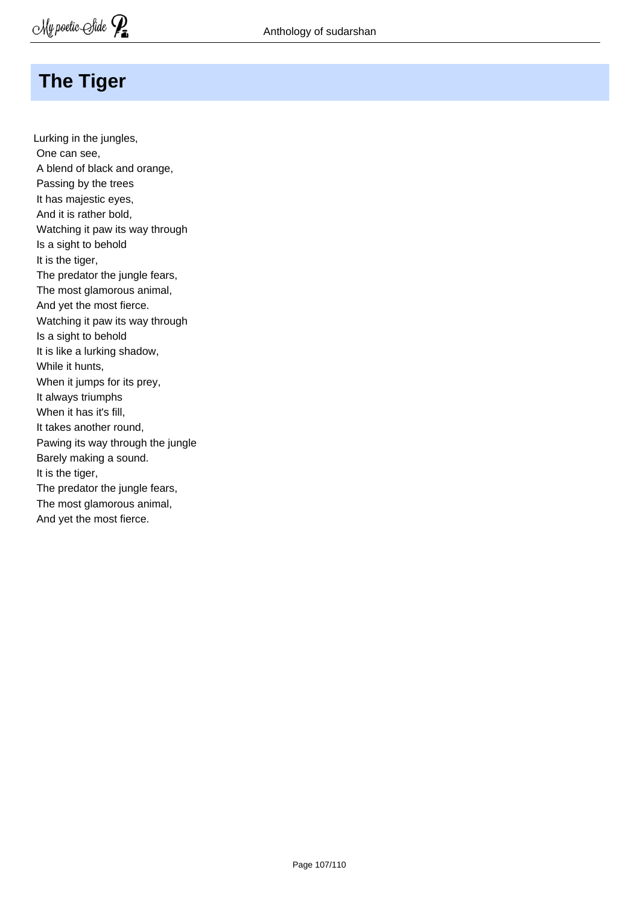# The Tiger

Lurking in the jungles,
One can see,
A blend of black and orange,
Passing by the trees
It has majestic eyes,
And it is rather bold,
Watching it paw its way through
Is a sight to behold
It is the tiger,
The predator the jungle fears,
The most glamorous animal,
And yet the most fierce.
Watching it paw its way through
Is a sight to behold
It is like a lurking shadow,
While it hunts,
When it jumps for its prey,
It always triumphs
When it has it's fill,
It takes another round,
Pawing its way through the jungle
Barely making a sound.
It is the tiger,
The predator the jungle fears,
The most glamorous animal,
And yet the most fierce.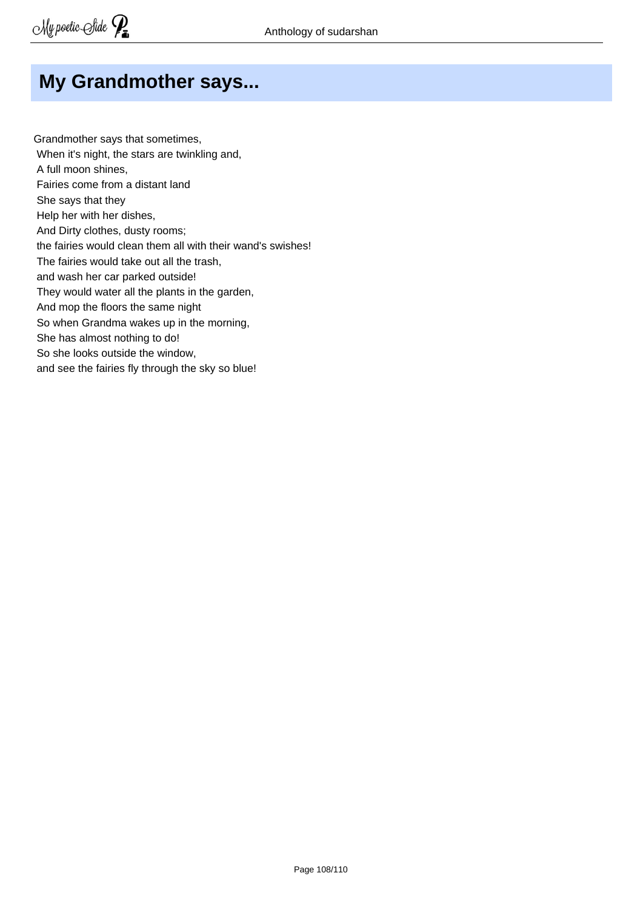# My Grandmother says...

Grandmother says that sometimes,
When it's night, the stars are twinkling and,
A full moon shines,
Fairies come from a distant land
She says that they
Help her with her dishes,
And Dirty clothes, dusty rooms;
the fairies would clean them all with their wand's swishes!
The fairies would take out all the trash,
and wash her car parked outside!
They would water all the plants in the garden,
And mop the floors the same night
So when Grandma wakes up in the morning,
She has almost nothing to do!
So she looks outside the window,
and see the fairies fly through the sky so blue!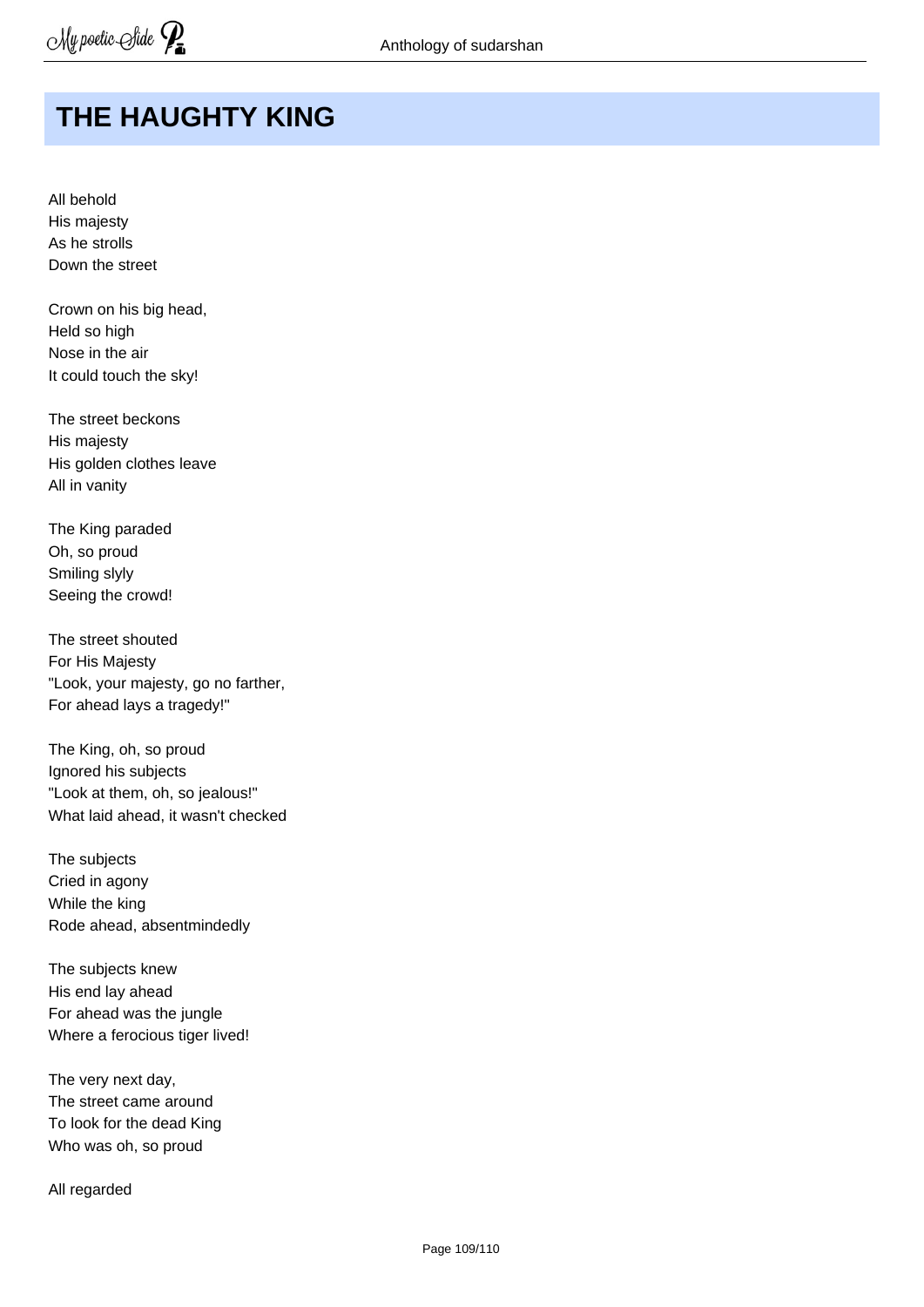# THE HAUGHTY KING

All behold  
His majesty  
As he strolls  
Down the street

Crown on his big head,  
Held so high  
Nose in the air  
It could touch the sky!

The street beckons  
His majesty  
His golden clothes leave  
All in vanity

The King paraded  
Oh, so proud  
Smiling slyly  
Seeing the crowd!

The street shouted  
For His Majesty  
"Look, your majesty, go no farther,  
For ahead lays a tragedy!"

The King, oh, so proud  
Ignored his subjects  
"Look at them, oh, so jealous!"  
What laid ahead, it wasn't checked

The subjects  
Cried in agony  
While the king  
Rode ahead, absentmindedly

The subjects knew  
His end lay ahead  
For ahead was the jungle  
Where a ferocious tiger lived!

The very next day,  
The street came around  
To look for the dead King  
Who was oh, so proud

All regarded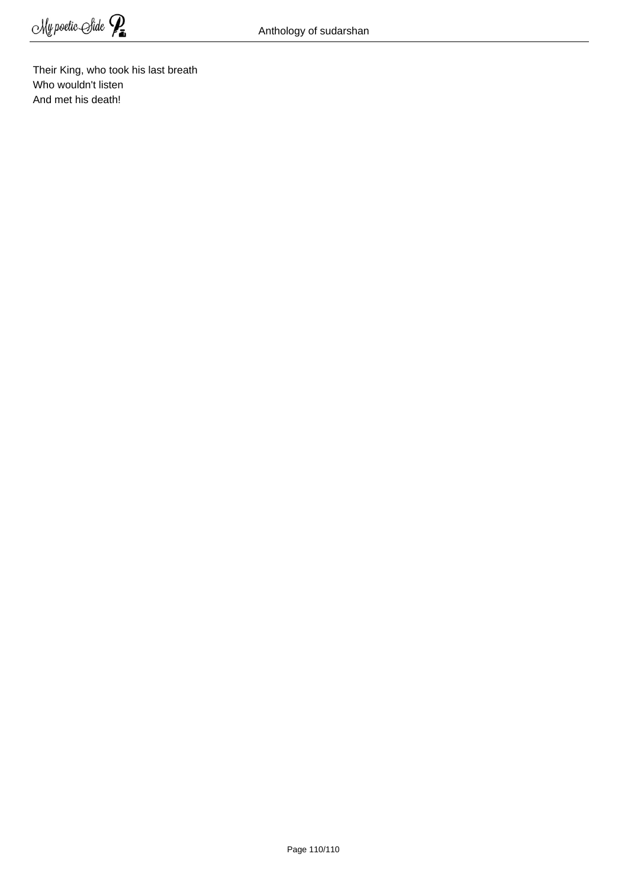Their King, who took his last breath  
Who wouldn't listen  
And met his death!